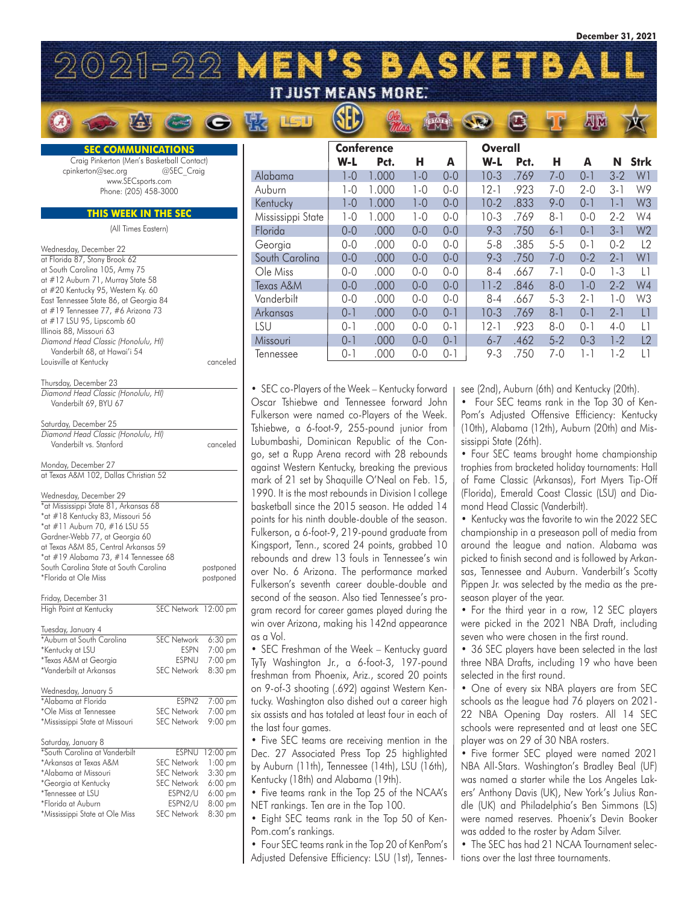December 31, 2021

# 2021-22 MEN'S BASKETBALL

IT JUST MEANS MORE.

## SEC COMMUNICATIONS

Craig Pinkerton (Men's Basketball Contact)
cpinkerton@sec.org @SEC_Craig
www.SECsports.com
Phone: (205) 458-3000

## THIS WEEK IN THE SEC

(All Times Eastern)

Wednesday, December 22
at Florida 87, Stony Brook 62
at South Carolina 105, Army 75
at #12 Auburn 71, Murray State 58
at #20 Kentucky 95, Western Ky. 60
East Tennessee State 86, at Georgia 84
at #19 Tennessee 77, #6 Arizona 73
at #17 LSU 95, Lipscomb 60
Illinois 88, Missouri 63
*Diamond Head Classic (Honolulu, HI)*
Vanderbilt 68, at Hawai'i 54
Louisville at Kentucky — canceled

Thursday, December 23
*Diamond Head Classic (Honolulu, HI)*
Vanderbilt 69, BYU 67

Saturday, December 25
*Diamond Head Classic (Honolulu, HI)*
Vanderbilt vs. Stanford — canceled

Monday, December 27
at Texas A&M 102, Dallas Christian 52

Wednesday, December 29
*at Mississippi State 81, Arkansas 68
*at #18 Kentucky 83, Missouri 56
*at #11 Auburn 70, #16 LSU 55
Gardner-Webb 77, at Georgia 60
at Texas A&M 85, Central Arkansas 59
*at #19 Alabama 73, #14 Tennessee 68
South Carolina State at South Carolina — postponed
*Florida at Ole Miss — postponed

Friday, December 31

| | | |
|---|---|---|
| High Point at Kentucky | SEC Network | 12:00 pm |

Tuesday, January 4

| | | |
|---|---|---|
| *Auburn at South Carolina | SEC Network | 6:30 pm |
| *Kentucky at LSU | ESPN | 7:00 pm |
| *Texas A&M at Georgia | ESPNU | 7:00 pm |
| *Vanderbilt at Arkansas | SEC Network | 8:30 pm |

Wednesday, January 5

| | | |
|---|---|---|
| *Alabama at Florida | ESPN2 | 7:00 pm |
| *Ole Miss at Tennessee | SEC Network | 7:00 pm |
| *Mississippi State at Missouri | SEC Network | 9:00 pm |

Saturday, January 8

| | | |
|---|---|---|
| *South Carolina at Vanderbilt | ESPNU | 12:00 pm |
| *Arkansas at Texas A&M | SEC Network | 1:00 pm |
| *Alabama at Missouri | SEC Network | 3:30 pm |
| *Georgia at Kentucky | SEC Network | 6:00 pm |
| *Tennessee at LSU | ESPN2/U | 6:00 pm |
| *Florida at Auburn | ESPN2/U | 8:00 pm |
| *Mississippi State at Ole Miss | SEC Network | 8:30 pm |

| | Conference | | | | Overall | | | | | |
|---|---|---|---|---|---|---|---|---|---|---|
| | W-L | Pct. | H | A | W-L | Pct. | H | A | N | Strk |
| Alabama | 1-0 | 1.000 | 1-0 | 0-0 | 10-3 | .769 | 7-0 | 0-1 | 3-2 | W1 |
| Auburn | 1-0 | 1.000 | 1-0 | 0-0 | 12-1 | .923 | 7-0 | 2-0 | 3-1 | W9 |
| Kentucky | 1-0 | 1.000 | 1-0 | 0-0 | 10-2 | .833 | 9-0 | 0-1 | 1-1 | W3 |
| Mississippi State | 1-0 | 1.000 | 1-0 | 0-0 | 10-3 | .769 | 8-1 | 0-0 | 2-2 | W4 |
| Florida | 0-0 | .000 | 0-0 | 0-0 | 9-3 | .750 | 6-1 | 0-1 | 3-1 | W2 |
| Georgia | 0-0 | .000 | 0-0 | 0-0 | 5-8 | .385 | 5-5 | 0-1 | 0-2 | L2 |
| South Carolina | 0-0 | .000 | 0-0 | 0-0 | 9-3 | .750 | 7-0 | 0-2 | 2-1 | W1 |
| Ole Miss | 0-0 | .000 | 0-0 | 0-0 | 8-4 | .667 | 7-1 | 0-0 | 1-3 | L1 |
| Texas A&M | 0-0 | .000 | 0-0 | 0-0 | 11-2 | .846 | 8-0 | 1-0 | 2-2 | W4 |
| Vanderbilt | 0-0 | .000 | 0-0 | 0-0 | 8-4 | .667 | 5-3 | 2-1 | 1-0 | W3 |
| Arkansas | 0-1 | .000 | 0-0 | 0-1 | 10-3 | .769 | 8-1 | 0-1 | 2-1 | L1 |
| LSU | 0-1 | .000 | 0-0 | 0-1 | 12-1 | .923 | 8-0 | 0-1 | 4-0 | L1 |
| Missouri | 0-1 | .000 | 0-0 | 0-1 | 6-7 | .462 | 5-2 | 0-3 | 1-2 | L2 |
| Tennessee | 0-1 | .000 | 0-0 | 0-1 | 9-3 | .750 | 7-0 | 1-1 | 1-2 | L1 |

- SEC co-Players of the Week – Kentucky forward Oscar Tshiebwe and Tennessee forward John Fulkerson were named co-Players of the Week. Tshiebwe, a 6-foot-9, 255-pound junior from Lubumbashi, Dominican Republic of the Congo, set a Rupp Arena record with 28 rebounds against Western Kentucky, breaking the previous mark of 21 set by Shaquille O'Neal on Feb. 15, 1990. It is the most rebounds in Division I college basketball since the 2015 season. He added 14 points for his ninth double-double of the season. Fulkerson, a 6-foot-9, 219-pound graduate from Kingsport, Tenn., scored 24 points, grabbed 10 rebounds and drew 13 fouls in Tennessee's win over No. 6 Arizona. The performance marked Fulkerson's seventh career double-double and second of the season. Also tied Tennessee's program record for career games played during the win over Arizona, making his 142nd appearance as a Vol.
- SEC Freshman of the Week – Kentucky guard TyTy Washington Jr., a 6-foot-3, 197-pound freshman from Phoenix, Ariz., scored 20 points on 9-of-3 shooting (.692) against Western Kentucky. Washington also dished out a career high six assists and has totaled at least four in each of the last four games.
- Five SEC teams are receiving mention in the Dec. 27 Associated Press Top 25 highlighted by Auburn (11th), Tennessee (14th), LSU (16th), Kentucky (18th) and Alabama (19th).
- Five teams rank in the Top 25 of the NCAA's NET rankings. Ten are in the Top 100.
- Eight SEC teams rank in the Top 50 of KenPom.com's rankings.
- Four SEC teams rank in the Top 20 of KenPom's Adjusted Defensive Efficiency: LSU (1st), Tennessee (2nd), Auburn (6th) and Kentucky (20th).
- Four SEC teams rank in the Top 30 of KenPom's Adjusted Offensive Efficiency: Kentucky (10th), Alabama (12th), Auburn (20th) and Mississippi State (26th).
- Four SEC teams brought home championship trophies from bracketed holiday tournaments: Hall of Fame Classic (Arkansas), Fort Myers Tip-Off (Florida), Emerald Coast Classic (LSU) and Diamond Head Classic (Vanderbilt).
- Kentucky was the favorite to win the 2022 SEC championship in a preseason poll of media from around the league and nation. Alabama was picked to finish second and is followed by Arkansas, Tennessee and Auburn. Vanderbilt's Scotty Pippen Jr. was selected by the media as the preseason player of the year.
- For the third year in a row, 12 SEC players were picked in the 2021 NBA Draft, including seven who were chosen in the first round.
- 36 SEC players have been selected in the last three NBA Drafts, including 19 who have been selected in the first round.
- One of every six NBA players are from SEC schools as the league had 76 players on 2021-22 NBA Opening Day rosters. All 14 SEC schools were represented and at least one SEC player was on 29 of 30 NBA rosters.
- Five former SEC played were named 2021 NBA All-Stars. Washington's Bradley Beal (UF) was named a starter while the Los Angeles Lakers' Anthony Davis (UK), New York's Julius Randle (UK) and Philadelphia's Ben Simmons (LS) were named reserves. Phoenix's Devin Booker was added to the roster by Adam Silver.
- The SEC has had 21 NCAA Tournament selections over the last three tournaments.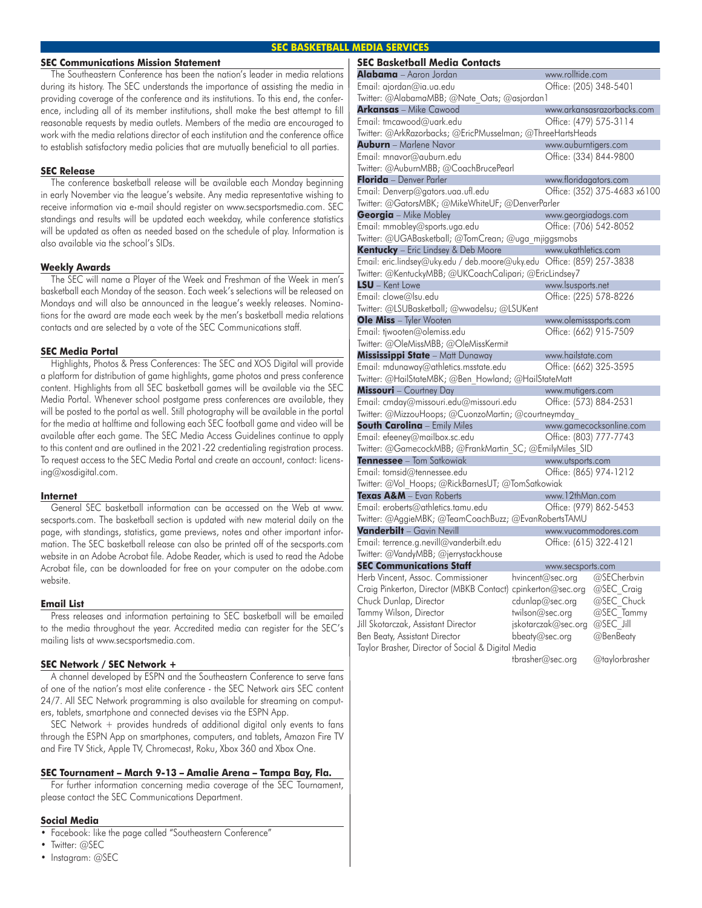# SEC BASKETBALL MEDIA SERVICES

### SEC Communications Mission Statement

The Southeastern Conference has been the nation's leader in media relations during its history. The SEC understands the importance of assisting the media in providing coverage of the conference and its institutions. To this end, the conference, including all of its member institutions, shall make the best attempt to fill reasonable requests by media outlets. Members of the media are encouraged to work with the media relations director of each institution and the conference office to establish satisfactory media policies that are mutually beneficial to all parties.

### SEC Release

The conference basketball release will be available each Monday beginning in early November via the league's website. Any media representative wishing to receive information via e-mail should register on www.secsportsmedia.com. SEC standings and results will be updated each weekday, while conference statistics will be updated as often as needed based on the schedule of play. Information is also available via the school's SIDs.

### Weekly Awards

The SEC will name a Player of the Week and Freshman of the Week in men's basketball each Monday of the season. Each week's selections will be released on Mondays and will also be announced in the league's weekly releases. Nominations for the award are made each week by the men's basketball media relations contacts and are selected by a vote of the SEC Communications staff.

### SEC Media Portal

Highlights, Photos & Press Conferences: The SEC and XOS Digital will provide a platform for distribution of game highlights, game photos and press conference content. Highlights from all SEC basketball games will be available via the SEC Media Portal. Whenever school postgame press conferences are available, they will be posted to the portal as well. Still photography will be available in the portal for the media at halftime and following each SEC football game and video will be available after each game. The SEC Media Access Guidelines continue to apply to this content and are outlined in the 2021-22 credentialing registration process. To request access to the SEC Media Portal and create an account, contact: licensing@xosdigital.com.

### Internet

General SEC basketball information can be accessed on the Web at www.secsports.com. The basketball section is updated with new material daily on the page, with standings, statistics, game previews, notes and other important information. The SEC basketball release can also be printed off of the secsports.com website in an Adobe Acrobat file. Adobe Reader, which is used to read the Adobe Acrobat file, can be downloaded for free on your computer on the adobe.com website.

### Email List

Press releases and information pertaining to SEC basketball will be emailed to the media throughout the year. Accredited media can register for the SEC's mailing lists at www.secsportsmedia.com.

### SEC Network / SEC Network +

A channel developed by ESPN and the Southeastern Conference to serve fans of one of the nation's most elite conference - the SEC Network airs SEC content 24/7. All SEC Network programming is also available for streaming on computers, tablets, smartphone and connected devises via the ESPN App.

SEC Network + provides hundreds of additional digital only events to fans through the ESPN App on smartphones, computers, and tablets, Amazon Fire TV and Fire TV Stick, Apple TV, Chromecast, Roku, Xbox 360 and Xbox One.

### SEC Tournament – March 9-13 – Amalie Arena – Tampa Bay, Fla.

For further information concerning media coverage of the SEC Tournament, please contact the SEC Communications Department.

### Social Media

- Facebook: like the page called "Southeastern Conference"
- Twitter: @SEC
- Instagram: @SEC

### SEC Basketball Media Contacts

**Alabama** – Aaron Jordan — www.rolltide.com
Email: ajordan@ia.ua.edu — Office: (205) 348-5401
Twitter: @AlabamaMBB; @Nate_Oats; @asjordan1

**Arkansas** – Mike Cawood — www.arkansasrazorbacks.com
Email: tmcawood@uark.edu — Office: (479) 575-3114
Twitter: @ArkRazorbacks; @EricPMusselman; @ThreeHartsHeads

**Auburn** – Marlene Navor — www.auburntigers.com
Email: mnavor@auburn.edu — Office: (334) 844-9800
Twitter: @AuburnMBB; @CoachBrucePearl

**Florida** – Denver Parler — www.floridagators.com
Email: Denverp@gators.uaa.ufl.edu — Office: (352) 375-4683 x6100
Twitter: @GatorsMBK; @MikeWhiteUF; @DenverParler

**Georgia** – Mike Mobley — www.georgiadogs.com
Email: mmobley@sports.uga.edu — Office: (706) 542-8052
Twitter: @UGABasketball; @TomCrean; @uga_mjiggsmobs

**Kentucky** – Eric Lindsey & Deb Moore — www.ukathletics.com
Email: eric.lindsey@uky.edu / deb.moore@uky.edu — Office: (859) 257-3838
Twitter: @KentuckyMBB; @UKCoachCalipari; @EricLindsey7

**LSU** – Kent Lowe — www.lsusports.net
Email: clowe@lsu.edu — Office: (225) 578-8226
Twitter: @LSUBasketball; @wwadelsu; @LSUKent

**Ole Miss** – Tyler Wooten — www.olemisssports.com
Email: tjwooten@olemiss.edu — Office: (662) 915-7509
Twitter: @OleMissMBB; @OleMissKermit

**Mississippi State** – Matt Dunaway — www.hailstate.com
Email: mdunaway@athletics.msstate.edu — Office: (662) 325-3595
Twitter: @HailStateMBK; @Ben_Howland; @HailStateMatt

**Missouri** – Courtney Day — www.mutigers.com
Email: cmday@missouri.edu@missouri.edu — Office: (573) 884-2531
Twitter: @MizzouHoops; @CuonzoMartin; @courtneymday_

**South Carolina** – Emily Miles — www.gamecocksonline.com
Email: efeeney@mailbox.sc.edu — Office: (803) 777-7743
Twitter: @GamecockMBB; @FrankMartin_SC; @EmilyMiles_SID

**Tennessee** – Tom Satkowiak — www.utsports.com
Email: tomsid@tennessee.edu — Office: (865) 974-1212
Twitter: @Vol_Hoops; @RickBarnesUT; @TomSatkowiak

**Texas A&M** – Evan Roberts — www.12thMan.com
Email: eroberts@athletics.tamu.edu — Office: (979) 862-5453
Twitter: @AggieMBK; @TeamCoachBuzz; @EvanRobertsTAMU

**Vanderbilt** – Gavin Nevill — www.vucommodores.com
Email: terrence.g.nevill@vanderbilt.edu — Office: (615) 322-4121
Twitter: @VandyMBB; @jerrystackhouse

**SEC Communications Staff** — www.secsports.com

| | | |
|---|---|---|
| Herb Vincent, Assoc. Commissioner | hvincent@sec.org | @SECherbvin |
| Craig Pinkerton, Director (MBKB Contact) | cpinkerton@sec.org | @SEC_Craig |
| Chuck Dunlap, Director | cdunlap@sec.org | @SEC_Chuck |
| Tammy Wilson, Director | twilson@sec.org | @SEC_Tammy |
| Jill Skotarczak, Assistant Director | jskotarczak@sec.org | @SEC_Jill |
| Ben Beaty, Assistant Director | bbeaty@sec.org | @BenBeaty |
| Taylor Brasher, Director of Social & Digital Media | tbrasher@sec.org | @taylorbrasher |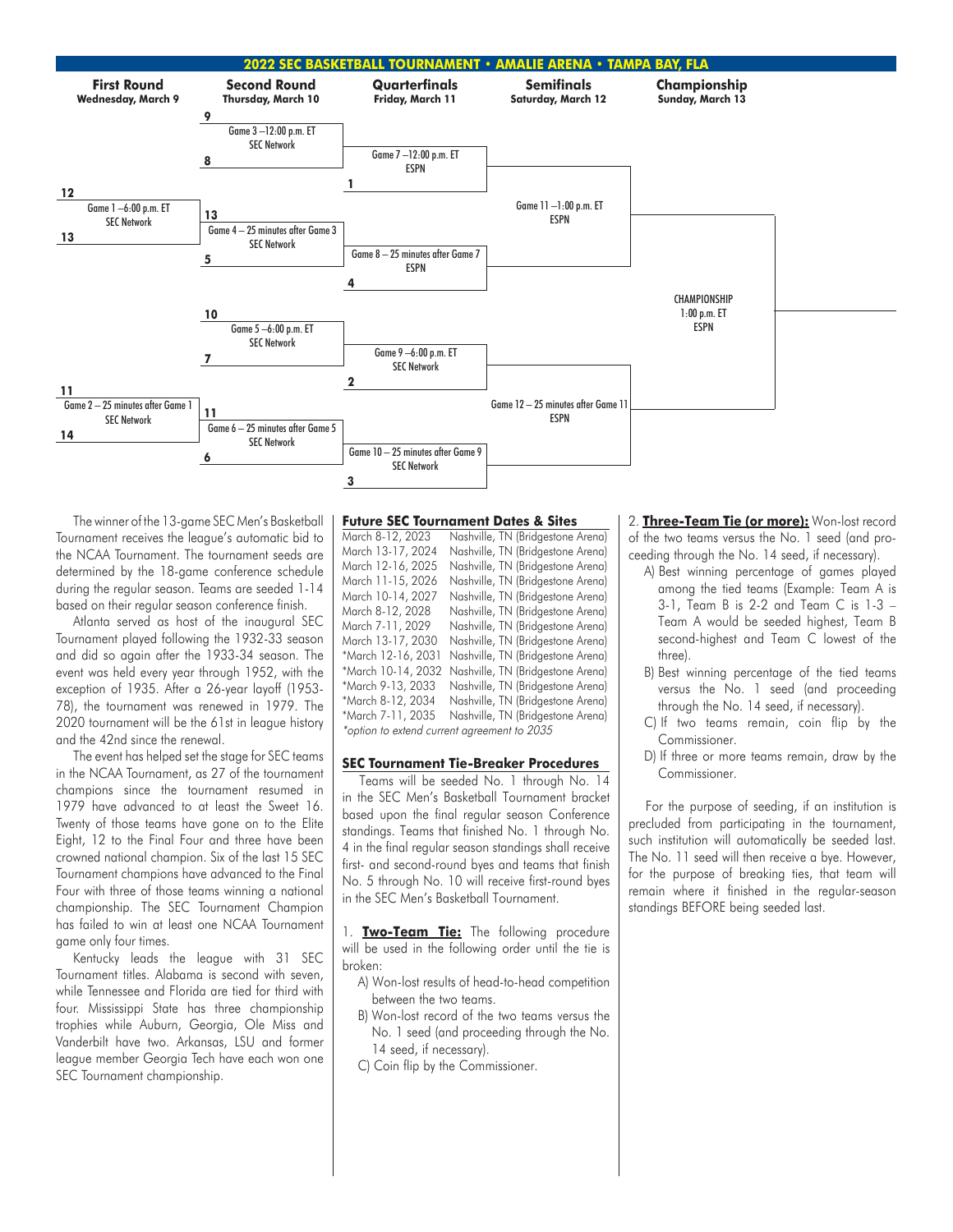## 2022 SEC BASKETBALL TOURNAMENT • AMALIE ARENA • TAMPA BAY, FLA

**First Round**
Wednesday, March 9

**Second Round**
Thursday, March 10

**Quarterfinals**
Friday, March 11

**Semifinals**
Saturday, March 12

**Championship**
Sunday, March 13

9
Game 3 –12:00 p.m. ET
SEC Network
8

Game 7 –12:00 p.m. ET
ESPN
1

12
Game 1 –6:00 p.m. ET
SEC Network
13

13
Game 4 – 25 minutes after Game 3
SEC Network
5

Game 11 –1:00 p.m. ET
ESPN

Game 8 – 25 minutes after Game 7
ESPN
4

CHAMPIONSHIP
1:00 p.m. ET
ESPN

10
Game 5 –6:00 p.m. ET
SEC Network
7

Game 9 –6:00 p.m. ET
SEC Network
2

11
Game 2 – 25 minutes after Game 1
SEC Network
14

11
Game 6 – 25 minutes after Game 5
SEC Network
6

Game 12 – 25 minutes after Game 11
ESPN

Game 10 – 25 minutes after Game 9
SEC Network
3

The winner of the 13-game SEC Men's Basketball Tournament receives the league's automatic bid to the NCAA Tournament. The tournament seeds are determined by the 18-game conference schedule during the regular season. Teams are seeded 1-14 based on their regular season conference finish.

Atlanta served as host of the inaugural SEC Tournament played following the 1932-33 season and did so again after the 1933-34 season. The event was held every year through 1952, with the exception of 1935. After a 26-year layoff (1953-78), the tournament was renewed in 1979. The 2020 tournament will be the 61st in league history and the 42nd since the renewal.

The event has helped set the stage for SEC teams in the NCAA Tournament, as 27 of the tournament champions since the tournament resumed in 1979 have advanced to at least the Sweet 16. Twenty of those teams have gone on to the Elite Eight, 12 to the Final Four and three have been crowned national champion. Six of the last 15 SEC Tournament champions have advanced to the Final Four with three of those teams winning a national championship. The SEC Tournament Champion has failed to win at least one NCAA Tournament game only four times.

Kentucky leads the league with 31 SEC Tournament titles. Alabama is second with seven, while Tennessee and Florida are tied for third with four. Mississippi State has three championship trophies while Auburn, Georgia, Ole Miss and Vanderbilt have two. Arkansas, LSU and former league member Georgia Tech have each won one SEC Tournament championship.

### Future SEC Tournament Dates & Sites

| | |
|---|---|
| March 8-12, 2023 | Nashville, TN (Bridgestone Arena) |
| March 13-17, 2024 | Nashville, TN (Bridgestone Arena) |
| March 12-16, 2025 | Nashville, TN (Bridgestone Arena) |
| March 11-15, 2026 | Nashville, TN (Bridgestone Arena) |
| March 10-14, 2027 | Nashville, TN (Bridgestone Arena) |
| March 8-12, 2028 | Nashville, TN (Bridgestone Arena) |
| March 7-11, 2029 | Nashville, TN (Bridgestone Arena) |
| March 13-17, 2030 | Nashville, TN (Bridgestone Arena) |
| *March 12-16, 2031 | Nashville, TN (Bridgestone Arena) |
| *March 10-14, 2032 | Nashville, TN (Bridgestone Arena) |
| *March 9-13, 2033 | Nashville, TN (Bridgestone Arena) |
| *March 8-12, 2034 | Nashville, TN (Bridgestone Arena) |
| *March 7-11, 2035 | Nashville, TN (Bridgestone Arena) |

*\*option to extend current agreement to 2035*

### SEC Tournament Tie-Breaker Procedures

Teams will be seeded No. 1 through No. 14 in the SEC Men's Basketball Tournament bracket based upon the final regular season Conference standings. Teams that finished No. 1 through No. 4 in the final regular season standings shall receive first- and second-round byes and teams that finish No. 5 through No. 10 will receive first-round byes in the SEC Men's Basketball Tournament.

1. **Two-Team Tie:** The following procedure will be used in the following order until the tie is broken:

A) Won-lost results of head-to-head competition between the two teams.
B) Won-lost record of the two teams versus the No. 1 seed (and proceeding through the No. 14 seed, if necessary).
C) Coin flip by the Commissioner.

2. **Three-Team Tie (or more):** Won-lost record of the two teams versus the No. 1 seed (and proceeding through the No. 14 seed, if necessary).

A) Best winning percentage of games played among the tied teams (Example: Team A is 3-1, Team B is 2-2 and Team C is 1-3 – Team A would be seeded highest, Team B second-highest and Team C lowest of the three).
B) Best winning percentage of the tied teams versus the No. 1 seed (and proceeding through the No. 14 seed, if necessary).
C) If two teams remain, coin flip by the Commissioner.
D) If three or more teams remain, draw by the Commissioner.

For the purpose of seeding, if an institution is precluded from participating in the tournament, such institution will automatically be seeded last. The No. 11 seed will then receive a bye. However, for the purpose of breaking ties, that team will remain where it finished in the regular-season standings BEFORE being seeded last.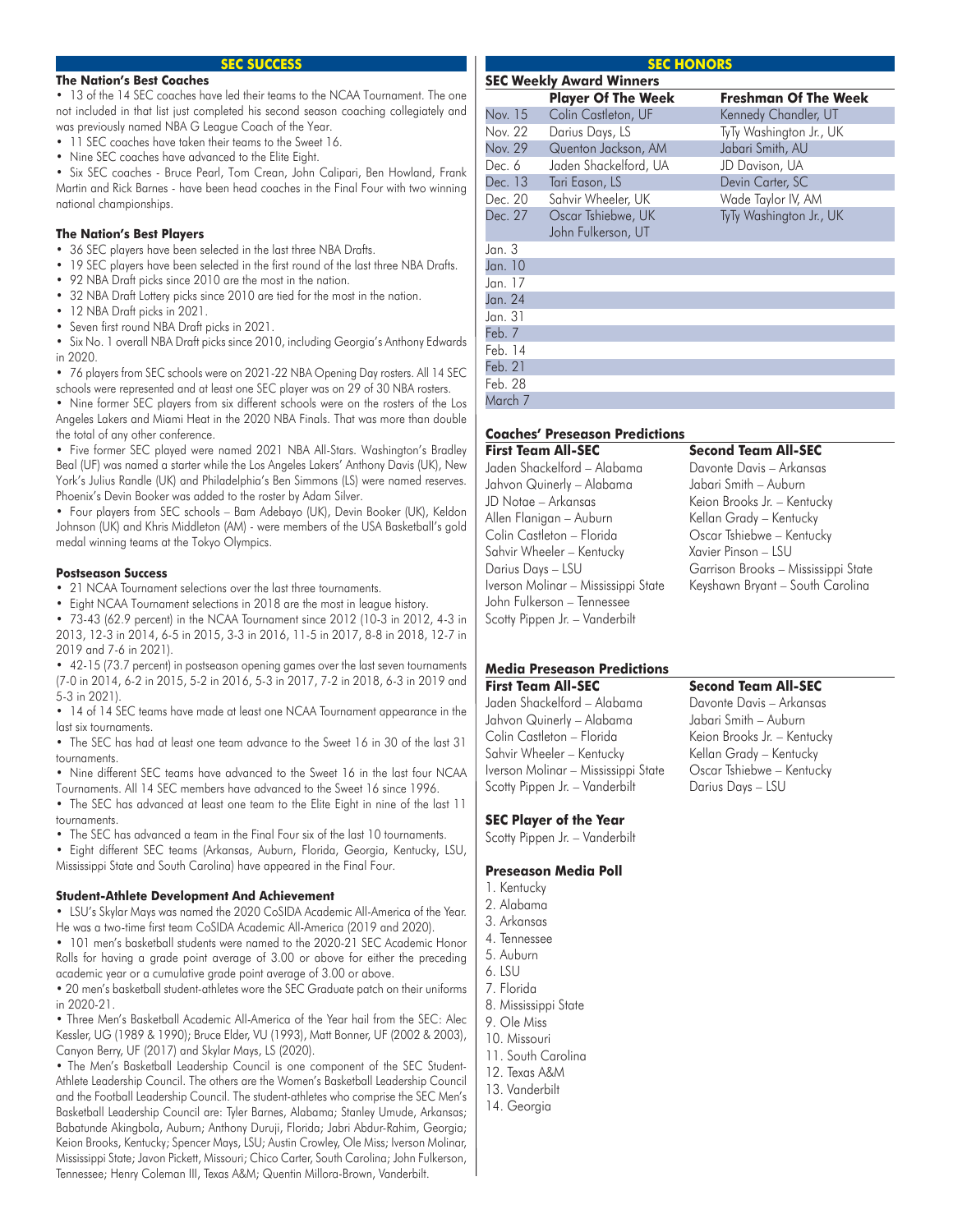## SEC SUCCESS

### The Nation's Best Coaches

- 13 of the 14 SEC coaches have led their teams to the NCAA Tournament. The one not included in that list just completed his second season coaching collegiately and was previously named NBA G League Coach of the Year.
- 11 SEC coaches have taken their teams to the Sweet 16.
- Nine SEC coaches have advanced to the Elite Eight.
- Six SEC coaches - Bruce Pearl, Tom Crean, John Calipari, Ben Howland, Frank Martin and Rick Barnes - have been head coaches in the Final Four with two winning national championships.

### The Nation's Best Players

- 36 SEC players have been selected in the last three NBA Drafts.
- 19 SEC players have been selected in the first round of the last three NBA Drafts.
- 92 NBA Draft picks since 2010 are the most in the nation.
- 32 NBA Draft Lottery picks since 2010 are tied for the most in the nation.
- 12 NBA Draft picks in 2021.
- Seven first round NBA Draft picks in 2021.
- Six No. 1 overall NBA Draft picks since 2010, including Georgia's Anthony Edwards in 2020.
- 76 players from SEC schools were on 2021-22 NBA Opening Day rosters. All 14 SEC schools were represented and at least one SEC player was on 29 of 30 NBA rosters.
- Nine former SEC players from six different schools were on the rosters of the Los Angeles Lakers and Miami Heat in the 2020 NBA Finals. That was more than double the total of any other conference.
- Five former SEC played were named 2021 NBA All-Stars. Washington's Bradley Beal (UF) was named a starter while the Los Angeles Lakers' Anthony Davis (UK), New York's Julius Randle (UK) and Philadelphia's Ben Simmons (LS) were named reserves. Phoenix's Devin Booker was added to the roster by Adam Silver.
- Four players from SEC schools – Bam Adebayo (UK), Devin Booker (UK), Keldon Johnson (UK) and Khris Middleton (AM) - were members of the USA Basketball's gold medal winning teams at the Tokyo Olympics.

### Postseason Success

- 21 NCAA Tournament selections over the last three tournaments.
- Eight NCAA Tournament selections in 2018 are the most in league history.
- 73-43 (62.9 percent) in the NCAA Tournament since 2012 (10-3 in 2012, 4-3 in 2013, 12-3 in 2014, 6-5 in 2015, 3-3 in 2016, 11-5 in 2017, 8-8 in 2018, 12-7 in 2019 and 7-6 in 2021).
- 42-15 (73.7 percent) in postseason opening games over the last seven tournaments (7-0 in 2014, 6-2 in 2015, 5-2 in 2016, 5-3 in 2017, 7-2 in 2018, 6-3 in 2019 and 5-3 in 2021).
- 14 of 14 SEC teams have made at least one NCAA Tournament appearance in the last six tournaments.
- The SEC has had at least one team advance to the Sweet 16 in 30 of the last 31 tournaments.
- Nine different SEC teams have advanced to the Sweet 16 in the last four NCAA Tournaments. All 14 SEC members have advanced to the Sweet 16 since 1996.
- The SEC has advanced at least one team to the Elite Eight in nine of the last 11 tournaments.
- The SEC has advanced a team in the Final Four six of the last 10 tournaments.
- Eight different SEC teams (Arkansas, Auburn, Florida, Georgia, Kentucky, LSU, Mississippi State and South Carolina) have appeared in the Final Four.

### Student-Athlete Development And Achievement

- LSU's Skylar Mays was named the 2020 CoSIDA Academic All-America of the Year. He was a two-time first team CoSIDA Academic All-America (2019 and 2020).
- 101 men's basketball students were named to the 2020-21 SEC Academic Honor Rolls for having a grade point average of 3.00 or above for either the preceding academic year or a cumulative grade point average of 3.00 or above.
- 20 men's basketball student-athletes wore the SEC Graduate patch on their uniforms in 2020-21.
- Three Men's Basketball Academic All-America of the Year hail from the SEC: Alec Kessler, UG (1989 & 1990); Bruce Elder, VU (1993), Matt Bonner, UF (2002 & 2003), Canyon Berry, UF (2017) and Skylar Mays, LS (2020).
- The Men's Basketball Leadership Council is one component of the SEC Student-Athlete Leadership Council. The others are the Women's Basketball Leadership Council and the Football Leadership Council. The student-athletes who comprise the SEC Men's Basketball Leadership Council are: Tyler Barnes, Alabama; Stanley Umude, Arkansas; Babatunde Akingbola, Auburn; Anthony Duruji, Florida; Jabri Abdur-Rahim, Georgia; Keion Brooks, Kentucky; Spencer Mays, LSU; Austin Crowley, Ole Miss; Iverson Molinar, Mississippi State; Javon Pickett, Missouri; Chico Carter, South Carolina; John Fulkerson, Tennessee; Henry Coleman III, Texas A&M; Quentin Millora-Brown, Vanderbilt.

## SEC HONORS

### SEC Weekly Award Winners

| | Player Of The Week | Freshman Of The Week |
|---|---|---|
| Nov. 15 | Colin Castleton, UF | Kennedy Chandler, UT |
| Nov. 22 | Darius Days, LS | TyTy Washington Jr., UK |
| Nov. 29 | Quenton Jackson, AM | Jabari Smith, AU |
| Dec. 6 | Jaden Shackelford, UA | JD Davison, UA |
| Dec. 13 | Tari Eason, LS | Devin Carter, SC |
| Dec. 20 | Sahvir Wheeler, UK | Wade Taylor IV, AM |
| Dec. 27 | Oscar Tshiebwe, UK<br>John Fulkerson, UT | TyTy Washington Jr., UK |
| Jan. 3 | | |
| Jan. 10 | | |
| Jan. 17 | | |
| Jan. 24 | | |
| Jan. 31 | | |
| Feb. 7 | | |
| Feb. 14 | | |
| Feb. 21 | | |
| Feb. 28 | | |
| March 7 | | |

### Coaches' Preseason Predictions

**First Team All-SEC**

Jaden Shackelford – Alabama
Jahvon Quinerly – Alabama
JD Notae – Arkansas
Allen Flanigan – Auburn
Colin Castleton – Florida
Sahvir Wheeler – Kentucky
Darius Days – LSU
Iverson Molinar – Mississippi State
John Fulkerson – Tennessee
Scotty Pippen Jr. – Vanderbilt

**Second Team All-SEC**

Davonte Davis – Arkansas
Jabari Smith – Auburn
Keion Brooks Jr. – Kentucky
Kellan Grady – Kentucky
Oscar Tshiebwe – Kentucky
Xavier Pinson – LSU
Garrison Brooks – Mississippi State
Keyshawn Bryant – South Carolina

### Media Preseason Predictions

**First Team All-SEC**

Jaden Shackelford – Alabama
Jahvon Quinerly – Alabama
Colin Castleton – Florida
Sahvir Wheeler – Kentucky
Iverson Molinar – Mississippi State
Scotty Pippen Jr. – Vanderbilt

**Second Team All-SEC**

Davonte Davis – Arkansas
Jabari Smith – Auburn
Keion Brooks Jr. – Kentucky
Kellan Grady – Kentucky
Oscar Tshiebwe – Kentucky
Darius Days – LSU

### SEC Player of the Year

Scotty Pippen Jr. – Vanderbilt

### Preseason Media Poll

1. Kentucky
2. Alabama
3. Arkansas
4. Tennessee
5. Auburn
6. LSU
7. Florida
8. Mississippi State
9. Ole Miss
10. Missouri
11. South Carolina
12. Texas A&M
13. Vanderbilt
14. Georgia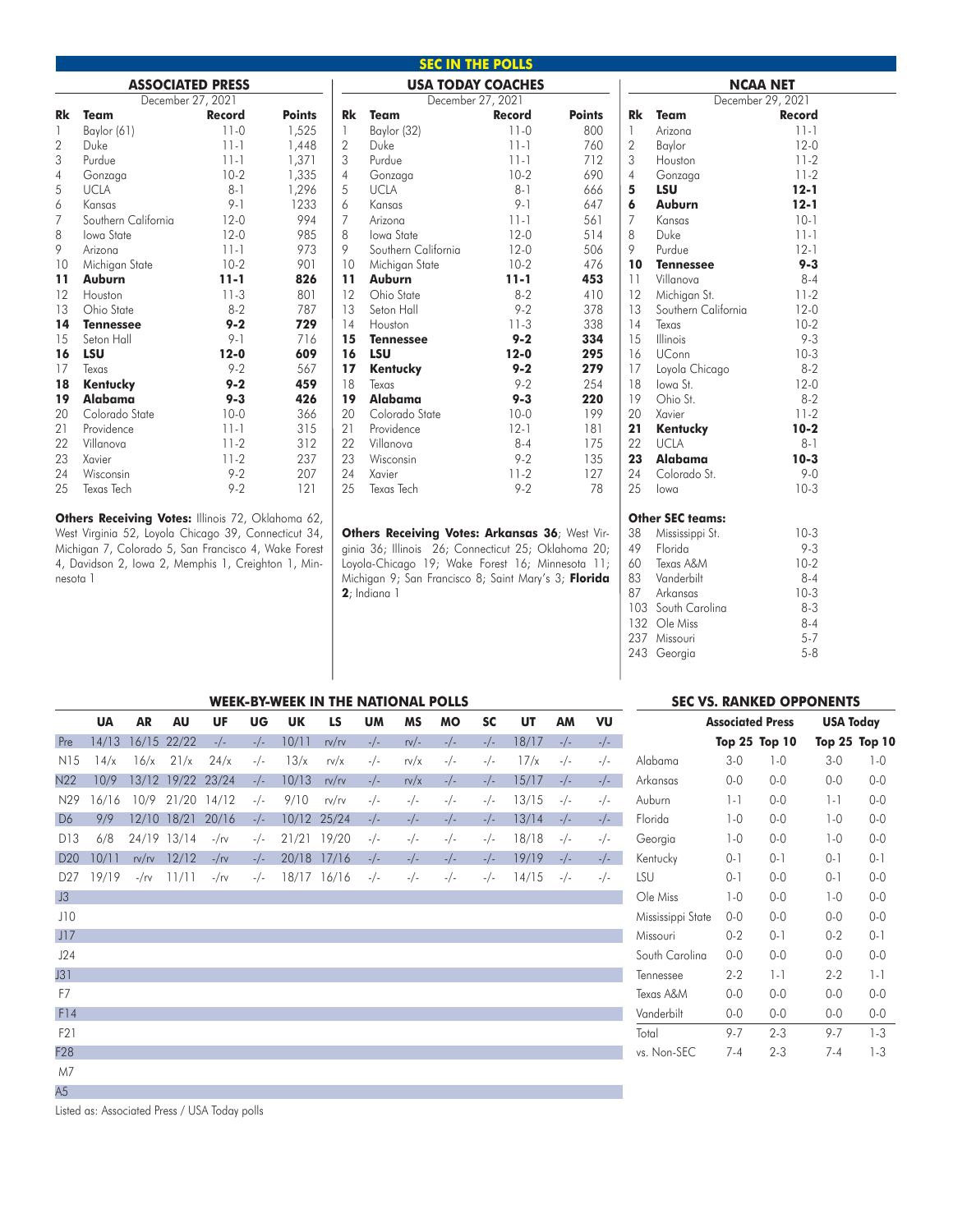# SEC IN THE POLLS

## ASSOCIATED PRESS

December 27, 2021

| Rk | Team | Record | Points |
|---|---|---|---|
| 1 | Baylor (61) | 11-0 | 1,525 |
| 2 | Duke | 11-1 | 1,448 |
| 3 | Purdue | 11-1 | 1,371 |
| 4 | Gonzaga | 10-2 | 1,335 |
| 5 | UCLA | 8-1 | 1,296 |
| 6 | Kansas | 9-1 | 1233 |
| 7 | Southern California | 12-0 | 994 |
| 8 | Iowa State | 12-0 | 985 |
| 9 | Arizona | 11-1 | 973 |
| 10 | Michigan State | 10-2 | 901 |
| **11** | **Auburn** | **11-1** | **826** |
| 12 | Houston | 11-3 | 801 |
| 13 | Ohio State | 8-2 | 787 |
| **14** | **Tennessee** | **9-2** | **729** |
| 15 | Seton Hall | 9-1 | 716 |
| **16** | **LSU** | **12-0** | **609** |
| 17 | Texas | 9-2 | 567 |
| **18** | **Kentucky** | **9-2** | **459** |
| **19** | **Alabama** | **9-3** | **426** |
| 20 | Colorado State | 10-0 | 366 |
| 21 | Providence | 11-1 | 315 |
| 22 | Villanova | 11-2 | 312 |
| 23 | Xavier | 11-2 | 237 |
| 24 | Wisconsin | 9-2 | 207 |
| 25 | Texas Tech | 9-2 | 121 |

**Others Receiving Votes:** Illinois 72, Oklahoma 62, West Virginia 52, Loyola Chicago 39, Connecticut 34, Michigan 7, Colorado 5, San Francisco 4, Wake Forest 4, Davidson 2, Iowa 2, Memphis 1, Creighton 1, Minnesota 1

## USA TODAY COACHES

December 27, 2021

| Rk | Team | Record | Points |
|---|---|---|---|
| 1 | Baylor (32) | 11-0 | 800 |
| 2 | Duke | 11-1 | 760 |
| 3 | Purdue | 11-1 | 712 |
| 4 | Gonzaga | 10-2 | 690 |
| 5 | UCLA | 8-1 | 666 |
| 6 | Kansas | 9-1 | 647 |
| 7 | Arizona | 11-1 | 561 |
| 8 | Iowa State | 12-0 | 514 |
| 9 | Southern California | 12-0 | 506 |
| 10 | Michigan State | 10-2 | 476 |
| **11** | **Auburn** | **11-1** | **453** |
| 12 | Ohio State | 8-2 | 410 |
| 13 | Seton Hall | 9-2 | 378 |
| 14 | Houston | 11-3 | 338 |
| **15** | **Tennessee** | **9-2** | **334** |
| **16** | **LSU** | **12-0** | **295** |
| **17** | **Kentucky** | **9-2** | **279** |
| 18 | Texas | 9-2 | 254 |
| **19** | **Alabama** | **9-3** | **220** |
| 20 | Colorado State | 10-0 | 199 |
| 21 | Providence | 12-1 | 181 |
| 22 | Villanova | 8-4 | 175 |
| 23 | Wisconsin | 9-2 | 135 |
| 24 | Xavier | 11-2 | 127 |
| 25 | Texas Tech | 9-2 | 78 |

**Others Receiving Votes: Arkansas 36**; West Virginia 36; Illinois 26; Connecticut 25; Oklahoma 20; Loyola-Chicago 19; Wake Forest 16; Minnesota 11; Michigan 9; San Francisco 8; Saint Mary's 3; **Florida 2**; Indiana 1

## NCAA NET

December 29, 2021

| Rk | Team | Record |
|---|---|---|
| 1 | Arizona | 11-1 |
| 2 | Baylor | 12-0 |
| 3 | Houston | 11-2 |
| 4 | Gonzaga | 11-2 |
| **5** | **LSU** | **12-1** |
| **6** | **Auburn** | **12-1** |
| 7 | Kansas | 10-1 |
| 8 | Duke | 11-1 |
| 9 | Purdue | 12-1 |
| **10** | **Tennessee** | **9-3** |
| 11 | Villanova | 8-4 |
| 12 | Michigan St. | 11-2 |
| 13 | Southern California | 12-0 |
| 14 | Texas | 10-2 |
| 15 | Illinois | 9-3 |
| 16 | UConn | 10-3 |
| 17 | Loyola Chicago | 8-2 |
| 18 | Iowa St. | 12-0 |
| 19 | Ohio St. | 8-2 |
| 20 | Xavier | 11-2 |
| **21** | **Kentucky** | **10-2** |
| 22 | UCLA | 8-1 |
| **23** | **Alabama** | **10-3** |
| 24 | Colorado St. | 9-0 |
| 25 | Iowa | 10-3 |

**Other SEC teams:**

| Rk | Team | Record |
|---|---|---|
| 38 | Mississippi St. | 10-3 |
| 49 | Florida | 9-3 |
| 60 | Texas A&M | 10-2 |
| 83 | Vanderbilt | 8-4 |
| 87 | Arkansas | 10-3 |
| 103 | South Carolina | 8-3 |
| 132 | Ole Miss | 8-4 |
| 237 | Missouri | 5-7 |
| 243 | Georgia | 5-8 |

## WEEK-BY-WEEK IN THE NATIONAL POLLS

| | UA | AR | AU | UF | UG | UK | LS | UM | MS | MO | SC | UT | AM | VU |
|---|---|---|---|---|---|---|---|---|---|---|---|---|---|---|
| Pre | 14/13 | 16/15 | 22/22 | -/- | -/- | 10/11 | rv/rv | -/- | rv/- | -/- | -/- | 18/17 | -/- | -/- |
| N15 | 14/x | 16/x | 21/x | 24/x | -/- | 13/x | rv/x | -/- | rv/x | -/- | -/- | 17/x | -/- | -/- |
| N22 | 10/9 | 13/12 | 19/22 | 23/24 | -/- | 10/13 | rv/rv | -/- | rv/x | -/- | -/- | 15/17 | -/- | -/- |
| N29 | 16/16 | 10/9 | 21/20 | 14/12 | -/- | 9/10 | rv/rv | -/- | -/- | -/- | -/- | 13/15 | -/- | -/- |
| D6 | 9/9 | 12/10 | 18/21 | 20/16 | -/- | 10/12 | 25/24 | -/- | -/- | -/- | -/- | 13/14 | -/- | -/- |
| D13 | 6/8 | 24/19 | 13/14 | -/rv | -/- | 21/21 | 19/20 | -/- | -/- | -/- | -/- | 18/18 | -/- | -/- |
| D20 | 10/11 | rv/rv | 12/12 | -/rv | -/- | 20/18 | 17/16 | -/- | -/- | -/- | -/- | 19/19 | -/- | -/- |
| D27 | 19/19 | -/rv | 11/11 | -/rv | -/- | 18/17 | 16/16 | -/- | -/- | -/- | -/- | 14/15 | -/- | -/- |
| J3 | | | | | | | | | | | | | | |
| J10 | | | | | | | | | | | | | | |
| J17 | | | | | | | | | | | | | | |
| J24 | | | | | | | | | | | | | | |
| J31 | | | | | | | | | | | | | | |
| F7 | | | | | | | | | | | | | | |
| F14 | | | | | | | | | | | | | | |
| F21 | | | | | | | | | | | | | | |
| F28 | | | | | | | | | | | | | | |
| M7 | | | | | | | | | | | | | | |
| A5 | | | | | | | | | | | | | | |

Listed as: Associated Press / USA Today polls

## SEC VS. RANKED OPPONENTS

| | Associated Press | | USA Today | |
|---|---|---|---|---|
| | Top 25 | Top 10 | Top 25 | Top 10 |
| Alabama | 3-0 | 1-0 | 3-0 | 1-0 |
| Arkansas | 0-0 | 0-0 | 0-0 | 0-0 |
| Auburn | 1-1 | 0-0 | 1-1 | 0-0 |
| Florida | 1-0 | 0-0 | 1-0 | 0-0 |
| Georgia | 1-0 | 0-0 | 1-0 | 0-0 |
| Kentucky | 0-1 | 0-1 | 0-1 | 0-1 |
| LSU | 0-1 | 0-0 | 0-1 | 0-0 |
| Ole Miss | 1-0 | 0-0 | 1-0 | 0-0 |
| Mississippi State | 0-0 | 0-0 | 0-0 | 0-0 |
| Missouri | 0-2 | 0-1 | 0-2 | 0-1 |
| South Carolina | 0-0 | 0-0 | 0-0 | 0-0 |
| Tennessee | 2-2 | 1-1 | 2-2 | 1-1 |
| Texas A&M | 0-0 | 0-0 | 0-0 | 0-0 |
| Vanderbilt | 0-0 | 0-0 | 0-0 | 0-0 |
| Total | 9-7 | 2-3 | 9-7 | 1-3 |
| vs. Non-SEC | 7-4 | 2-3 | 7-4 | 1-3 |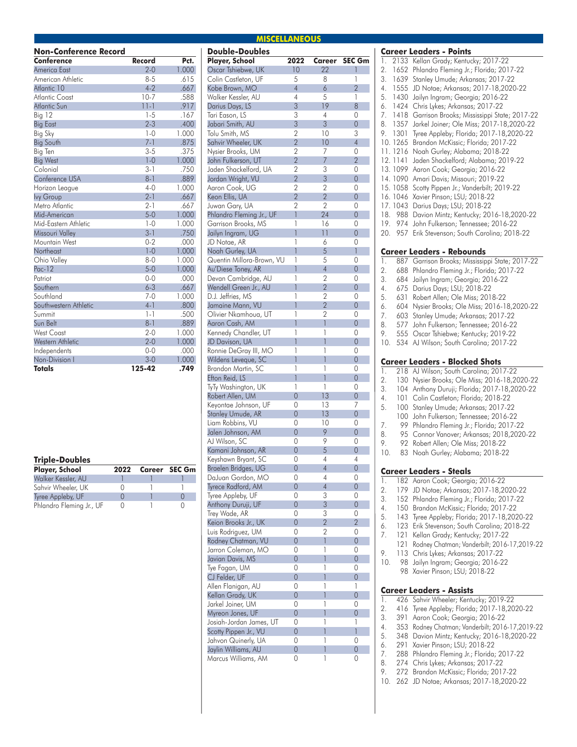## MISCELLANEOUS

### Non-Conference Record

| Conference | Record | Pct. |
|---|---|---|
| America East | 2-0 | 1.000 |
| American Athletic | 8-5 | .615 |
| Atlantic 10 | 4-2 | .667 |
| Atlantic Coast | 10-7 | .588 |
| Atlantic Sun | 11-1 | .917 |
| Big 12 | 1-5 | .167 |
| Big East | 2-3 | .400 |
| Big Sky | 1-0 | 1.000 |
| Big South | 7-1 | .875 |
| Big Ten | 3-5 | .375 |
| Big West | 1-0 | 1.000 |
| Colonial | 3-1 | .750 |
| Conference USA | 8-1 | .889 |
| Horizon League | 4-0 | 1.000 |
| Ivy Group | 2-1 | .667 |
| Metro Atlantic | 2-1 | .667 |
| Mid-American | 5-0 | 1.000 |
| Mid-Eastern Athletic | 1-0 | 1.000 |
| Missouri Valley | 3-1 | .750 |
| Mountain West | 0-2 | .000 |
| Northeast | 1-0 | 1.000 |
| Ohio Valley | 8-0 | 1.000 |
| Pac-12 | 5-0 | 1.000 |
| Patriot | 0-0 | .000 |
| Southern | 6-3 | .667 |
| Southland | 7-0 | 1.000 |
| Southwestern Athletic | 4-1 | .800 |
| Summit | 1-1 | .500 |
| Sun Belt | 8-1 | .889 |
| West Coast | 2-0 | 1.000 |
| Western Athletic | 2-0 | 1.000 |
| Independents | 0-0 | .000 |
| Non-Division I | 3-0 | 1.000 |
| **Totals** | **125-42** | **.749** |

### Triple-Doubles

| Player, School | 2022 | Career | SEC Gm |
|---|---|---|---|
| Walker Kessler, AU | 1 | 1 | 1 |
| Sahvir Wheeler, UK | 0 | 1 | 1 |
| Tyree Appleby, UF | 0 | 1 | 0 |
| Phlandro Fleming Jr., UF | 0 | 1 | 0 |

### Double-Doubles

| Player, School | 2022 | Career | SEC Gm |
|---|---|---|---|
| Oscar Tshiebwe, UK | 10 | 22 | 1 |
| Colin Castleton, UF | 5 | 8 | 1 |
| Kobe Brown, MO | 4 | 6 | 2 |
| Walker Kessler, AU | 4 | 5 | 1 |
| Darius Days, LS | 3 | 19 | 8 |
| Tari Eason, LS | 3 | 4 | 0 |
| Jabari Smith, AU | 3 | 3 | 0 |
| Tolu Smith, MS | 2 | 10 | 3 |
| Sahvir Wheeler, UK | 2 | 10 | 4 |
| Nysier Brooks, UM | 2 | 7 | 0 |
| John Fulkerson, UT | 2 | 7 | 2 |
| Jaden Shackelford, UA | 2 | 3 | 0 |
| Jordan Wright, VU | 2 | 3 | 0 |
| Aaron Cook, UG | 2 | 2 | 0 |
| Keon Ellis, UA | 2 | 2 | 0 |
| Juwan Gary, UA | 2 | 2 | 0 |
| Phlandro Fleming Jr., UF | 1 | 24 | 0 |
| Garrison Brooks, MS | 1 | 16 | 0 |
| Jailyn Ingram, UG | 1 | 11 | 0 |
| JD Notae, AR | 1 | 6 | 0 |
| Noah Gurley, UA | 1 | 5 | 1 |
| Quentin Millora-Brown, VU | 1 | 5 | 0 |
| Au'Diese Toney, AR | 1 | 4 | 0 |
| Devan Cambridge, AU | 1 | 2 | 0 |
| Wendell Green Jr., AU | 1 | 2 | 0 |
| D.J. Jeffries, MS | 1 | 2 | 0 |
| Jamaine Mann, VU | 1 | 2 | 0 |
| Olivier Nkamhoua, UT | 1 | 2 | 0 |
| Aaron Cash, AM | 1 | 1 | 0 |
| Kennedy Chandler, UT | 1 | 1 | 0 |
| JD Davison, UA | 1 | 1 | 0 |
| Ronnie DeGray III, MO | 1 | 1 | 0 |
| Wildens Leveque, SC | 1 | 1 | 0 |
| Brandon Martin, SC | 1 | 1 | 0 |
| Efton Reid, LS | 1 | 1 | 0 |
| TyTy Washington, UK | 1 | 1 | 0 |
| Robert Allen, UM | 0 | 13 | 0 |
| Keyontae Johnson, UF | 0 | 13 | 7 |
| Stanley Umude, AR | 0 | 13 | 0 |
| Liam Robbins, VU | 0 | 10 | 0 |
| Jalen Johnson, AM | 0 | 9 | 0 |
| AJ Wilson, SC | 0 | 9 | 0 |
| Kamani Johnson, AR | 0 | 5 | 0 |
| Keyshawn Bryant, SC | 0 | 4 | 4 |
| Braelen Bridges, UG | 0 | 4 | 0 |
| DaJuan Gordon, MO | 0 | 4 | 0 |
| Tyrece Radford, AM | 0 | 4 | 0 |
| Tyree Appleby, UF | 0 | 3 | 0 |
| Anthony Duruji, UF | 0 | 3 | 0 |
| Trey Wade, AR | 0 | 3 | 0 |
| Keion Brooks Jr., UK | 0 | 2 | 2 |
| Luis Rodriguez, UM | 0 | 2 | 0 |
| Rodney Chatman, VU | 0 | 1 | 0 |
| Jarron Coleman, MO | 0 | 1 | 0 |
| Javian Davis, MS | 0 | 1 | 0 |
| Tye Fagan, UM | 0 | 1 | 0 |
| CJ Felder, UF | 0 | 1 | 0 |
| Allen Flanigan, AU | 0 | 1 | 1 |
| Kellan Grady, UK | 0 | 1 | 0 |
| Jarkel Joiner, UM | 0 | 1 | 0 |
| Myreon Jones, UF | 0 | 1 | 0 |
| Josiah-Jordan James, UT | 0 | 1 | 1 |
| Scotty Pippen Jr., VU | 0 | 1 | 1 |
| Jahvon Quinerly, UA | 0 | 1 | 0 |
| Jaylin Williams, AU | 0 | 1 | 0 |
| Marcus Williams, AM | 0 | 1 | 0 |

### Career Leaders - Points

1. 2133 Kellan Grady; Kentucky; 2017-22
2. 1652 Phlandro Fleming Jr.; Florida; 2017-22
3. 1639 Stanley Umude; Arkansas; 2017-22
4. 1555 JD Notae; Arkansas; 2017-18,2020-22
5. 1430 Jailyn Ingram; Georgia; 2016-22
6. 1424 Chris Lykes; Arkansas; 2017-22
7. 1418 Garrison Brooks; Mississippi State; 2017-22
8. 1357 Jarkel Joiner; Ole Miss; 2017-18,2020-22
9. 1301 Tyree Appleby; Florida; 2017-18,2020-22
10. 1265 Brandon McKissic; Florida; 2017-22
11. 1216 Noah Gurley; Alabama; 2018-22
12. 1141 Jaden Shackelford; Alabama; 2019-22
13. 1099 Aaron Cook; Georgia; 2016-22
14. 1090 Amari Davis; Missouri; 2019-22
15. 1058 Scotty Pippen Jr.; Vanderbilt; 2019-22
16. 1046 Xavier Pinson; LSU; 2018-22
17. 1043 Darius Days; LSU; 2018-22
18. 988 Davion Mintz; Kentucky; 2016-18,2020-22
19. 974 John Fulkerson; Tennessee; 2016-22
20. 957 Erik Stevenson; South Carolina; 2018-22

### Career Leaders - Rebounds

1. 887 Garrison Brooks; Mississippi State; 2017-22
2. 688 Phlandro Fleming Jr.; Florida; 2017-22
3. 684 Jailyn Ingram; Georgia; 2016-22
4. 675 Darius Days; LSU; 2018-22
5. 631 Robert Allen; Ole Miss; 2018-22
6. 604 Nysier Brooks; Ole Miss; 2016-18,2020-22
7. 603 Stanley Umude; Arkansas; 2017-22
8. 577 John Fulkerson; Tennessee; 2016-22
9. 555 Oscar Tshiebwe; Kentucky; 2019-22
10. 534 AJ Wilson; South Carolina; 2017-22

### Career Leaders - Blocked Shots

1. 218 AJ Wilson; South Carolina; 2017-22
2. 130 Nysier Brooks; Ole Miss; 2016-18,2020-22
3. 104 Anthony Duruji; Florida; 2017-18,2020-22
4. 101 Colin Castleton; Florida; 2018-22
5. 100 Stanley Umude; Arkansas; 2017-22
   100 John Fulkerson; Tennessee; 2016-22
7. 99 Phlandro Fleming Jr.; Florida; 2017-22
8. 95 Connor Vanover; Arkansas; 2018,2020-22
9. 92 Robert Allen; Ole Miss; 2018-22
10. 83 Noah Gurley; Alabama; 2018-22

### Career Leaders - Steals

1. 182 Aaron Cook; Georgia; 2016-22
2. 179 JD Notae; Arkansas; 2017-18,2020-22
3. 152 Phlandro Fleming Jr.; Florida; 2017-22
4. 150 Brandon McKissic; Florida; 2017-22
5. 143 Tyree Appleby; Florida; 2017-18,2020-22
6. 123 Erik Stevenson; South Carolina; 2018-22
7. 121 Kellan Grady; Kentucky; 2017-22
   121 Rodney Chatman; Vanderbilt; 2016-17,2019-22
9. 113 Chris Lykes; Arkansas; 2017-22
10. 98 Jailyn Ingram; Georgia; 2016-22
    98 Xavier Pinson; LSU; 2018-22

### Career Leaders - Assists

1. 426 Sahvir Wheeler; Kentucky; 2019-22
2. 416 Tyree Appleby; Florida; 2017-18,2020-22
3. 391 Aaron Cook; Georgia; 2016-22
4. 353 Rodney Chatman; Vanderbilt; 2016-17,2019-22
5. 348 Davion Mintz; Kentucky; 2016-18,2020-22
6. 291 Xavier Pinson; LSU; 2018-22
7. 288 Phlandro Fleming Jr.; Florida; 2017-22
8. 274 Chris Lykes; Arkansas; 2017-22
9. 272 Brandon McKissic; Florida; 2017-22
10. 262 JD Notae; Arkansas; 2017-18,2020-22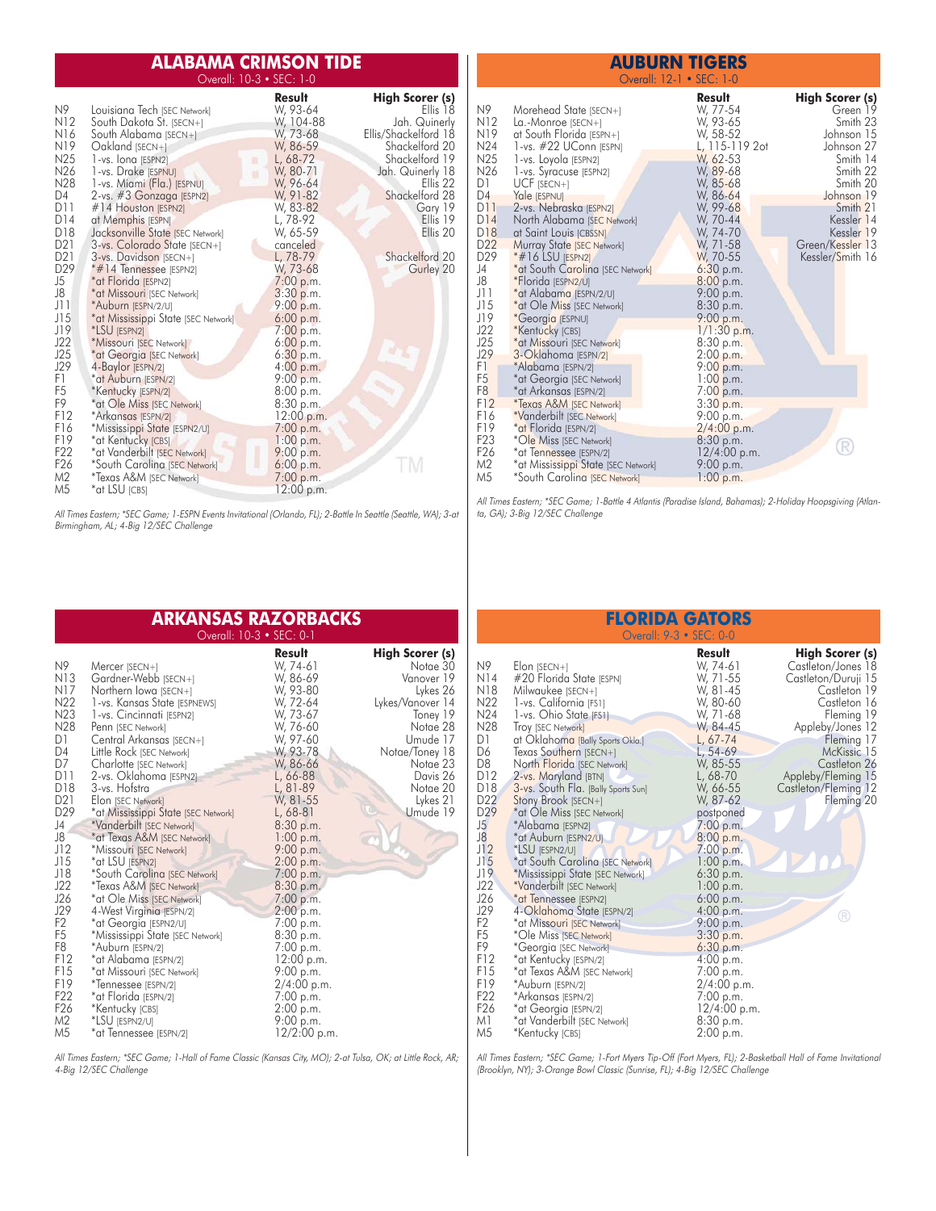## ALABAMA CRIMSON TIDE

Overall: 10-3 • SEC: 1-0

| | | Result | High Scorer (s) |
|---|---|---|---|
| N9 | Louisiana Tech [SEC Network] | W, 93-64 | Ellis 18 |
| N12 | South Dakota St. [SECN+] | W, 104-88 | Jah. Quinerly |
| N16 | South Alabama [SECN+] | W, 73-68 | Ellis/Shackelford 18 |
| N19 | Oakland [SECN+] | W, 86-59 | Shackelford 20 |
| N25 | 1-vs. Iona [ESPN2] | L, 68-72 | Shackelford 19 |
| N26 | 1-vs. Drake [ESPNU] | W, 80-71 | Jah. Quinerly 18 |
| N28 | 1-vs. Miami (Fla.) [ESPNU] | W, 96-64 | Ellis 22 |
| D4 | 2-vs. #3 Gonzaga [ESPN2] | W, 91-82 | Shackelford 28 |
| D11 | #14 Houston [ESPN2] | W, 83-82 | Gary 19 |
| D14 | at Memphis [ESPN] | L, 78-92 | Ellis 19 |
| D18 | Jacksonville State [SEC Network] | W, 65-59 | Ellis 20 |
| D21 | 3-vs. Colorado State [SECN+] | canceled | |
| D21 | 3-vs. Davidson [SECN+] | L, 78-79 | Shackelford 20 |
| D29 | *#14 Tennessee [ESPN2] | W, 73-68 | Gurley 20 |
| J5 | *at Florida [ESPN2] | 7:00 p.m. | |
| J8 | *at Missouri [SEC Network] | 3:30 p.m. | |
| J11 | *Auburn [ESPN/2/U] | 9:00 p.m. | |
| J15 | *at Mississippi State [SEC Network] | 6:00 p.m. | |
| J19 | *LSU [ESPN2] | 7:00 p.m. | |
| J22 | *Missouri [SEC Network] | 6:00 p.m. | |
| J25 | *at Georgia [SEC Network] | 6:30 p.m. | |
| J29 | 4-Baylor [ESPN/2] | 4:00 p.m. | |
| F1 | *at Auburn [ESPN/2] | 9:00 p.m. | |
| F5 | *Kentucky [ESPN/2] | 8:00 p.m. | |
| F9 | *at Ole Miss [SEC Network] | 8:30 p.m. | |
| F12 | *Arkansas [ESPN/2] | 12:00 p.m. | |
| F16 | *Mississippi State [ESPN2/U] | 7:00 p.m. | |
| F19 | *at Kentucky [CBS] | 1:00 p.m. | |
| F22 | *at Vanderbilt [SEC Network] | 9:00 p.m. | |
| F26 | *South Carolina [SEC Network] | 6:00 p.m. | |
| M2 | *Texas A&M [SEC Network] | 7:00 p.m. | |
| M5 | *at LSU [CBS] | 12:00 p.m. | |

*All Times Eastern; *SEC Game; 1-ESPN Events Invitational (Orlando, FL); 2-Battle In Seattle (Seattle, WA); 3-at Birmingham, AL; 4-Big 12/SEC Challenge*

## AUBURN TIGERS

Overall: 12-1 • SEC: 1-0

| | | Result | High Scorer (s) |
|---|---|---|---|
| N9 | Morehead State [SECN+] | W, 77-54 | Green 19 |
| N12 | La.-Monroe [SECN+] | W, 93-65 | Smith 23 |
| N19 | at South Florida [ESPN+] | W, 58-52 | Johnson 15 |
| N24 | 1-vs. #22 UConn [ESPN] | L, 115-119 2ot | Johnson 27 |
| N25 | 1-vs. Loyola [ESPN2] | W, 62-53 | Smith 14 |
| N26 | 1-vs. Syracuse [ESPN2] | W, 89-68 | Smith 22 |
| D1 | UCF [SECN+] | W, 85-68 | Smith 20 |
| D4 | Yale [ESPNU] | W, 86-64 | Johnson 19 |
| D11 | 2-vs. Nebraska [ESPN2] | W, 99-68 | Smith 21 |
| D14 | North Alabama [SEC Network] | W, 70-44 | Kessler 14 |
| D18 | at Saint Louis [CBSSN] | W, 74-70 | Kessler 19 |
| D22 | Murray State [SEC Network] | W, 71-58 | Green/Kessler 13 |
| D29 | *#16 LSU [ESPN2] | W, 70-55 | Kessler/Smith 16 |
| J4 | *at South Carolina [SEC Network] | 6:30 p.m. | |
| J8 | *Florida [ESPN2/U] | 8:00 p.m. | |
| J11 | *at Alabama [ESPN/2/U] | 9:00 p.m. | |
| J15 | *at Ole Miss [SEC Network] | 8:30 p.m. | |
| J19 | *Georgia [ESPNU] | 9:00 p.m. | |
| J22 | *Kentucky [CBS] | 1/1:30 p.m. | |
| J25 | *at Missouri [SEC Network] | 8:30 p.m. | |
| J29 | 3-Oklahoma [ESPN/2] | 2:00 p.m. | |
| F1 | *Alabama [ESPN/2] | 9:00 p.m. | |
| F5 | *at Georgia [SEC Network] | 1:00 p.m. | |
| F8 | *at Arkansas [ESPN/2] | 7:00 p.m. | |
| F12 | *Texas A&M [SEC Network] | 3:30 p.m. | |
| F16 | *Vanderbilt [SEC Network] | 9:00 p.m. | |
| F19 | *at Florida [ESPN/2] | 2/4:00 p.m. | |
| F23 | *Ole Miss [SEC Network] | 8:30 p.m. | |
| F26 | *at Tennessee [ESPN/2] | 12/4:00 p.m. | |
| M2 | *at Mississippi State [SEC Network] | 9:00 p.m. | |
| M5 | *South Carolina [SEC Network] | 1:00 p.m. | |

*All Times Eastern; *SEC Game; 1-Battle 4 Atlantis (Paradise Island, Bahamas); 2-Holiday Hoopsgiving (Atlanta, GA); 3-Big 12/SEC Challenge*

## ARKANSAS RAZORBACKS

Overall: 10-3 • SEC: 0-1

| | | Result | High Scorer (s) |
|---|---|---|---|
| N9 | Mercer [SECN+] | W, 74-61 | Notae 30 |
| N13 | Gardner-Webb [SECN+] | W, 86-69 | Vanover 19 |
| N17 | Northern Iowa [SECN+] | W, 93-80 | Lykes 26 |
| N22 | 1-vs. Kansas State [ESPNEWS] | W, 72-64 | Lykes/Vanover 14 |
| N23 | 1-vs. Cincinnati [ESPN2] | W, 73-67 | Toney 19 |
| N28 | Penn [SEC Network] | W, 76-60 | Notae 28 |
| D1 | Central Arkansas [SECN+] | W, 97-60 | Umude 17 |
| D4 | Little Rock [SEC Network] | W, 93-78 | Notae/Toney 18 |
| D7 | Charlotte [SEC Network] | W, 86-66 | Notae 23 |
| D11 | 2-vs. Oklahoma [ESPN2] | L, 66-88 | Davis 26 |
| D18 | 3-vs. Hofstra | L, 81-89 | Notae 20 |
| D21 | Elon [SEC Network] | W, 81-55 | Lykes 21 |
| D29 | *at Mississippi State [SEC Network] | L, 68-81 | Umude 19 |
| J4 | *Vanderbilt [SEC Network] | 8:30 p.m. | |
| J8 | *at Texas A&M [SEC Network] | 1:00 p.m. | |
| J12 | *Missouri [SEC Network] | 9:00 p.m. | |
| J15 | *at LSU [ESPN2] | 2:00 p.m. | |
| J18 | *South Carolina [SEC Network] | 7:00 p.m. | |
| J22 | *Texas A&M [SEC Network] | 8:30 p.m. | |
| J26 | *at Ole Miss [SEC Network] | 7:00 p.m. | |
| J29 | 4-West Virginia [ESPN/2] | 2:00 p.m. | |
| F2 | *at Georgia [ESPN2/U] | 7:00 p.m. | |
| F5 | *Mississippi State [SEC Network] | 8:30 p.m. | |
| F8 | *Auburn [ESPN/2] | 7:00 p.m. | |
| F12 | *at Alabama [ESPN/2] | 12:00 p.m. | |
| F15 | *at Missouri [SEC Network] | 9:00 p.m. | |
| F19 | *Tennessee [ESPN/2] | 2/4:00 p.m. | |
| F22 | *at Florida [ESPN/2] | 7:00 p.m. | |
| F26 | *Kentucky [CBS] | 2:00 p.m. | |
| M2 | *LSU [ESPN2/U] | 9:00 p.m. | |
| M5 | *at Tennessee [ESPN/2] | 12/2:00 p.m. | |

*All Times Eastern; *SEC Game; 1-Hall of Fame Classic (Kansas City, MO); 2-at Tulsa, OK; at Little Rock, AR; 4-Big 12/SEC Challenge*

## FLORIDA GATORS

Overall: 9-3 • SEC: 0-0

| | | Result | High Scorer (s) |
|---|---|---|---|
| N9 | Elon [SECN+] | W, 74-61 | Castleton/Jones 18 |
| N14 | #20 Florida State [ESPN] | W, 71-55 | Castleton/Duruji 15 |
| N18 | Milwaukee [SECN+] | W, 81-45 | Castleton 19 |
| N22 | 1-vs. California [FS1] | W, 80-60 | Castleton 16 |
| N24 | 1-vs. Ohio State [FS1] | W, 71-68 | Fleming 19 |
| N28 | Troy [SEC Network] | W, 84-45 | Appleby/Jones 12 |
| D1 | at Oklahoma [Bally Sports Okla.] | L, 67-74 | Fleming 17 |
| D6 | Texas Southern [SECN+] | L, 54-69 | McKissic 15 |
| D8 | North Florida [SEC Network] | W, 85-55 | Castleton 26 |
| D12 | 2-vs. Maryland [BTN] | L, 68-70 | Appleby/Fleming 15 |
| D18 | 3-vs. South Fla. [Bally Sports Sun] | W, 66-55 | Castleton/Fleming 12 |
| D22 | Stony Brook [SECN+] | W, 87-62 | Fleming 20 |
| D29 | *at Ole Miss [SEC Network] | postponed | |
| J5 | *Alabama [ESPN2] | 7:00 p.m. | |
| J8 | *at Auburn [ESPN2/U] | 8:00 p.m. | |
| J12 | *LSU [ESPN2/U] | 7:00 p.m. | |
| J15 | *at South Carolina [SEC Network] | 1:00 p.m. | |
| J19 | *Mississippi State [SEC Network] | 6:30 p.m. | |
| J22 | *Vanderbilt [SEC Network] | 1:00 p.m. | |
| J26 | *at Tennessee [ESPN2] | 6:00 p.m. | |
| J29 | 4-Oklahoma State [ESPN/2] | 4:00 p.m. | |
| F2 | *at Missouri [SEC Network] | 9:00 p.m. | |
| F5 | *Ole Miss [SEC Network] | 3:30 p.m. | |
| F9 | *Georgia [SEC Network] | 6:30 p.m. | |
| F12 | *at Kentucky [ESPN/2] | 4:00 p.m. | |
| F15 | *at Texas A&M [SEC Network] | 7:00 p.m. | |
| F19 | *Auburn [ESPN/2] | 2/4:00 p.m. | |
| F22 | *Arkansas [ESPN/2] | 7:00 p.m. | |
| F26 | *at Georgia [ESPN/2] | 12/4:00 p.m. | |
| M1 | *at Vanderbilt [SEC Network] | 8:30 p.m. | |
| M5 | *Kentucky [CBS] | 2:00 p.m. | |

*All Times Eastern; *SEC Game; 1-Fort Myers Tip-Off (Fort Myers, FL); 2-Basketball Hall of Fame Invitational (Brooklyn, NY); 3-Orange Bowl Classic (Sunrise, FL); 4-Big 12/SEC Challenge*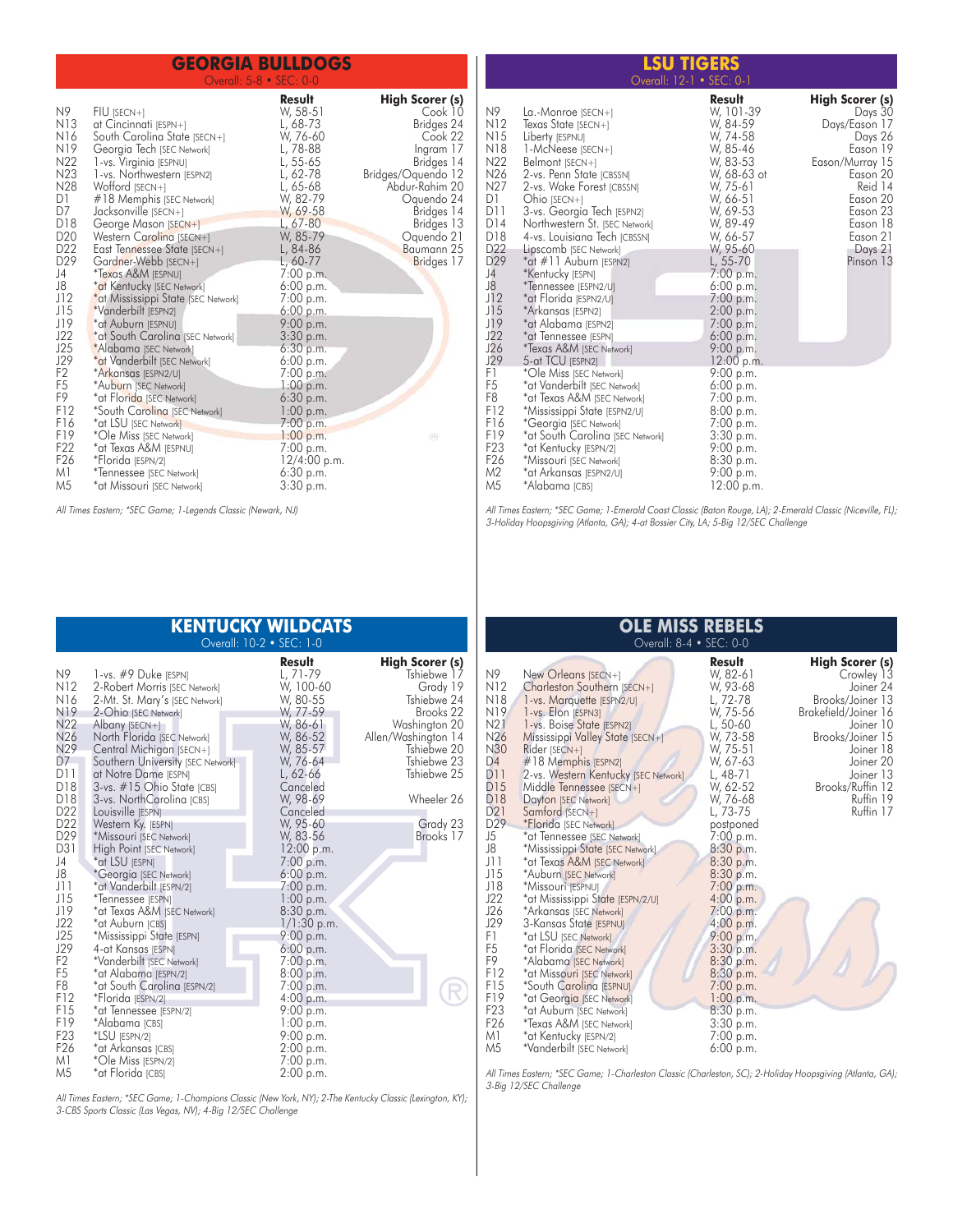## GEORGIA BULLDOGS

Overall: 5-8 • SEC: 0-0

| | | Result | High Scorer (s) |
|---|---|---|---|
| N9 | FIU [SECN+] | W, 58-51 | Cook 10 |
| N13 | at Cincinnati [ESPN+] | L, 68-73 | Bridges 24 |
| N16 | South Carolina State [SECN+] | W, 76-60 | Cook 22 |
| N19 | Georgia Tech [SEC Network] | L, 78-88 | Ingram 17 |
| N22 | 1-vs. Virginia [ESPNU] | L, 55-65 | Bridges 14 |
| N23 | 1-vs. Northwestern [ESPN2] | L, 62-78 | Bridges/Oquendo 12 |
| N28 | Wofford [SECN+] | L, 65-68 | Abdur-Rahim 20 |
| D1 | #18 Memphis [SEC Network] | W, 82-79 | Oquendo 24 |
| D7 | Jacksonville [SECN+] | W, 69-58 | Bridges 14 |
| D18 | George Mason [SECN+] | L, 67-80 | Bridges 13 |
| D20 | Western Carolina [SECN+] | W, 85-79 | Oquendo 21 |
| D22 | East Tennessee State [SECN+] | L, 84-86 | Baumann 25 |
| D29 | Gardner-Webb [SECN+] | L, 60-77 | Bridges 17 |
| J4 | *Texas A&M [ESPNU] | 7:00 p.m. | |
| J8 | *at Kentucky [SEC Network] | 6:00 p.m. | |
| J12 | *at Mississippi State [SEC Network] | 7:00 p.m. | |
| J15 | *Vanderbilt [ESPN2] | 6:00 p.m. | |
| J19 | *at Auburn [ESPNU] | 9:00 p.m. | |
| J22 | *at South Carolina [SEC Network] | 3:30 p.m. | |
| J25 | *Alabama [SEC Network] | 6:30 p.m. | |
| J29 | *at Vanderbilt [SEC Network] | 6:00 p.m. | |
| F2 | *Arkansas [ESPN2/U] | 7:00 p.m. | |
| F5 | *Auburn [SEC Network] | 1:00 p.m. | |
| F9 | *at Florida [SEC Network] | 6:30 p.m. | |
| F12 | *South Carolina [SEC Network] | 1:00 p.m. | |
| F16 | *at LSU [SEC Network] | 7:00 p.m. | |
| F19 | *Ole Miss [SEC Network] | 1:00 p.m. | |
| F22 | *at Texas A&M [ESPNU] | 7:00 p.m. | |
| F26 | *Florida [ESPN/2] | 12/4:00 p.m. | |
| M1 | *Tennessee [SEC Network] | 6:30 p.m. | |
| M5 | *at Missouri [SEC Network] | 3:30 p.m. | |

*All Times Eastern; *SEC Game; 1-Legends Classic (Newark, NJ)*

## LSU TIGERS

Overall: 12-1 • SEC: 0-1

| | | Result | High Scorer (s) |
|---|---|---|---|
| N9 | La.-Monroe [SECN+] | W, 101-39 | Days 30 |
| N12 | Texas State [SECN+] | W, 84-59 | Days/Eason 17 |
| N15 | Liberty [ESPNU] | W, 74-58 | Days 26 |
| N18 | 1-McNeese [SECN+] | W, 85-46 | Eason 19 |
| N22 | Belmont [SECN+] | W, 83-53 | Eason/Murray 15 |
| N26 | 2-vs. Penn State [CBSSN] | W, 68-63 ot | Eason 20 |
| N27 | 2-vs. Wake Forest [CBSSN] | W, 75-61 | Reid 14 |
| D1 | Ohio [SECN+] | W, 66-51 | Eason 20 |
| D11 | 3-vs. Georgia Tech [ESPN2] | W, 69-53 | Eason 23 |
| D14 | Northwestern St. [SEC Network] | W, 89-49 | Eason 18 |
| D18 | 4-vs. Louisiana Tech [CBSSN] | W, 66-57 | Eason 21 |
| D22 | Lipscomb [SEC Network] | W, 95-60 | Days 21 |
| D29 | *at #11 Auburn [ESPN2] | L, 55-70 | Pinson 13 |
| J4 | *Kentucky [ESPN] | 7:00 p.m. | |
| J8 | *Tennessee [ESPN2/U] | 6:00 p.m. | |
| J12 | *at Florida [ESPN2/U] | 7:00 p.m. | |
| J15 | *Arkansas [ESPN2] | 2:00 p.m. | |
| J19 | *at Alabama [ESPN2] | 7:00 p.m. | |
| J22 | *at Tennessee [ESPN] | 6:00 p.m. | |
| J26 | *Texas A&M [SEC Network] | 9:00 p.m. | |
| J29 | 5-at TCU [ESPN2] | 12:00 p.m. | |
| F1 | *Ole Miss [SEC Network] | 9:00 p.m. | |
| F5 | *at Vanderbilt [SEC Network] | 6:00 p.m. | |
| F8 | *at Texas A&M [SEC Network] | 7:00 p.m. | |
| F12 | *Mississippi State [ESPN2/U] | 8:00 p.m. | |
| F16 | *Georgia [SEC Network] | 7:00 p.m. | |
| F19 | *at South Carolina [SEC Network] | 3:30 p.m. | |
| F23 | *at Kentucky [ESPN/2] | 9:00 p.m. | |
| F26 | *Missouri [SEC Network] | 8:30 p.m. | |
| M2 | *at Arkansas [ESPN2/U] | 9:00 p.m. | |
| M5 | *Alabama [CBS] | 12:00 p.m. | |

*All Times Eastern; *SEC Game; 1-Emerald Coast Classic (Baton Rouge, LA); 2-Emerald Classic (Niceville, FL); 3-Holiday Hoopsgiving (Atlanta, GA); 4-at Bossier City, LA; 5-Big 12/SEC Challenge*

## KENTUCKY WILDCATS

Overall: 10-2 • SEC: 1-0

| | | Result | High Scorer (s) |
|---|---|---|---|
| N9 | 1-vs. #9 Duke [ESPN] | L, 71-79 | Tshiebwe 17 |
| N12 | 2-Robert Morris [SEC Network] | W, 100-60 | Grady 19 |
| N16 | 2-Mt. St. Mary's [SEC Network] | W, 80-55 | Tshiebwe 24 |
| N19 | 2-Ohio [SEC Network] | W, 77-59 | Brooks 22 |
| N22 | Albany [SECN+] | W, 86-61 | Washington 20 |
| N26 | North Florida [SEC Network] | W, 86-52 | Allen/Washington 14 |
| N29 | Central Michigan [SECN+] | W, 85-57 | Tshiebwe 20 |
| D7 | Southern University [SEC Network] | W, 76-64 | Tshiebwe 23 |
| D11 | at Notre Dame [ESPN] | L, 62-66 | Tshiebwe 25 |
| D18 | 3-vs. #15 Ohio State [CBS] | Canceled | |
| D18 | 3-vs. NorthCarolina [CBS] | W, 98-69 | Wheeler 26 |
| D22 | Louisville [ESPN] | Canceled | |
| D22 | Western Ky. [ESPN] | W, 95-60 | Grady 23 |
| D29 | *Missouri [SEC Network] | W, 83-56 | Brooks 17 |
| D31 | High Point [SEC Network] | 12:00 p.m. | |
| J4 | *at LSU [ESPN] | 7:00 p.m. | |
| J8 | *Georgia [SEC Network] | 6:00 p.m. | |
| J11 | *at Vanderbilt [ESPN/2] | 7:00 p.m. | |
| J15 | *Tennessee [ESPN] | 1:00 p.m. | |
| J19 | *at Texas A&M [SEC Network] | 8:30 p.m. | |
| J22 | *at Auburn [CBS] | 1/1:30 p.m. | |
| J25 | *Mississippi State [ESPN] | 9:00 p.m. | |
| J29 | 4-at Kansas [ESPN] | 6:00 p.m. | |
| F2 | *Vanderbilt [SEC Network] | 7:00 p.m. | |
| F5 | *at Alabama [ESPN/2] | 8:00 p.m. | |
| F8 | *at South Carolina [ESPN/2] | 7:00 p.m. | |
| F12 | *Florida [ESPN/2] | 4:00 p.m. | |
| F15 | *at Tennessee [ESPN/2] | 9:00 p.m. | |
| F19 | *Alabama [CBS] | 1:00 p.m. | |
| F23 | *LSU [ESPN/2] | 9:00 p.m. | |
| F26 | *at Arkansas [CBS] | 2:00 p.m. | |
| M1 | *Ole Miss [ESPN/2] | 7:00 p.m. | |
| M5 | *at Florida [CBS] | 2:00 p.m. | |

*All Times Eastern; *SEC Game; 1-Champions Classic (New York, NY); 2-The Kentucky Classic (Lexington, KY); 3-CBS Sports Classic (Las Vegas, NV); 4-Big 12/SEC Challenge*

## OLE MISS REBELS

Overall: 8-4 • SEC: 0-0

| | | Result | High Scorer (s) |
|---|---|---|---|
| N9 | New Orleans [SECN+] | W, 82-61 | Crowley 13 |
| N12 | Charleston Southern [SECN+] | W, 93-68 | Joiner 24 |
| N18 | 1-vs. Marquette [ESPN2/U] | L, 72-78 | Brooks/Joiner 13 |
| N19 | 1-vs. Elon [ESPN3] | W, 75-56 | Brakefield/Joiner 16 |
| N21 | 1-vs. Boise State [ESPN2] | L, 50-60 | Joiner 10 |
| N26 | Mississippi Valley State [SECN+] | W, 73-58 | Brooks/Joiner 15 |
| N30 | Rider [SECN+] | W, 75-51 | Joiner 18 |
| D4 | #18 Memphis [ESPN2] | W, 67-63 | Joiner 20 |
| D11 | 2-vs. Western Kentucky [SEC Network] | L, 48-71 | Joiner 13 |
| D15 | Middle Tennessee [SECN+] | W, 62-52 | Brooks/Ruffin 12 |
| D18 | Dayton [SEC Network] | W, 76-68 | Ruffin 19 |
| D21 | Samford [SECN+] | L, 73-75 | Ruffin 17 |
| D29 | *Florida [SEC Network] | postponed | |
| J5 | *at Tennessee [SEC Network] | 7:00 p.m. | |
| J8 | *Mississippi State [SEC Network] | 8:30 p.m. | |
| J11 | *at Texas A&M [SEC Network] | 8:30 p.m. | |
| J15 | *Auburn [SEC Network] | 8:30 p.m. | |
| J18 | *Missouri [ESPNU] | 7:00 p.m. | |
| J22 | *at Mississippi State [ESPN/2/U] | 4:00 p.m. | |
| J26 | *Arkansas [SEC Network] | 7:00 p.m. | |
| J29 | 3-Kansas State [ESPNU] | 4:00 p.m. | |
| F1 | *at LSU [SEC Network] | 9:00 p.m. | |
| F5 | *at Florida [SEC Network] | 3:30 p.m. | |
| F9 | *Alabama [SEC Network] | 8:30 p.m. | |
| F12 | *at Missouri [SEC Network] | 8:30 p.m. | |
| F15 | *South Carolina [ESPNU] | 7:00 p.m. | |
| F19 | *at Georgia [SEC Network] | 1:00 p.m. | |
| F23 | *at Auburn [SEC Network] | 8:30 p.m. | |
| F26 | *Texas A&M [SEC Network] | 3:30 p.m. | |
| M1 | *at Kentucky [ESPN/2] | 7:00 p.m. | |
| M5 | *Vanderbilt [SEC Network] | 6:00 p.m. | |

*All Times Eastern; *SEC Game; 1-Charleston Classic (Charleston, SC); 2-Holiday Hoopsgiving (Atlanta, GA); 3-Big 12/SEC Challenge*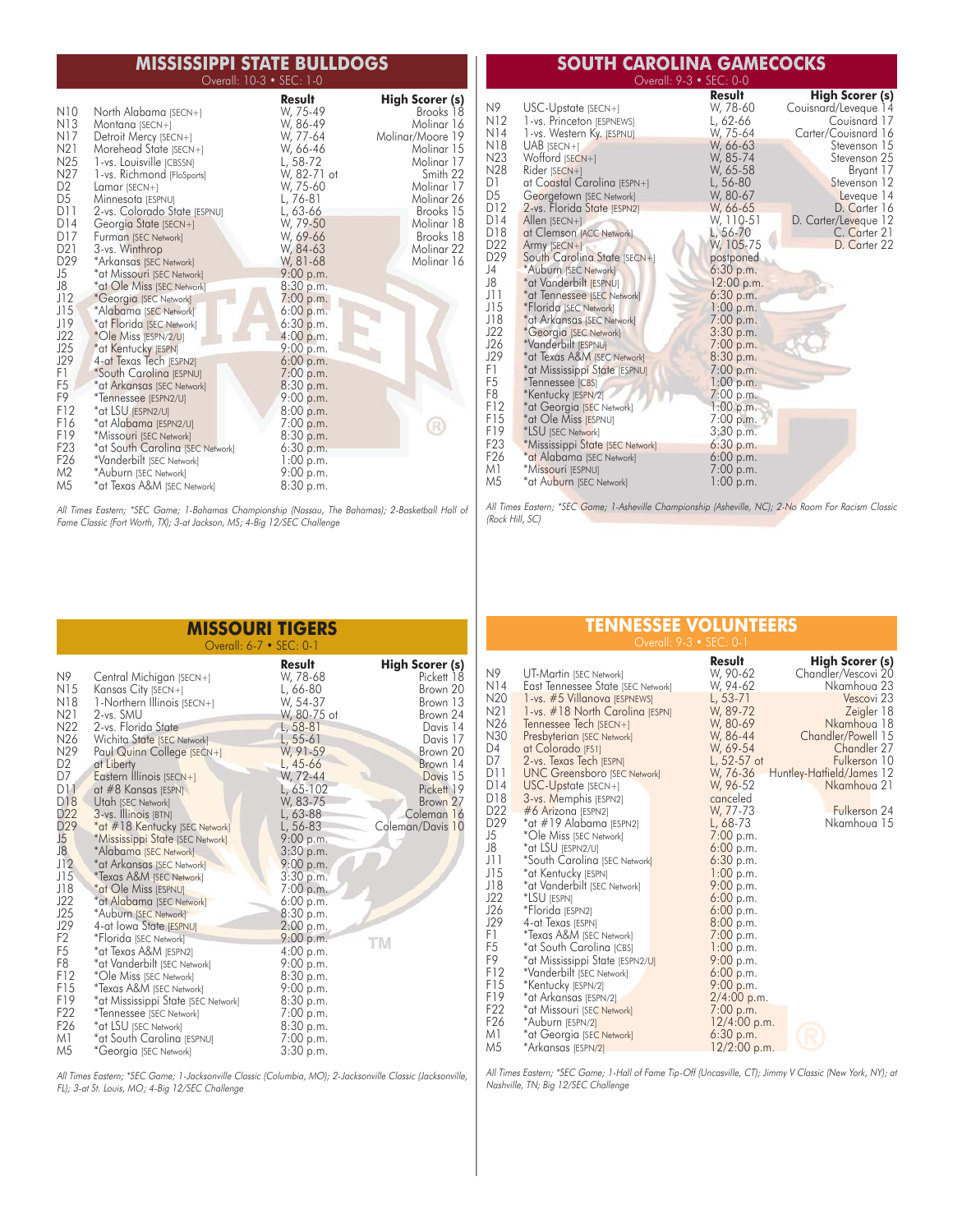## MISSISSIPPI STATE BULLDOGS

Overall: 10-3 • SEC: 1-0

| | | Result | High Scorer (s) |
|---|---|---|---|
| N10 | North Alabama [SECN+] | W, 75-49 | Brooks 18 |
| N13 | Montana [SECN+] | W, 86-49 | Molinar 16 |
| N17 | Detroit Mercy [SECN+] | W, 77-64 | Molinar/Moore 19 |
| N21 | Morehead State [SECN+] | W, 66-46 | Molinar 15 |
| N25 | 1-vs. Louisville [CBSSN] | L, 58-72 | Molinar 17 |
| N27 | 1-vs. Richmond [FloSports] | W, 82-71 ot | Smith 22 |
| D2 | Lamar [SECN+] | W, 75-60 | Molinar 17 |
| D5 | Minnesota [ESPNU] | L, 76-81 | Molinar 26 |
| D11 | 2-vs. Colorado State [ESPNU] | L, 63-66 | Brooks 15 |
| D14 | Georgia State [SECN+] | W, 79-50 | Molinar 18 |
| D17 | Furman [SEC Network] | W, 69-66 | Brooks 18 |
| D21 | 3-vs. Winthrop | W, 84-63 | Molinar 22 |
| D29 | *Arkansas [SEC Network] | W, 81-68 | Molinar 16 |
| J5 | *at Missouri [SEC Network] | 9:00 p.m. | |
| J8 | *at Ole Miss [SEC Network] | 8:30 p.m. | |
| J12 | *Georgia [SEC Network] | 7:00 p.m. | |
| J15 | *Alabama [SEC Network] | 6:00 p.m. | |
| J19 | *at Florida [SEC Network] | 6:30 p.m. | |
| J22 | *Ole Miss [ESPN/2/U] | 4:00 p.m. | |
| J25 | *at Kentucky [ESPN] | 9:00 p.m. | |
| J29 | 4-at Texas Tech [ESPN2] | 6:00 p.m. | |
| F1 | *South Carolina [ESPNU] | 7:00 p.m. | |
| F5 | *at Arkansas [SEC Network] | 8:30 p.m. | |
| F9 | *Tennessee [ESPN2/U] | 9:00 p.m. | |
| F12 | *at LSU [ESPN2/U] | 8:00 p.m. | |
| F16 | *at Alabama [ESPN2/U] | 7:00 p.m. | |
| F19 | *Missouri [SEC Network] | 8:30 p.m. | |
| F23 | *at South Carolina [SEC Network] | 6:30 p.m. | |
| F26 | *Vanderbilt [SEC Network] | 1:00 p.m. | |
| M2 | *Auburn [SEC Network] | 9:00 p.m. | |
| M5 | *at Texas A&M [SEC Network] | 8:30 p.m. | |

*All Times Eastern; *SEC Game; 1-Bahamas Championship (Nassau, The Bahamas); 2-Basketball Hall of Fame Classic (Fort Worth, TX); 3-at Jackson, MS; 4-Big 12/SEC Challenge*

## SOUTH CAROLINA GAMECOCKS

Overall: 9-3 • SEC: 0-0

| | | Result | High Scorer (s) |
|---|---|---|---|
| N9 | USC-Upstate [SECN+] | W, 78-60 | Couisnard/Leveque 14 |
| N12 | 1-vs. Princeton [ESPNEWS] | L, 62-66 | Couisnard 17 |
| N14 | 1-vs. Western Ky. [ESPNU] | W, 75-64 | Carter/Couisnard 16 |
| N18 | UAB [SECN+] | W, 66-63 | Stevenson 15 |
| N23 | Wofford [SECN+] | W, 85-74 | Stevenson 25 |
| N28 | Rider [SECN+] | W, 65-58 | Bryant 17 |
| D1 | at Coastal Carolina [ESPN+] | L, 56-80 | Stevenson 12 |
| D5 | Georgetown [SEC Network] | W, 80-67 | Leveque 14 |
| D12 | 2-vs. Florida State [ESPN2] | W, 66-65 | D. Carter 16 |
| D14 | Allen [SECN+] | W, 110-51 | D. Carter/Leveque 12 |
| D18 | at Clemson [ACC Network] | L, 56-70 | C. Carter 21 |
| D22 | Army [SECN+] | W, 105-75 | D. Carter 22 |
| D29 | South Carolina State [SECN+] | postponed | |
| J4 | *Auburn [SEC Network] | 6:30 p.m. | |
| J8 | *at Vanderbilt [ESPNU] | 12:00 p.m. | |
| J11 | *at Tennessee [SEC Network] | 6:30 p.m. | |
| J15 | *Florida [SEC Network] | 1:00 p.m. | |
| J18 | *at Arkansas [SEC Network] | 7:00 p.m. | |
| J22 | *Georgia [SEC Network] | 3:30 p.m. | |
| J26 | *Vanderbilt [ESPNU] | 7:00 p.m. | |
| J29 | *at Texas A&M [SEC Network] | 8:30 p.m. | |
| F1 | *at Mississippi State [ESPNU] | 7:00 p.m. | |
| F5 | *Tennessee [CBS] | 1:00 p.m. | |
| F8 | *Kentucky [ESPN/2] | 7:00 p.m. | |
| F12 | *at Georgia [SEC Network] | 1:00 p.m. | |
| F15 | *at Ole Miss [ESPNU] | 7:00 p.m. | |
| F19 | *LSU [SEC Network] | 3:30 p.m. | |
| F23 | *Mississippi State [SEC Network] | 6:30 p.m. | |
| F26 | *at Alabama [SEC Network] | 6:00 p.m. | |
| M1 | *Missouri [ESPNU] | 7:00 p.m. | |
| M5 | *at Auburn [SEC Network] | 1:00 p.m. | |

*All Times Eastern; *SEC Game; 1-Asheville Championship (Asheville, NC); 2-No Room For Racism Classic (Rock Hill, SC)*

## MISSOURI TIGERS

Overall: 6-7 • SEC: 0-1

| | | Result | High Scorer (s) |
|---|---|---|---|
| N9 | Central Michigan [SECN+] | W, 78-68 | Pickett 18 |
| N15 | Kansas City [SECN+] | L, 66-80 | Brown 20 |
| N18 | 1-Northern Illinois [SECN+] | W, 54-37 | Brown 13 |
| N21 | 2-vs. SMU | W, 80-75 ot | Brown 24 |
| N22 | 2-vs. Florida State | L, 58-81 | Davis 14 |
| N26 | Wichita State [SEC Network] | L, 55-67 | Davis 17 |
| N29 | Paul Quinn College [SECN+] | W, 91-59 | Brown 20 |
| D2 | at Liberty | L, 45-66 | Brown 14 |
| D7 | Eastern Illinois [SECN+] | W, 72-44 | Davis 15 |
| D11 | at #8 Kansas [ESPN] | L, 65-102 | Pickett 19 |
| D18 | Utah [SEC Network] | W, 83-75 | Brown 27 |
| D22 | 3-vs. Illinois [BTN] | L, 63-88 | Coleman 16 |
| D29 | *at #18 Kentucky [SEC Network] | L, 56-83 | Coleman/Davis 10 |
| J5 | *Mississippi State [SEC Network] | 9:00 p.m. | |
| J8 | *Alabama [SEC Network] | 3:30 p.m. | |
| J12 | *at Arkansas [SEC Network] | 9:00 p.m. | |
| J15 | *Texas A&M [SEC Network] | 3:30 p.m. | |
| J18 | *at Ole Miss [ESPNU] | 7:00 p.m. | |
| J22 | *at Alabama [SEC Network] | 6:00 p.m. | |
| J25 | *Auburn [SEC Network] | 8:30 p.m. | |
| J29 | 4-at Iowa State [ESPNU] | 2:00 p.m. | |
| F2 | *Florida [SEC Network] | 9:00 p.m. | |
| F5 | *at Texas A&M [ESPN2] | 4:00 p.m. | |
| F8 | *at Vanderbilt [SEC Network] | 9:00 p.m. | |
| F12 | *Ole Miss [SEC Network] | 8:30 p.m. | |
| F15 | *Texas A&M [SEC Network] | 9:00 p.m. | |
| F19 | *at Mississippi State [SEC Network] | 8:30 p.m. | |
| F22 | *Tennessee [SEC Network] | 7:00 p.m. | |
| F26 | *at LSU [SEC Network] | 8:30 p.m. | |
| M1 | *at South Carolina [ESPNU] | 7:00 p.m. | |
| M5 | *Georgia [SEC Network] | 3:30 p.m. | |

*All Times Eastern; *SEC Game; 1-Jacksonville Classic (Columbia, MO); 2-Jacksonville Classic (Jacksonville, FL); 3-at St. Louis, MO; 4-Big 12/SEC Challenge*

## TENNESSEE VOLUNTEERS

Overall: 9-3 • SEC: 0-1

| | | Result | High Scorer (s) |
|---|---|---|---|
| N9 | UT-Martin [SEC Network] | W, 90-62 | Chandler/Vescovi 20 |
| N14 | East Tennessee State [SEC Network] | W, 94-62 | Nkamhoua 23 |
| N20 | 1-vs. #5 Villanova [ESPNEWS] | L, 53-71 | Vescovi 23 |
| N21 | 1-vs. #18 North Carolina [ESPN] | W, 89-72 | Zeigler 18 |
| N26 | Tennessee Tech [SECN+] | W, 80-69 | Nkamhoua 18 |
| N30 | Presbyterian [SEC Network] | W, 86-44 | Chandler/Powell 15 |
| D4 | at Colorado [FS1] | W, 69-54 | Chandler 27 |
| D7 | 2-vs. Texas Tech [ESPN] | L, 52-57 ot | Fulkerson 10 |
| D11 | UNC Greensboro [SEC Network] | W, 76-36 | Huntley-Hatfield/James 12 |
| D14 | USC-Upstate [SECN+] | W, 96-52 | Nkamhoua 21 |
| D18 | 3-vs. Memphis [ESPN2] | canceled | |
| D22 | #6 Arizona [ESPN2] | W, 77-73 | Fulkerson 24 |
| D29 | *at #19 Alabama [ESPN2] | L, 68-73 | Nkamhoua 15 |
| J5 | *Ole Miss [SEC Network] | 7:00 p.m. | |
| J8 | *at LSU [ESPN2/U] | 6:00 p.m. | |
| J11 | *South Carolina [SEC Network] | 6:30 p.m. | |
| J15 | *at Kentucky [ESPN] | 1:00 p.m. | |
| J18 | *at Vanderbilt [SEC Network] | 9:00 p.m. | |
| J22 | *LSU [ESPN] | 6:00 p.m. | |
| J26 | *Florida [ESPN2] | 6:00 p.m. | |
| J29 | 4-at Texas [ESPN] | 8:00 p.m. | |
| F1 | *Texas A&M [SEC Network] | 7:00 p.m. | |
| F5 | *at South Carolina [CBS] | 1:00 p.m. | |
| F9 | *at Mississippi State [ESPN2/U] | 9:00 p.m. | |
| F12 | *Vanderbilt [SEC Network] | 6:00 p.m. | |
| F15 | *Kentucky [ESPN/2] | 9:00 p.m. | |
| F19 | *at Arkansas [ESPN/2] | 2/4:00 p.m. | |
| F22 | *at Missouri [SEC Network] | 7:00 p.m. | |
| F26 | *Auburn [ESPN/2] | 12/4:00 p.m. | |
| M1 | *at Georgia [SEC Network] | 6:30 p.m. | |
| M5 | *Arkansas [ESPN/2] | 12/2:00 p.m. | |

*All Times Eastern; *SEC Game; 1-Hall of Fame Tip-Off (Uncasville, CT); Jimmy V Classic (New York, NY); at Nashville, TN; Big 12/SEC Challenge*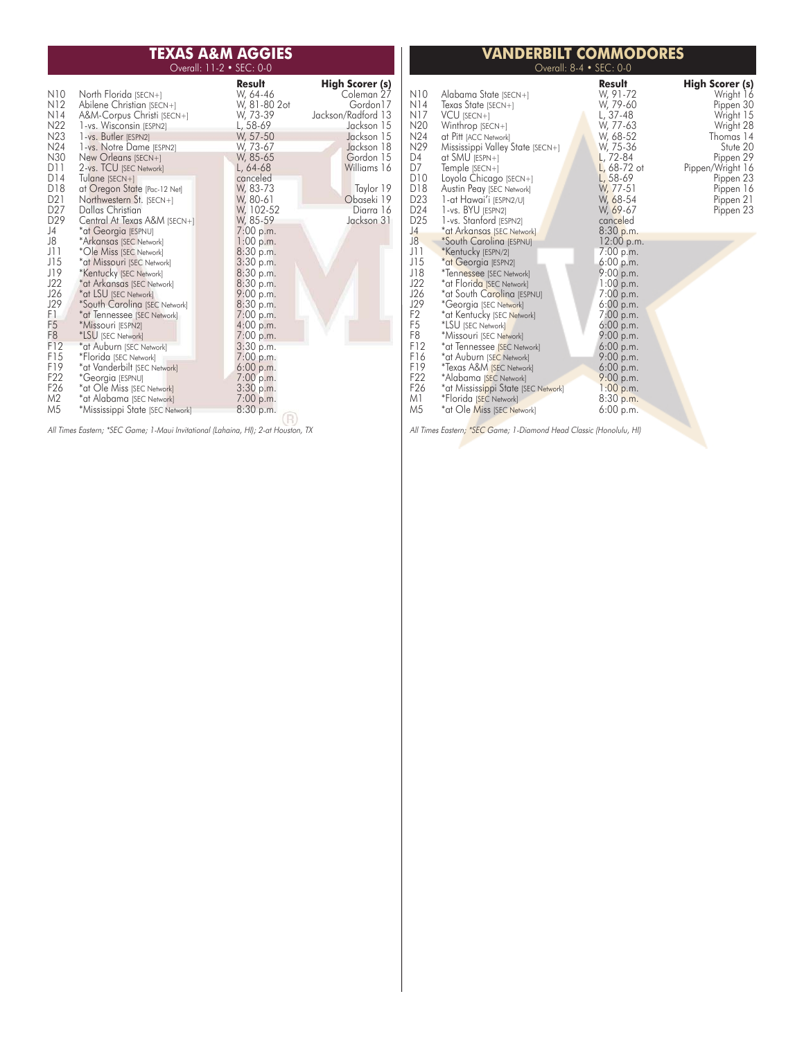## TEXAS A&M AGGIES

Overall: 11-2 • SEC: 0-0

| Date | Opponent | Result | High Scorer (s) |
|---|---|---|---|
| N10 | North Florida [SECN+] | W, 64-46 | Coleman 27 |
| N12 | Abilene Christian [SECN+] | W, 81-80 2ot | Gordon17 |
| N14 | A&M-Corpus Christi [SECN+] | W, 73-39 | Jackson/Radford 13 |
| N22 | 1-vs. Wisconsin [ESPN2] | L, 58-69 | Jackson 15 |
| N23 | 1-vs. Butler [ESPN2] | W, 57-50 | Jackson 15 |
| N24 | 1-vs. Notre Dame [ESPN2] | W, 73-67 | Jackson 18 |
| N30 | New Orleans [SECN+] | W, 85-65 | Gordon 15 |
| D11 | 2-vs. TCU [SEC Network] | L, 64-68 | Williams 16 |
| D14 | Tulane [SECN+] | canceled | |
| D18 | at Oregon State [Pac-12 Net] | W, 83-73 | Taylor 19 |
| D21 | Northwestern St. [SECN+] | W, 80-61 | Obaseki 19 |
| D27 | Dallas Christian | W, 102-52 | Diarra 16 |
| D29 | Central At Texas A&M [SECN+] | W, 85-59 | Jackson 31 |
| J4 | *at Georgia [ESPNU] | 7:00 p.m. | |
| J8 | *Arkansas [SEC Network] | 1:00 p.m. | |
| J11 | *Ole Miss [SEC Network] | 8:30 p.m. | |
| J15 | *at Missouri [SEC Network] | 3:30 p.m. | |
| J19 | *Kentucky [SEC Network] | 8:30 p.m. | |
| J22 | *at Arkansas [SEC Network] | 8:30 p.m. | |
| J26 | *at LSU [SEC Network] | 9:00 p.m. | |
| J29 | *South Carolina [SEC Network] | 8:30 p.m. | |
| F1 | *at Tennessee [SEC Network] | 7:00 p.m. | |
| F5 | *Missouri [ESPN2] | 4:00 p.m. | |
| F8 | *LSU [SEC Network] | 7:00 p.m. | |
| F12 | *at Auburn [SEC Network] | 3:30 p.m. | |
| F15 | *Florida [SEC Network] | 7:00 p.m. | |
| F19 | *at Vanderbilt [SEC Network] | 6:00 p.m. | |
| F22 | *Georgia [ESPNU] | 7:00 p.m. | |
| F26 | *at Ole Miss [SEC Network] | 3:30 p.m. | |
| M2 | *at Alabama [SEC Network] | 7:00 p.m. | |
| M5 | *Mississippi State [SEC Network] | 8:30 p.m. | |

*All Times Eastern; *SEC Game; 1-Maui Invitational (Lahaina, HI); 2-at Houston, TX*

## VANDERBILT COMMODORES

Overall: 8-4 • SEC: 0-0

| Date | Opponent | Result | High Scorer (s) |
|---|---|---|---|
| N10 | Alabama State [SECN+] | W, 91-72 | Wright 16 |
| N14 | Texas State [SECN+] | W, 79-60 | Pippen 30 |
| N17 | VCU [SECN+] | L, 37-48 | Wright 15 |
| N20 | Winthrop [SECN+] | W, 77-63 | Wright 28 |
| N24 | at Pitt [ACC Network] | W, 68-52 | Thomas 14 |
| N29 | Mississippi Valley State [SECN+] | W, 75-36 | Stute 20 |
| D4 | at SMU [ESPN+] | L, 72-84 | Pippen 29 |
| D7 | Temple [SECN+] | L, 68-72 ot | Pippen/Wright 16 |
| D10 | Loyola Chicago [SECN+] | L, 58-69 | Pippen 23 |
| D18 | Austin Peay [SEC Network] | W, 77-51 | Pippen 16 |
| D23 | 1-at Hawai'i [ESPN2/U] | W, 68-54 | Pippen 21 |
| D24 | 1-vs. BYU [ESPN2] | W, 69-67 | Pippen 23 |
| D25 | 1-vs. Stanford [ESPN2] | canceled | |
| J4 | *at Arkansas [SEC Network] | 8:30 p.m. | |
| J8 | *South Carolina [ESPNU] | 12:00 p.m. | |
| J11 | *Kentucky [ESPN/2] | 7:00 p.m. | |
| J15 | *at Georgia [ESPN2] | 6:00 p.m. | |
| J18 | *Tennessee [SEC Network] | 9:00 p.m. | |
| J22 | *at Florida [SEC Network] | 1:00 p.m. | |
| J26 | *at South Carolina [ESPNU] | 7:00 p.m. | |
| J29 | *Georgia [SEC Network] | 6:00 p.m. | |
| F2 | *at Kentucky [SEC Network] | 7:00 p.m. | |
| F5 | *LSU [SEC Network] | 6:00 p.m. | |
| F8 | *Missouri [SEC Network] | 9:00 p.m. | |
| F12 | *at Tennessee [SEC Network] | 6:00 p.m. | |
| F16 | *at Auburn [SEC Network] | 9:00 p.m. | |
| F19 | *Texas A&M [SEC Network] | 6:00 p.m. | |
| F22 | *Alabama [SEC Network] | 9:00 p.m. | |
| F26 | *at Mississippi State [SEC Network] | 1:00 p.m. | |
| M1 | *Florida [SEC Network] | 8:30 p.m. | |
| M5 | *at Ole Miss [SEC Network] | 6:00 p.m. | |

*All Times Eastern; *SEC Game; 1-Diamond Head Classic (Honolulu, HI)*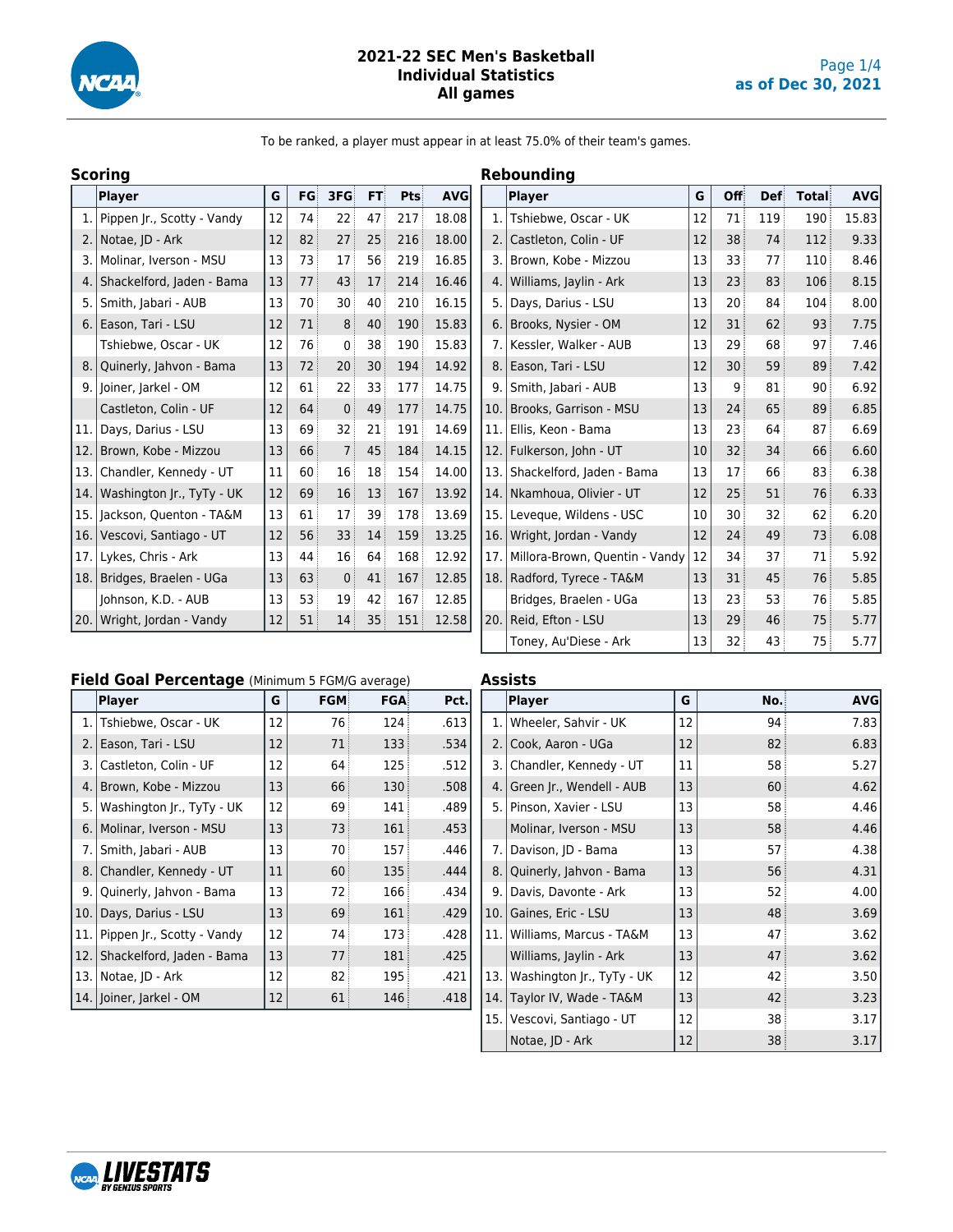# 2021-22 SEC Men's Basketball
## Individual Statistics
## All games

as of Dec 30, 2021

To be ranked, a player must appear in at least 75.0% of their team's games.

### Scoring

| | Player | G | FG | 3FG | FT | Pts | AVG |
|---|---|---|---|---|---|---|---|
| 1. | Pippen Jr., Scotty - Vandy | 12 | 74 | 22 | 47 | 217 | 18.08 |
| 2. | Notae, JD - Ark | 12 | 82 | 27 | 25 | 216 | 18.00 |
| 3. | Molinar, Iverson - MSU | 13 | 73 | 17 | 56 | 219 | 16.85 |
| 4. | Shackelford, Jaden - Bama | 13 | 77 | 43 | 17 | 214 | 16.46 |
| 5. | Smith, Jabari - AUB | 13 | 70 | 30 | 40 | 210 | 16.15 |
| 6. | Eason, Tari - LSU | 12 | 71 | 8 | 40 | 190 | 15.83 |
| | Tshiebwe, Oscar - UK | 12 | 76 | 0 | 38 | 190 | 15.83 |
| 8. | Quinerly, Jahvon - Bama | 13 | 72 | 20 | 30 | 194 | 14.92 |
| 9. | Joiner, Jarkel - OM | 12 | 61 | 22 | 33 | 177 | 14.75 |
| | Castleton, Colin - UF | 12 | 64 | 0 | 49 | 177 | 14.75 |
| 11. | Days, Darius - LSU | 13 | 69 | 32 | 21 | 191 | 14.69 |
| 12. | Brown, Kobe - Mizzou | 13 | 66 | 7 | 45 | 184 | 14.15 |
| 13. | Chandler, Kennedy - UT | 11 | 60 | 16 | 18 | 154 | 14.00 |
| 14. | Washington Jr., TyTy - UK | 12 | 69 | 16 | 13 | 167 | 13.92 |
| 15. | Jackson, Quenton - TA&M | 13 | 61 | 17 | 39 | 178 | 13.69 |
| 16. | Vescovi, Santiago - UT | 12 | 56 | 33 | 14 | 159 | 13.25 |
| 17. | Lykes, Chris - Ark | 13 | 44 | 16 | 64 | 168 | 12.92 |
| 18. | Bridges, Braelen - UGa | 13 | 63 | 0 | 41 | 167 | 12.85 |
| | Johnson, K.D. - AUB | 13 | 53 | 19 | 42 | 167 | 12.85 |
| 20. | Wright, Jordan - Vandy | 12 | 51 | 14 | 35 | 151 | 12.58 |

### Rebounding

| | Player | G | Off | Def | Total | AVG |
|---|---|---|---|---|---|---|
| 1. | Tshiebwe, Oscar - UK | 12 | 71 | 119 | 190 | 15.83 |
| 2. | Castleton, Colin - UF | 12 | 38 | 74 | 112 | 9.33 |
| 3. | Brown, Kobe - Mizzou | 13 | 33 | 77 | 110 | 8.46 |
| 4. | Williams, Jaylin - Ark | 13 | 23 | 83 | 106 | 8.15 |
| 5. | Days, Darius - LSU | 13 | 20 | 84 | 104 | 8.00 |
| 6. | Brooks, Nysier - OM | 12 | 31 | 62 | 93 | 7.75 |
| 7. | Kessler, Walker - AUB | 13 | 29 | 68 | 97 | 7.46 |
| 8. | Eason, Tari - LSU | 12 | 30 | 59 | 89 | 7.42 |
| 9. | Smith, Jabari - AUB | 13 | 9 | 81 | 90 | 6.92 |
| 10. | Brooks, Garrison - MSU | 13 | 24 | 65 | 89 | 6.85 |
| 11. | Ellis, Keon - Bama | 13 | 23 | 64 | 87 | 6.69 |
| 12. | Fulkerson, John - UT | 10 | 32 | 34 | 66 | 6.60 |
| 13. | Shackelford, Jaden - Bama | 13 | 17 | 66 | 83 | 6.38 |
| 14. | Nkamhoua, Olivier - UT | 12 | 25 | 51 | 76 | 6.33 |
| 15. | Leveque, Wildens - USC | 10 | 30 | 32 | 62 | 6.20 |
| 16. | Wright, Jordan - Vandy | 12 | 24 | 49 | 73 | 6.08 |
| 17. | Millora-Brown, Quentin - Vandy | 12 | 34 | 37 | 71 | 5.92 |
| 18. | Radford, Tyrece - TA&M | 13 | 31 | 45 | 76 | 5.85 |
| | Bridges, Braelen - UGa | 13 | 23 | 53 | 76 | 5.85 |
| 20. | Reid, Efton - LSU | 13 | 29 | 46 | 75 | 5.77 |
| | Toney, Au'Diese - Ark | 13 | 32 | 43 | 75 | 5.77 |

### Field Goal Percentage (Minimum 5 FGM/G average)

| | Player | G | FGM | FGA | Pct. |
|---|---|---|---|---|---|
| 1. | Tshiebwe, Oscar - UK | 12 | 76 | 124 | .613 |
| 2. | Eason, Tari - LSU | 12 | 71 | 133 | .534 |
| 3. | Castleton, Colin - UF | 12 | 64 | 125 | .512 |
| 4. | Brown, Kobe - Mizzou | 13 | 66 | 130 | .508 |
| 5. | Washington Jr., TyTy - UK | 12 | 69 | 141 | .489 |
| 6. | Molinar, Iverson - MSU | 13 | 73 | 161 | .453 |
| 7. | Smith, Jabari - AUB | 13 | 70 | 157 | .446 |
| 8. | Chandler, Kennedy - UT | 11 | 60 | 135 | .444 |
| 9. | Quinerly, Jahvon - Bama | 13 | 72 | 166 | .434 |
| 10. | Days, Darius - LSU | 13 | 69 | 161 | .429 |
| 11. | Pippen Jr., Scotty - Vandy | 12 | 74 | 173 | .428 |
| 12. | Shackelford, Jaden - Bama | 13 | 77 | 181 | .425 |
| 13. | Notae, JD - Ark | 12 | 82 | 195 | .421 |
| 14. | Joiner, Jarkel - OM | 12 | 61 | 146 | .418 |

### Assists

| | Player | G | No. | AVG |
|---|---|---|---|---|
| 1. | Wheeler, Sahvir - UK | 12 | 94 | 7.83 |
| 2. | Cook, Aaron - UGa | 12 | 82 | 6.83 |
| 3. | Chandler, Kennedy - UT | 11 | 58 | 5.27 |
| 4. | Green Jr., Wendell - AUB | 13 | 60 | 4.62 |
| 5. | Pinson, Xavier - LSU | 13 | 58 | 4.46 |
| | Molinar, Iverson - MSU | 13 | 58 | 4.46 |
| 7. | Davison, JD - Bama | 13 | 57 | 4.38 |
| 8. | Quinerly, Jahvon - Bama | 13 | 56 | 4.31 |
| 9. | Davis, Davonte - Ark | 13 | 52 | 4.00 |
| 10. | Gaines, Eric - LSU | 13 | 48 | 3.69 |
| 11. | Williams, Marcus - TA&M | 13 | 47 | 3.62 |
| | Williams, Jaylin - Ark | 13 | 47 | 3.62 |
| 13. | Washington Jr., TyTy - UK | 12 | 42 | 3.50 |
| 14. | Taylor IV, Wade - TA&M | 13 | 42 | 3.23 |
| 15. | Vescovi, Santiago - UT | 12 | 38 | 3.17 |
| | Notae, JD - Ark | 12 | 38 | 3.17 |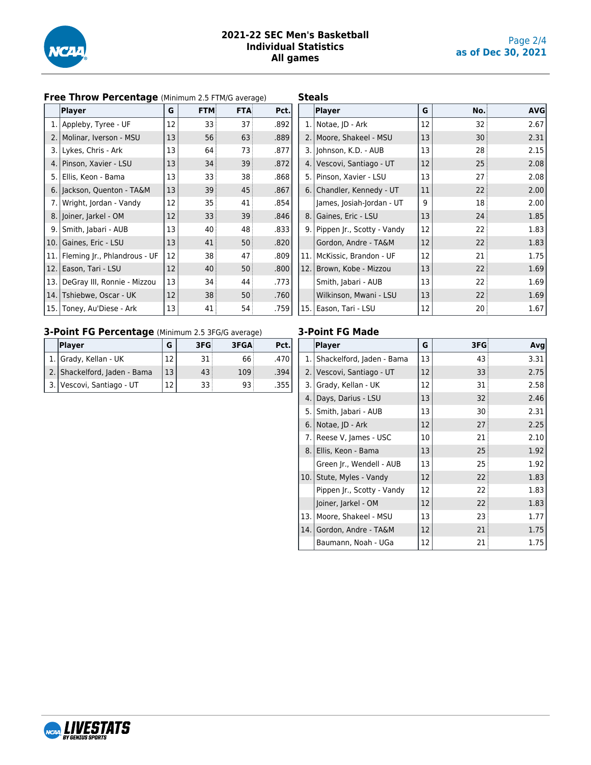# 2021-22 SEC Men's Basketball
## Individual Statistics
## All games

as of Dec 30, 2021

### Free Throw Percentage (Minimum 2.5 FTM/G average)

| | Player | G | FTM | FTA | Pct. |
|---|---|---|---|---|---|
| 1. | Appleby, Tyree - UF | 12 | 33 | 37 | .892 |
| 2. | Molinar, Iverson - MSU | 13 | 56 | 63 | .889 |
| 3. | Lykes, Chris - Ark | 13 | 64 | 73 | .877 |
| 4. | Pinson, Xavier - LSU | 13 | 34 | 39 | .872 |
| 5. | Ellis, Keon - Bama | 13 | 33 | 38 | .868 |
| 6. | Jackson, Quenton - TA&M | 13 | 39 | 45 | .867 |
| 7. | Wright, Jordan - Vandy | 12 | 35 | 41 | .854 |
| 8. | Joiner, Jarkel - OM | 12 | 33 | 39 | .846 |
| 9. | Smith, Jabari - AUB | 13 | 40 | 48 | .833 |
| 10. | Gaines, Eric - LSU | 13 | 41 | 50 | .820 |
| 11. | Fleming Jr., Phlandrous - UF | 12 | 38 | 47 | .809 |
| 12. | Eason, Tari - LSU | 12 | 40 | 50 | .800 |
| 13. | DeGray III, Ronnie - Mizzou | 13 | 34 | 44 | .773 |
| 14. | Tshiebwe, Oscar - UK | 12 | 38 | 50 | .760 |
| 15. | Toney, Au'Diese - Ark | 13 | 41 | 54 | .759 |

### Steals

| | Player | G | No. | AVG |
|---|---|---|---|---|
| 1. | Notae, JD - Ark | 12 | 32 | 2.67 |
| 2. | Moore, Shakeel - MSU | 13 | 30 | 2.31 |
| 3. | Johnson, K.D. - AUB | 13 | 28 | 2.15 |
| 4. | Vescovi, Santiago - UT | 12 | 25 | 2.08 |
| 5. | Pinson, Xavier - LSU | 13 | 27 | 2.08 |
| 6. | Chandler, Kennedy - UT | 11 | 22 | 2.00 |
| | James, Josiah-Jordan - UT | 9 | 18 | 2.00 |
| 8. | Gaines, Eric - LSU | 13 | 24 | 1.85 |
| 9. | Pippen Jr., Scotty - Vandy | 12 | 22 | 1.83 |
| | Gordon, Andre - TA&M | 12 | 22 | 1.83 |
| 11. | McKissic, Brandon - UF | 12 | 21 | 1.75 |
| 12. | Brown, Kobe - Mizzou | 13 | 22 | 1.69 |
| | Smith, Jabari - AUB | 13 | 22 | 1.69 |
| | Wilkinson, Mwani - LSU | 13 | 22 | 1.69 |
| 15. | Eason, Tari - LSU | 12 | 20 | 1.67 |

### 3-Point FG Percentage (Minimum 2.5 3FG/G average)

| | Player | G | 3FG | 3FGA | Pct. |
|---|---|---|---|---|---|
| 1. | Grady, Kellan - UK | 12 | 31 | 66 | .470 |
| 2. | Shackelford, Jaden - Bama | 13 | 43 | 109 | .394 |
| 3. | Vescovi, Santiago - UT | 12 | 33 | 93 | .355 |

### 3-Point FG Made

| | Player | G | 3FG | Avg |
|---|---|---|---|---|
| 1. | Shackelford, Jaden - Bama | 13 | 43 | 3.31 |
| 2. | Vescovi, Santiago - UT | 12 | 33 | 2.75 |
| 3. | Grady, Kellan - UK | 12 | 31 | 2.58 |
| 4. | Days, Darius - LSU | 13 | 32 | 2.46 |
| 5. | Smith, Jabari - AUB | 13 | 30 | 2.31 |
| 6. | Notae, JD - Ark | 12 | 27 | 2.25 |
| 7. | Reese V, James - USC | 10 | 21 | 2.10 |
| 8. | Ellis, Keon - Bama | 13 | 25 | 1.92 |
| | Green Jr., Wendell - AUB | 13 | 25 | 1.92 |
| 10. | Stute, Myles - Vandy | 12 | 22 | 1.83 |
| | Pippen Jr., Scotty - Vandy | 12 | 22 | 1.83 |
| | Joiner, Jarkel - OM | 12 | 22 | 1.83 |
| 13. | Moore, Shakeel - MSU | 13 | 23 | 1.77 |
| 14. | Gordon, Andre - TA&M | 12 | 21 | 1.75 |
| | Baumann, Noah - UGa | 12 | 21 | 1.75 |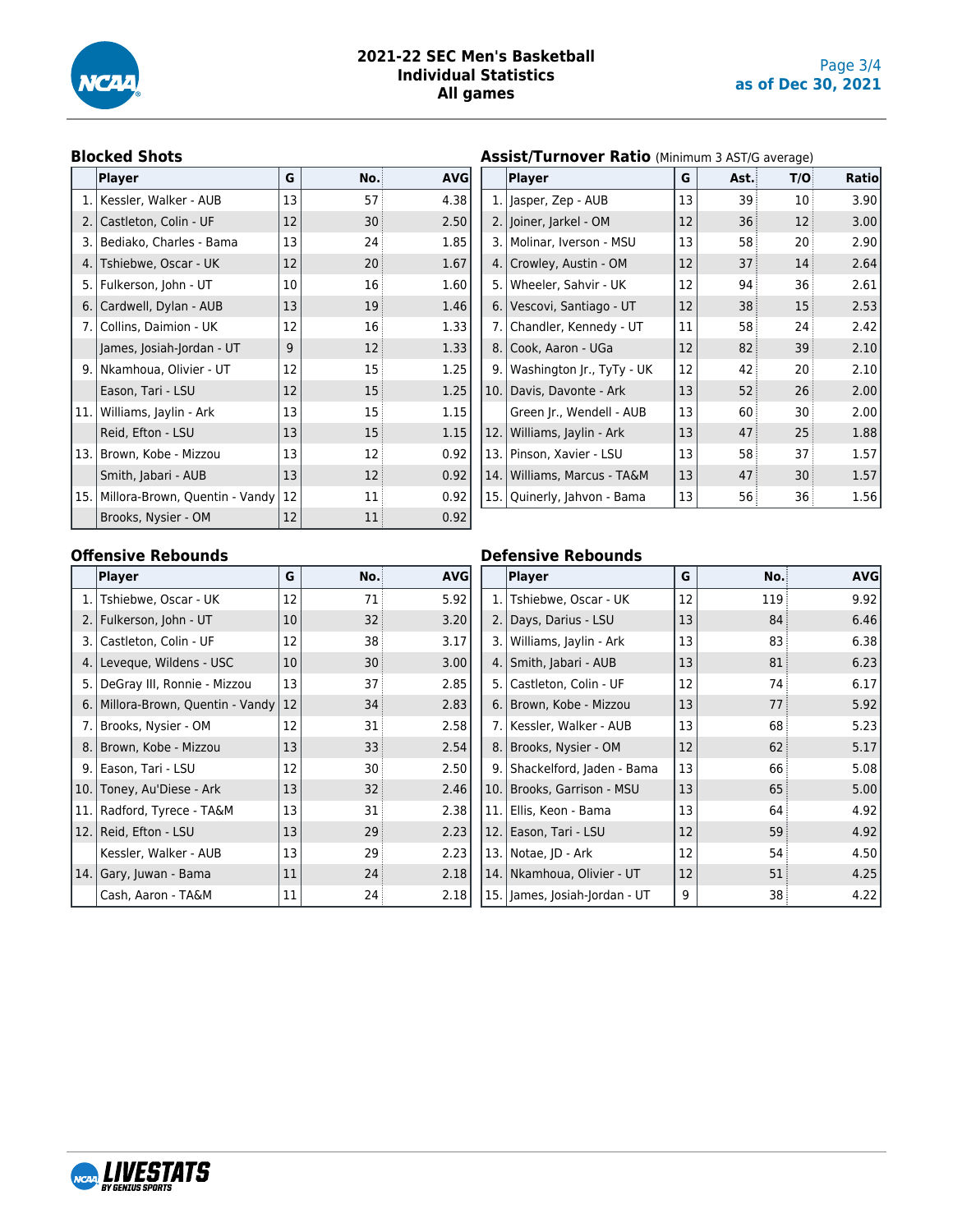# 2021-22 SEC Men's Basketball
## Individual Statistics
## All games

as of Dec 30, 2021

### Blocked Shots

| | Player | G | No. | AVG |
|---|---|---|---|---|
| 1. | Kessler, Walker - AUB | 13 | 57 | 4.38 |
| 2. | Castleton, Colin - UF | 12 | 30 | 2.50 |
| 3. | Bediako, Charles - Bama | 13 | 24 | 1.85 |
| 4. | Tshiebwe, Oscar - UK | 12 | 20 | 1.67 |
| 5. | Fulkerson, John - UT | 10 | 16 | 1.60 |
| 6. | Cardwell, Dylan - AUB | 13 | 19 | 1.46 |
| 7. | Collins, Daimion - UK | 12 | 16 | 1.33 |
| | James, Josiah-Jordan - UT | 9 | 12 | 1.33 |
| 9. | Nkamhoua, Olivier - UT | 12 | 15 | 1.25 |
| | Eason, Tari - LSU | 12 | 15 | 1.25 |
| 11. | Williams, Jaylin - Ark | 13 | 15 | 1.15 |
| | Reid, Efton - LSU | 13 | 15 | 1.15 |
| 13. | Brown, Kobe - Mizzou | 13 | 12 | 0.92 |
| | Smith, Jabari - AUB | 13 | 12 | 0.92 |
| 15. | Millora-Brown, Quentin - Vandy | 12 | 11 | 0.92 |
| | Brooks, Nysier - OM | 12 | 11 | 0.92 |

### Assist/Turnover Ratio (Minimum 3 AST/G average)

| | Player | G | Ast. | T/O | Ratio |
|---|---|---|---|---|---|
| 1. | Jasper, Zep - AUB | 13 | 39 | 10 | 3.90 |
| 2. | Joiner, Jarkel - OM | 12 | 36 | 12 | 3.00 |
| 3. | Molinar, Iverson - MSU | 13 | 58 | 20 | 2.90 |
| 4. | Crowley, Austin - OM | 12 | 37 | 14 | 2.64 |
| 5. | Wheeler, Sahvir - UK | 12 | 94 | 36 | 2.61 |
| 6. | Vescovi, Santiago - UT | 12 | 38 | 15 | 2.53 |
| 7. | Chandler, Kennedy - UT | 11 | 58 | 24 | 2.42 |
| 8. | Cook, Aaron - UGa | 12 | 82 | 39 | 2.10 |
| 9. | Washington Jr., TyTy - UK | 12 | 42 | 20 | 2.10 |
| 10. | Davis, Davonte - Ark | 13 | 52 | 26 | 2.00 |
| | Green Jr., Wendell - AUB | 13 | 60 | 30 | 2.00 |
| 12. | Williams, Jaylin - Ark | 13 | 47 | 25 | 1.88 |
| 13. | Pinson, Xavier - LSU | 13 | 58 | 37 | 1.57 |
| 14. | Williams, Marcus - TA&M | 13 | 47 | 30 | 1.57 |
| 15. | Quinerly, Jahvon - Bama | 13 | 56 | 36 | 1.56 |

### Offensive Rebounds

| | Player | G | No. | AVG |
|---|---|---|---|---|
| 1. | Tshiebwe, Oscar - UK | 12 | 71 | 5.92 |
| 2. | Fulkerson, John - UT | 10 | 32 | 3.20 |
| 3. | Castleton, Colin - UF | 12 | 38 | 3.17 |
| 4. | Leveque, Wildens - USC | 10 | 30 | 3.00 |
| 5. | DeGray III, Ronnie - Mizzou | 13 | 37 | 2.85 |
| 6. | Millora-Brown, Quentin - Vandy | 12 | 34 | 2.83 |
| 7. | Brooks, Nysier - OM | 12 | 31 | 2.58 |
| 8. | Brown, Kobe - Mizzou | 13 | 33 | 2.54 |
| 9. | Eason, Tari - LSU | 12 | 30 | 2.50 |
| 10. | Toney, Au'Diese - Ark | 13 | 32 | 2.46 |
| 11. | Radford, Tyrece - TA&M | 13 | 31 | 2.38 |
| 12. | Reid, Efton - LSU | 13 | 29 | 2.23 |
| | Kessler, Walker - AUB | 13 | 29 | 2.23 |
| 14. | Gary, Juwan - Bama | 11 | 24 | 2.18 |
| | Cash, Aaron - TA&M | 11 | 24 | 2.18 |

### Defensive Rebounds

| | Player | G | No. | AVG |
|---|---|---|---|---|
| 1. | Tshiebwe, Oscar - UK | 12 | 119 | 9.92 |
| 2. | Days, Darius - LSU | 13 | 84 | 6.46 |
| 3. | Williams, Jaylin - Ark | 13 | 83 | 6.38 |
| 4. | Smith, Jabari - AUB | 13 | 81 | 6.23 |
| 5. | Castleton, Colin - UF | 12 | 74 | 6.17 |
| 6. | Brown, Kobe - Mizzou | 13 | 77 | 5.92 |
| 7. | Kessler, Walker - AUB | 13 | 68 | 5.23 |
| 8. | Brooks, Nysier - OM | 12 | 62 | 5.17 |
| 9. | Shackelford, Jaden - Bama | 13 | 66 | 5.08 |
| 10. | Brooks, Garrison - MSU | 13 | 65 | 5.00 |
| 11. | Ellis, Keon - Bama | 13 | 64 | 4.92 |
| 12. | Eason, Tari - LSU | 12 | 59 | 4.92 |
| 13. | Notae, JD - Ark | 12 | 54 | 4.50 |
| 14. | Nkamhoua, Olivier - UT | 12 | 51 | 4.25 |
| 15. | James, Josiah-Jordan - UT | 9 | 38 | 4.22 |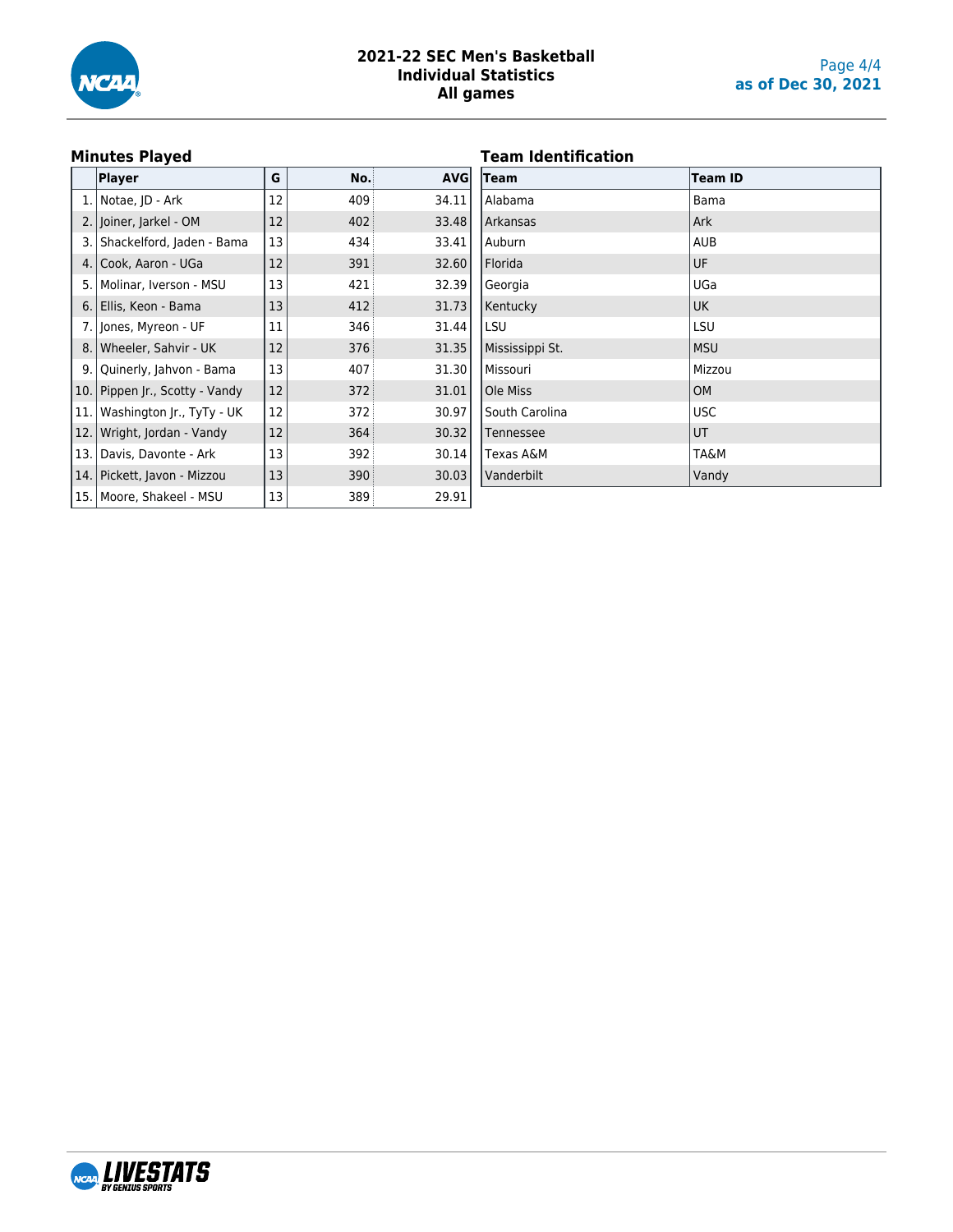# 2021-22 SEC Men's Basketball
## Individual Statistics
### All games

as of Dec 30, 2021

### Minutes Played

| | Player | G | No. | AVG |
|---|---|---|---|---|
| 1. | Notae, JD - Ark | 12 | 409 | 34.11 |
| 2. | Joiner, Jarkel - OM | 12 | 402 | 33.48 |
| 3. | Shackelford, Jaden - Bama | 13 | 434 | 33.41 |
| 4. | Cook, Aaron - UGa | 12 | 391 | 32.60 |
| 5. | Molinar, Iverson - MSU | 13 | 421 | 32.39 |
| 6. | Ellis, Keon - Bama | 13 | 412 | 31.73 |
| 7. | Jones, Myreon - UF | 11 | 346 | 31.44 |
| 8. | Wheeler, Sahvir - UK | 12 | 376 | 31.35 |
| 9. | Quinerly, Jahvon - Bama | 13 | 407 | 31.30 |
| 10. | Pippen Jr., Scotty - Vandy | 12 | 372 | 31.01 |
| 11. | Washington Jr., TyTy - UK | 12 | 372 | 30.97 |
| 12. | Wright, Jordan - Vandy | 12 | 364 | 30.32 |
| 13. | Davis, Davonte - Ark | 13 | 392 | 30.14 |
| 14. | Pickett, Javon - Mizzou | 13 | 390 | 30.03 |
| 15. | Moore, Shakeel - MSU | 13 | 389 | 29.91 |

### Team Identification

| Team | Team ID |
|---|---|
| Alabama | Bama |
| Arkansas | Ark |
| Auburn | AUB |
| Florida | UF |
| Georgia | UGa |
| Kentucky | UK |
| LSU | LSU |
| Mississippi St. | MSU |
| Missouri | Mizzou |
| Ole Miss | OM |
| South Carolina | USC |
| Tennessee | UT |
| Texas A&M | TA&M |
| Vanderbilt | Vandy |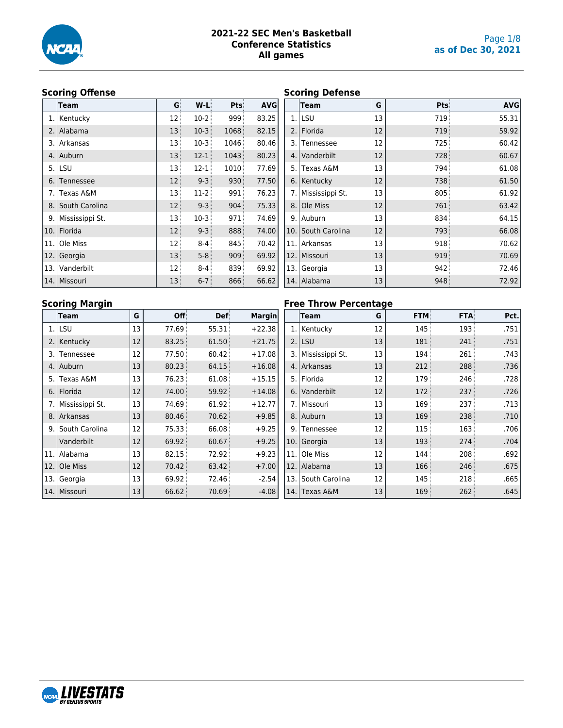# 2021-22 SEC Men's Basketball
## Conference Statistics
### All games

as of Dec 30, 2021

### Scoring Offense

| | Team | G | W-L | Pts | AVG |
|---|---|---|---|---|---|
| 1. | Kentucky | 12 | 10-2 | 999 | 83.25 |
| 2. | Alabama | 13 | 10-3 | 1068 | 82.15 |
| 3. | Arkansas | 13 | 10-3 | 1046 | 80.46 |
| 4. | Auburn | 13 | 12-1 | 1043 | 80.23 |
| 5. | LSU | 13 | 12-1 | 1010 | 77.69 |
| 6. | Tennessee | 12 | 9-3 | 930 | 77.50 |
| 7. | Texas A&M | 13 | 11-2 | 991 | 76.23 |
| 8. | South Carolina | 12 | 9-3 | 904 | 75.33 |
| 9. | Mississippi St. | 13 | 10-3 | 971 | 74.69 |
| 10. | Florida | 12 | 9-3 | 888 | 74.00 |
| 11. | Ole Miss | 12 | 8-4 | 845 | 70.42 |
| 12. | Georgia | 13 | 5-8 | 909 | 69.92 |
| 13. | Vanderbilt | 12 | 8-4 | 839 | 69.92 |
| 14. | Missouri | 13 | 6-7 | 866 | 66.62 |

### Scoring Defense

| | Team | G | Pts | AVG |
|---|---|---|---|---|
| 1. | LSU | 13 | 719 | 55.31 |
| 2. | Florida | 12 | 719 | 59.92 |
| 3. | Tennessee | 12 | 725 | 60.42 |
| 4. | Vanderbilt | 12 | 728 | 60.67 |
| 5. | Texas A&M | 13 | 794 | 61.08 |
| 6. | Kentucky | 12 | 738 | 61.50 |
| 7. | Mississippi St. | 13 | 805 | 61.92 |
| 8. | Ole Miss | 12 | 761 | 63.42 |
| 9. | Auburn | 13 | 834 | 64.15 |
| 10. | South Carolina | 12 | 793 | 66.08 |
| 11. | Arkansas | 13 | 918 | 70.62 |
| 12. | Missouri | 13 | 919 | 70.69 |
| 13. | Georgia | 13 | 942 | 72.46 |
| 14. | Alabama | 13 | 948 | 72.92 |

### Scoring Margin

| | Team | G | Off | Def | Margin |
|---|---|---|---|---|---|
| 1. | LSU | 13 | 77.69 | 55.31 | +22.38 |
| 2. | Kentucky | 12 | 83.25 | 61.50 | +21.75 |
| 3. | Tennessee | 12 | 77.50 | 60.42 | +17.08 |
| 4. | Auburn | 13 | 80.23 | 64.15 | +16.08 |
| 5. | Texas A&M | 13 | 76.23 | 61.08 | +15.15 |
| 6. | Florida | 12 | 74.00 | 59.92 | +14.08 |
| 7. | Mississippi St. | 13 | 74.69 | 61.92 | +12.77 |
| 8. | Arkansas | 13 | 80.46 | 70.62 | +9.85 |
| 9. | South Carolina | 12 | 75.33 | 66.08 | +9.25 |
| | Vanderbilt | 12 | 69.92 | 60.67 | +9.25 |
| 11. | Alabama | 13 | 82.15 | 72.92 | +9.23 |
| 12. | Ole Miss | 12 | 70.42 | 63.42 | +7.00 |
| 13. | Georgia | 13 | 69.92 | 72.46 | -2.54 |
| 14. | Missouri | 13 | 66.62 | 70.69 | -4.08 |

### Free Throw Percentage

| | Team | G | FTM | FTA | Pct. |
|---|---|---|---|---|---|
| 1. | Kentucky | 12 | 145 | 193 | .751 |
| 2. | LSU | 13 | 181 | 241 | .751 |
| 3. | Mississippi St. | 13 | 194 | 261 | .743 |
| 4. | Arkansas | 13 | 212 | 288 | .736 |
| 5. | Florida | 12 | 179 | 246 | .728 |
| 6. | Vanderbilt | 12 | 172 | 237 | .726 |
| 7. | Missouri | 13 | 169 | 237 | .713 |
| 8. | Auburn | 13 | 169 | 238 | .710 |
| 9. | Tennessee | 12 | 115 | 163 | .706 |
| 10. | Georgia | 13 | 193 | 274 | .704 |
| 11. | Ole Miss | 12 | 144 | 208 | .692 |
| 12. | Alabama | 13 | 166 | 246 | .675 |
| 13. | South Carolina | 12 | 145 | 218 | .665 |
| 14. | Texas A&M | 13 | 169 | 262 | .645 |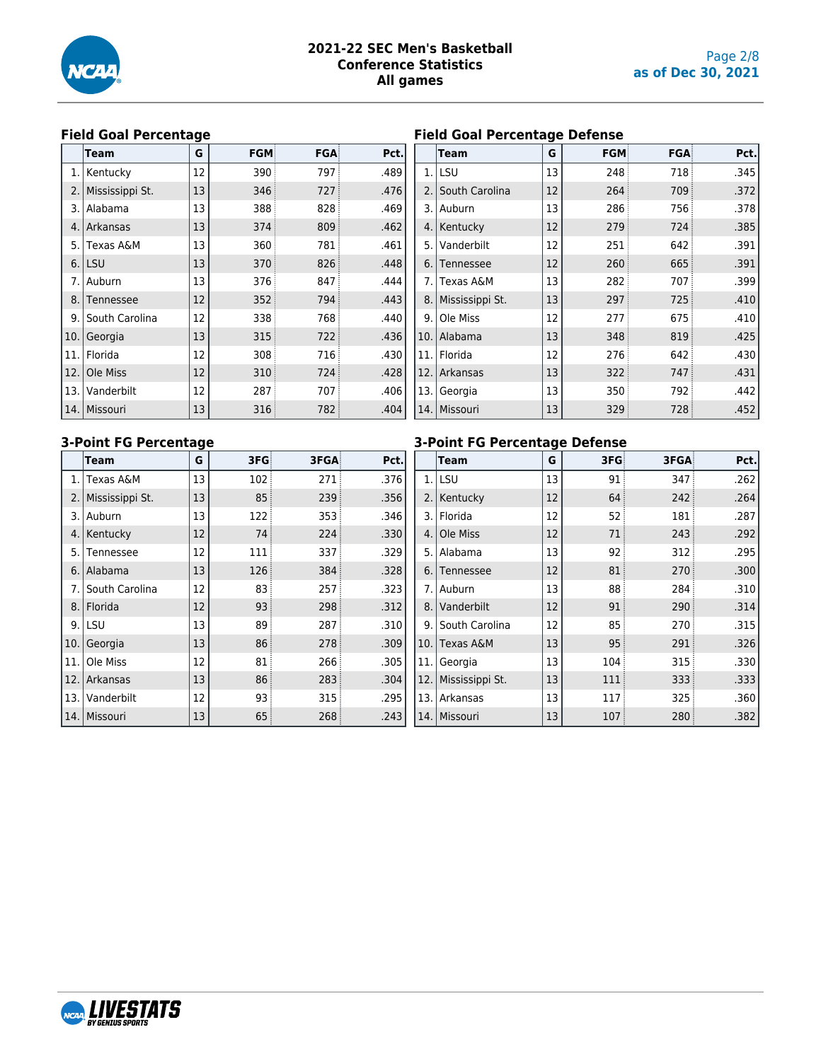# 2021-22 SEC Men's Basketball
# Conference Statistics
# All games

as of Dec 30, 2021

## Field Goal Percentage

| | Team | G | FGM | FGA | Pct. |
|---|---|---|---|---|---|
| 1. | Kentucky | 12 | 390 | 797 | .489 |
| 2. | Mississippi St. | 13 | 346 | 727 | .476 |
| 3. | Alabama | 13 | 388 | 828 | .469 |
| 4. | Arkansas | 13 | 374 | 809 | .462 |
| 5. | Texas A&M | 13 | 360 | 781 | .461 |
| 6. | LSU | 13 | 370 | 826 | .448 |
| 7. | Auburn | 13 | 376 | 847 | .444 |
| 8. | Tennessee | 12 | 352 | 794 | .443 |
| 9. | South Carolina | 12 | 338 | 768 | .440 |
| 10. | Georgia | 13 | 315 | 722 | .436 |
| 11. | Florida | 12 | 308 | 716 | .430 |
| 12. | Ole Miss | 12 | 310 | 724 | .428 |
| 13. | Vanderbilt | 12 | 287 | 707 | .406 |
| 14. | Missouri | 13 | 316 | 782 | .404 |

## Field Goal Percentage Defense

| | Team | G | FGM | FGA | Pct. |
|---|---|---|---|---|---|
| 1. | LSU | 13 | 248 | 718 | .345 |
| 2. | South Carolina | 12 | 264 | 709 | .372 |
| 3. | Auburn | 13 | 286 | 756 | .378 |
| 4. | Kentucky | 12 | 279 | 724 | .385 |
| 5. | Vanderbilt | 12 | 251 | 642 | .391 |
| 6. | Tennessee | 12 | 260 | 665 | .391 |
| 7. | Texas A&M | 13 | 282 | 707 | .399 |
| 8. | Mississippi St. | 13 | 297 | 725 | .410 |
| 9. | Ole Miss | 12 | 277 | 675 | .410 |
| 10. | Alabama | 13 | 348 | 819 | .425 |
| 11. | Florida | 12 | 276 | 642 | .430 |
| 12. | Arkansas | 13 | 322 | 747 | .431 |
| 13. | Georgia | 13 | 350 | 792 | .442 |
| 14. | Missouri | 13 | 329 | 728 | .452 |

## 3-Point FG Percentage

| | Team | G | 3FG | 3FGA | Pct. |
|---|---|---|---|---|---|
| 1. | Texas A&M | 13 | 102 | 271 | .376 |
| 2. | Mississippi St. | 13 | 85 | 239 | .356 |
| 3. | Auburn | 13 | 122 | 353 | .346 |
| 4. | Kentucky | 12 | 74 | 224 | .330 |
| 5. | Tennessee | 12 | 111 | 337 | .329 |
| 6. | Alabama | 13 | 126 | 384 | .328 |
| 7. | South Carolina | 12 | 83 | 257 | .323 |
| 8. | Florida | 12 | 93 | 298 | .312 |
| 9. | LSU | 13 | 89 | 287 | .310 |
| 10. | Georgia | 13 | 86 | 278 | .309 |
| 11. | Ole Miss | 12 | 81 | 266 | .305 |
| 12. | Arkansas | 13 | 86 | 283 | .304 |
| 13. | Vanderbilt | 12 | 93 | 315 | .295 |
| 14. | Missouri | 13 | 65 | 268 | .243 |

## 3-Point FG Percentage Defense

| | Team | G | 3FG | 3FGA | Pct. |
|---|---|---|---|---|---|
| 1. | LSU | 13 | 91 | 347 | .262 |
| 2. | Kentucky | 12 | 64 | 242 | .264 |
| 3. | Florida | 12 | 52 | 181 | .287 |
| 4. | Ole Miss | 12 | 71 | 243 | .292 |
| 5. | Alabama | 13 | 92 | 312 | .295 |
| 6. | Tennessee | 12 | 81 | 270 | .300 |
| 7. | Auburn | 13 | 88 | 284 | .310 |
| 8. | Vanderbilt | 12 | 91 | 290 | .314 |
| 9. | South Carolina | 12 | 85 | 270 | .315 |
| 10. | Texas A&M | 13 | 95 | 291 | .326 |
| 11. | Georgia | 13 | 104 | 315 | .330 |
| 12. | Mississippi St. | 13 | 111 | 333 | .333 |
| 13. | Arkansas | 13 | 117 | 325 | .360 |
| 14. | Missouri | 13 | 107 | 280 | .382 |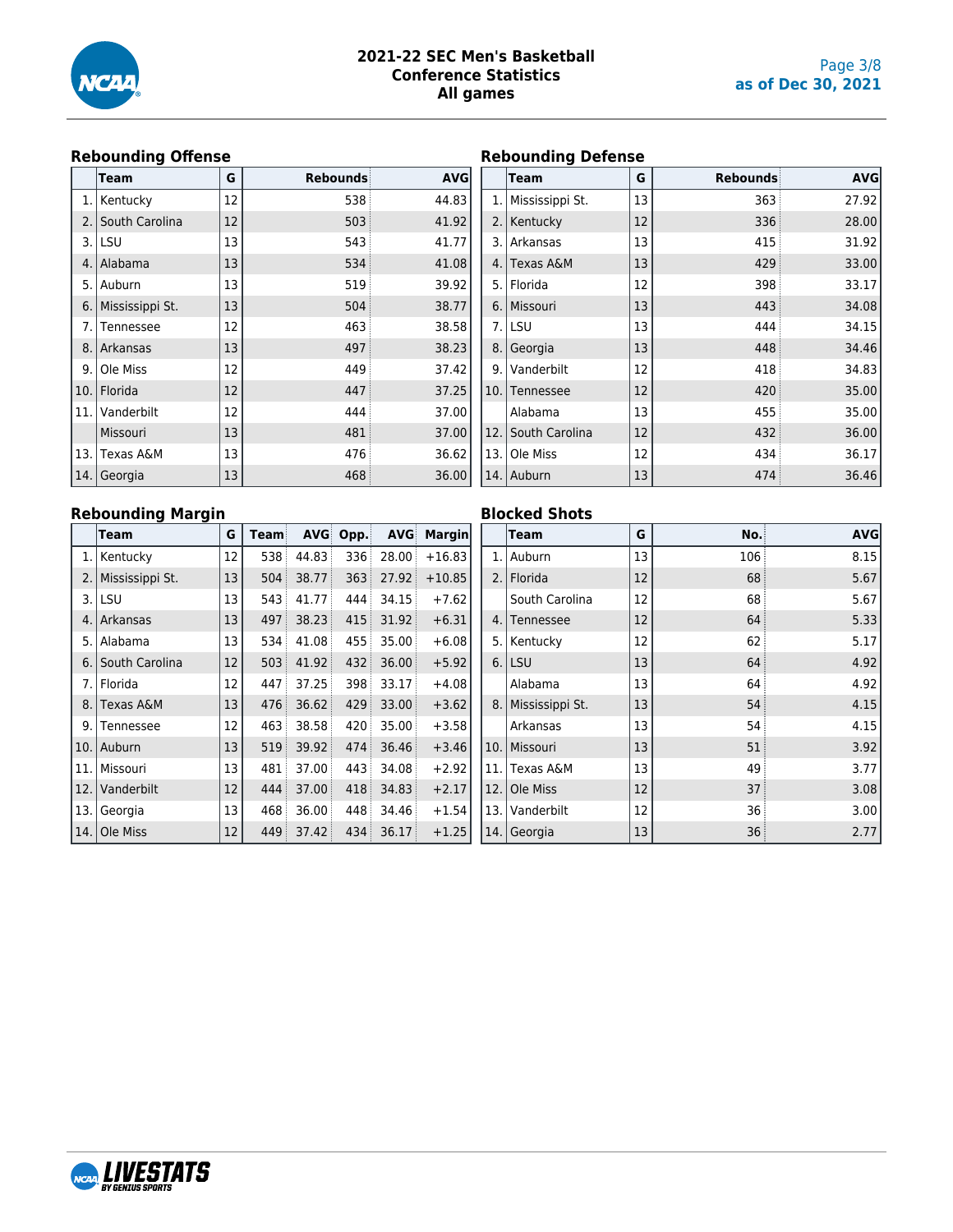# 2021-22 SEC Men's Basketball
## Conference Statistics
## All games

as of Dec 30, 2021

### Rebounding Offense

| | Team | G | Rebounds | AVG |
|---|---|---|---|---|
| 1. | Kentucky | 12 | 538 | 44.83 |
| 2. | South Carolina | 12 | 503 | 41.92 |
| 3. | LSU | 13 | 543 | 41.77 |
| 4. | Alabama | 13 | 534 | 41.08 |
| 5. | Auburn | 13 | 519 | 39.92 |
| 6. | Mississippi St. | 13 | 504 | 38.77 |
| 7. | Tennessee | 12 | 463 | 38.58 |
| 8. | Arkansas | 13 | 497 | 38.23 |
| 9. | Ole Miss | 12 | 449 | 37.42 |
| 10. | Florida | 12 | 447 | 37.25 |
| 11. | Vanderbilt | 12 | 444 | 37.00 |
| | Missouri | 13 | 481 | 37.00 |
| 13. | Texas A&M | 13 | 476 | 36.62 |
| 14. | Georgia | 13 | 468 | 36.00 |

### Rebounding Defense

| | Team | G | Rebounds | AVG |
|---|---|---|---|---|
| 1. | Mississippi St. | 13 | 363 | 27.92 |
| 2. | Kentucky | 12 | 336 | 28.00 |
| 3. | Arkansas | 13 | 415 | 31.92 |
| 4. | Texas A&M | 13 | 429 | 33.00 |
| 5. | Florida | 12 | 398 | 33.17 |
| 6. | Missouri | 13 | 443 | 34.08 |
| 7. | LSU | 13 | 444 | 34.15 |
| 8. | Georgia | 13 | 448 | 34.46 |
| 9. | Vanderbilt | 12 | 418 | 34.83 |
| 10. | Tennessee | 12 | 420 | 35.00 |
| | Alabama | 13 | 455 | 35.00 |
| 12. | South Carolina | 12 | 432 | 36.00 |
| 13. | Ole Miss | 12 | 434 | 36.17 |
| 14. | Auburn | 13 | 474 | 36.46 |

### Rebounding Margin

| | Team | G | Team | AVG | Opp. | AVG | Margin |
|---|---|---|---|---|---|---|---|
| 1. | Kentucky | 12 | 538 | 44.83 | 336 | 28.00 | +16.83 |
| 2. | Mississippi St. | 13 | 504 | 38.77 | 363 | 27.92 | +10.85 |
| 3. | LSU | 13 | 543 | 41.77 | 444 | 34.15 | +7.62 |
| 4. | Arkansas | 13 | 497 | 38.23 | 415 | 31.92 | +6.31 |
| 5. | Alabama | 13 | 534 | 41.08 | 455 | 35.00 | +6.08 |
| 6. | South Carolina | 12 | 503 | 41.92 | 432 | 36.00 | +5.92 |
| 7. | Florida | 12 | 447 | 37.25 | 398 | 33.17 | +4.08 |
| 8. | Texas A&M | 13 | 476 | 36.62 | 429 | 33.00 | +3.62 |
| 9. | Tennessee | 12 | 463 | 38.58 | 420 | 35.00 | +3.58 |
| 10. | Auburn | 13 | 519 | 39.92 | 474 | 36.46 | +3.46 |
| 11. | Missouri | 13 | 481 | 37.00 | 443 | 34.08 | +2.92 |
| 12. | Vanderbilt | 12 | 444 | 37.00 | 418 | 34.83 | +2.17 |
| 13. | Georgia | 13 | 468 | 36.00 | 448 | 34.46 | +1.54 |
| 14. | Ole Miss | 12 | 449 | 37.42 | 434 | 36.17 | +1.25 |

### Blocked Shots

| | Team | G | No. | AVG |
|---|---|---|---|---|
| 1. | Auburn | 13 | 106 | 8.15 |
| 2. | Florida | 12 | 68 | 5.67 |
| | South Carolina | 12 | 68 | 5.67 |
| 4. | Tennessee | 12 | 64 | 5.33 |
| 5. | Kentucky | 12 | 62 | 5.17 |
| 6. | LSU | 13 | 64 | 4.92 |
| | Alabama | 13 | 64 | 4.92 |
| 8. | Mississippi St. | 13 | 54 | 4.15 |
| | Arkansas | 13 | 54 | 4.15 |
| 10. | Missouri | 13 | 51 | 3.92 |
| 11. | Texas A&M | 13 | 49 | 3.77 |
| 12. | Ole Miss | 12 | 37 | 3.08 |
| 13. | Vanderbilt | 12 | 36 | 3.00 |
| 14. | Georgia | 13 | 36 | 2.77 |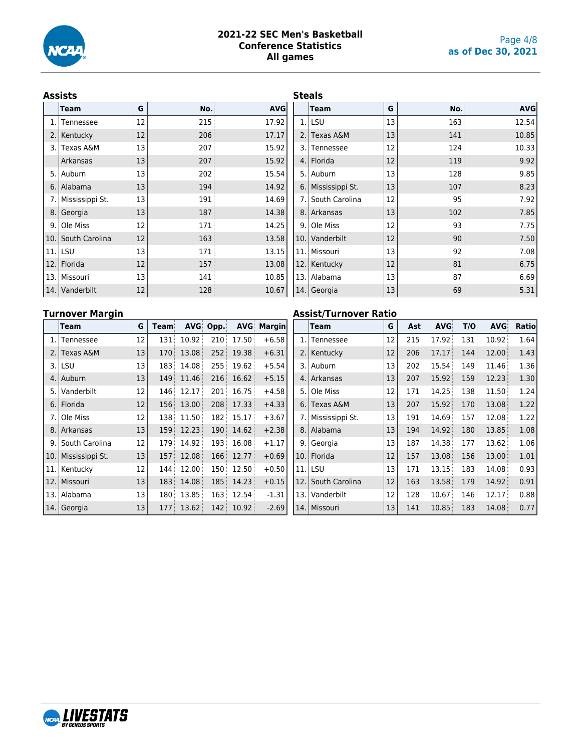# 2021-22 SEC Men's Basketball
## Conference Statistics
## All games

as of Dec 30, 2021

### Assists

| | Team | G | No. | AVG |
|---|---|---|---|---|
| 1. | Tennessee | 12 | 215 | 17.92 |
| 2. | Kentucky | 12 | 206 | 17.17 |
| 3. | Texas A&M | 13 | 207 | 15.92 |
| | Arkansas | 13 | 207 | 15.92 |
| 5. | Auburn | 13 | 202 | 15.54 |
| 6. | Alabama | 13 | 194 | 14.92 |
| 7. | Mississippi St. | 13 | 191 | 14.69 |
| 8. | Georgia | 13 | 187 | 14.38 |
| 9. | Ole Miss | 12 | 171 | 14.25 |
| 10. | South Carolina | 12 | 163 | 13.58 |
| 11. | LSU | 13 | 171 | 13.15 |
| 12. | Florida | 12 | 157 | 13.08 |
| 13. | Missouri | 13 | 141 | 10.85 |
| 14. | Vanderbilt | 12 | 128 | 10.67 |

### Steals

| | Team | G | No. | AVG |
|---|---|---|---|---|
| 1. | LSU | 13 | 163 | 12.54 |
| 2. | Texas A&M | 13 | 141 | 10.85 |
| 3. | Tennessee | 12 | 124 | 10.33 |
| 4. | Florida | 12 | 119 | 9.92 |
| 5. | Auburn | 13 | 128 | 9.85 |
| 6. | Mississippi St. | 13 | 107 | 8.23 |
| 7. | South Carolina | 12 | 95 | 7.92 |
| 8. | Arkansas | 13 | 102 | 7.85 |
| 9. | Ole Miss | 12 | 93 | 7.75 |
| 10. | Vanderbilt | 12 | 90 | 7.50 |
| 11. | Missouri | 13 | 92 | 7.08 |
| 12. | Kentucky | 12 | 81 | 6.75 |
| 13. | Alabama | 13 | 87 | 6.69 |
| 14. | Georgia | 13 | 69 | 5.31 |

### Turnover Margin

| | Team | G | Team | AVG | Opp. | AVG | Margin |
|---|---|---|---|---|---|---|---|
| 1. | Tennessee | 12 | 131 | 10.92 | 210 | 17.50 | +6.58 |
| 2. | Texas A&M | 13 | 170 | 13.08 | 252 | 19.38 | +6.31 |
| 3. | LSU | 13 | 183 | 14.08 | 255 | 19.62 | +5.54 |
| 4. | Auburn | 13 | 149 | 11.46 | 216 | 16.62 | +5.15 |
| 5. | Vanderbilt | 12 | 146 | 12.17 | 201 | 16.75 | +4.58 |
| 6. | Florida | 12 | 156 | 13.00 | 208 | 17.33 | +4.33 |
| 7. | Ole Miss | 12 | 138 | 11.50 | 182 | 15.17 | +3.67 |
| 8. | Arkansas | 13 | 159 | 12.23 | 190 | 14.62 | +2.38 |
| 9. | South Carolina | 12 | 179 | 14.92 | 193 | 16.08 | +1.17 |
| 10. | Mississippi St. | 13 | 157 | 12.08 | 166 | 12.77 | +0.69 |
| 11. | Kentucky | 12 | 144 | 12.00 | 150 | 12.50 | +0.50 |
| 12. | Missouri | 13 | 183 | 14.08 | 185 | 14.23 | +0.15 |
| 13. | Alabama | 13 | 180 | 13.85 | 163 | 12.54 | -1.31 |
| 14. | Georgia | 13 | 177 | 13.62 | 142 | 10.92 | -2.69 |

### Assist/Turnover Ratio

| | Team | G | Ast | AVG | T/O | AVG | Ratio |
|---|---|---|---|---|---|---|---|
| 1. | Tennessee | 12 | 215 | 17.92 | 131 | 10.92 | 1.64 |
| 2. | Kentucky | 12 | 206 | 17.17 | 144 | 12.00 | 1.43 |
| 3. | Auburn | 13 | 202 | 15.54 | 149 | 11.46 | 1.36 |
| 4. | Arkansas | 13 | 207 | 15.92 | 159 | 12.23 | 1.30 |
| 5. | Ole Miss | 12 | 171 | 14.25 | 138 | 11.50 | 1.24 |
| 6. | Texas A&M | 13 | 207 | 15.92 | 170 | 13.08 | 1.22 |
| 7. | Mississippi St. | 13 | 191 | 14.69 | 157 | 12.08 | 1.22 |
| 8. | Alabama | 13 | 194 | 14.92 | 180 | 13.85 | 1.08 |
| 9. | Georgia | 13 | 187 | 14.38 | 177 | 13.62 | 1.06 |
| 10. | Florida | 12 | 157 | 13.08 | 156 | 13.00 | 1.01 |
| 11. | LSU | 13 | 171 | 13.15 | 183 | 14.08 | 0.93 |
| 12. | South Carolina | 12 | 163 | 13.58 | 179 | 14.92 | 0.91 |
| 13. | Vanderbilt | 12 | 128 | 10.67 | 146 | 12.17 | 0.88 |
| 14. | Missouri | 13 | 141 | 10.85 | 183 | 14.08 | 0.77 |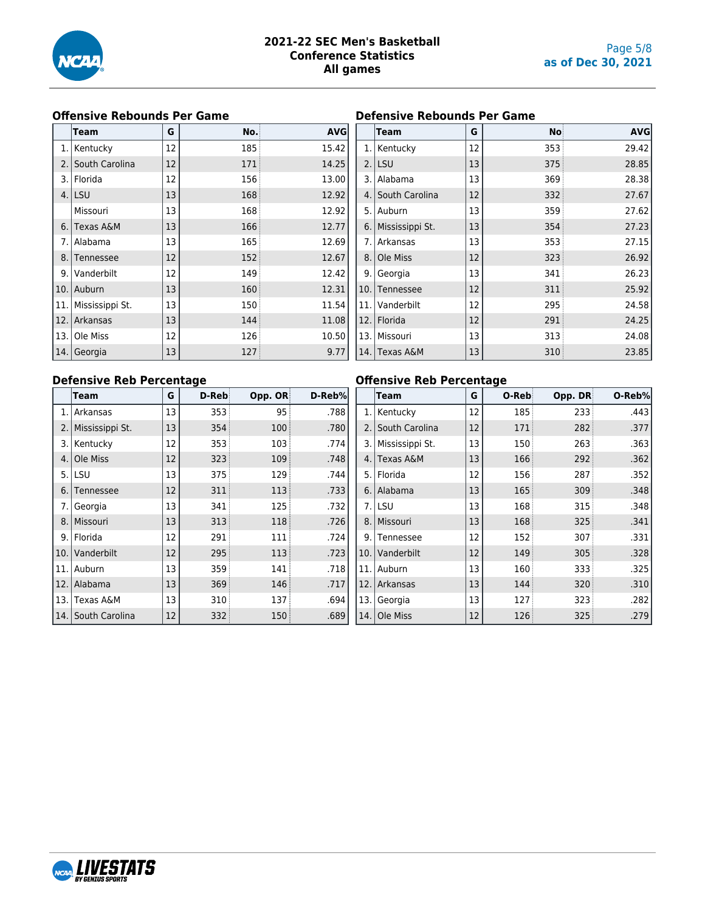# 2021-22 SEC Men's Basketball
## Conference Statistics
## All games

as of Dec 30, 2021

### Offensive Rebounds Per Game

| | Team | G | No. | AVG |
|---|---|---|---|---|
| 1. | Kentucky | 12 | 185 | 15.42 |
| 2. | South Carolina | 12 | 171 | 14.25 |
| 3. | Florida | 12 | 156 | 13.00 |
| 4. | LSU | 13 | 168 | 12.92 |
| | Missouri | 13 | 168 | 12.92 |
| 6. | Texas A&M | 13 | 166 | 12.77 |
| 7. | Alabama | 13 | 165 | 12.69 |
| 8. | Tennessee | 12 | 152 | 12.67 |
| 9. | Vanderbilt | 12 | 149 | 12.42 |
| 10. | Auburn | 13 | 160 | 12.31 |
| 11. | Mississippi St. | 13 | 150 | 11.54 |
| 12. | Arkansas | 13 | 144 | 11.08 |
| 13. | Ole Miss | 12 | 126 | 10.50 |
| 14. | Georgia | 13 | 127 | 9.77 |

### Defensive Rebounds Per Game

| | Team | G | No | AVG |
|---|---|---|---|---|
| 1. | Kentucky | 12 | 353 | 29.42 |
| 2. | LSU | 13 | 375 | 28.85 |
| 3. | Alabama | 13 | 369 | 28.38 |
| 4. | South Carolina | 12 | 332 | 27.67 |
| 5. | Auburn | 13 | 359 | 27.62 |
| 6. | Mississippi St. | 13 | 354 | 27.23 |
| 7. | Arkansas | 13 | 353 | 27.15 |
| 8. | Ole Miss | 12 | 323 | 26.92 |
| 9. | Georgia | 13 | 341 | 26.23 |
| 10. | Tennessee | 12 | 311 | 25.92 |
| 11. | Vanderbilt | 12 | 295 | 24.58 |
| 12. | Florida | 12 | 291 | 24.25 |
| 13. | Missouri | 13 | 313 | 24.08 |
| 14. | Texas A&M | 13 | 310 | 23.85 |

### Defensive Reb Percentage

| | Team | G | D-Reb | Opp. OR | D-Reb% |
|---|---|---|---|---|---|
| 1. | Arkansas | 13 | 353 | 95 | .788 |
| 2. | Mississippi St. | 13 | 354 | 100 | .780 |
| 3. | Kentucky | 12 | 353 | 103 | .774 |
| 4. | Ole Miss | 12 | 323 | 109 | .748 |
| 5. | LSU | 13 | 375 | 129 | .744 |
| 6. | Tennessee | 12 | 311 | 113 | .733 |
| 7. | Georgia | 13 | 341 | 125 | .732 |
| 8. | Missouri | 13 | 313 | 118 | .726 |
| 9. | Florida | 12 | 291 | 111 | .724 |
| 10. | Vanderbilt | 12 | 295 | 113 | .723 |
| 11. | Auburn | 13 | 359 | 141 | .718 |
| 12. | Alabama | 13 | 369 | 146 | .717 |
| 13. | Texas A&M | 13 | 310 | 137 | .694 |
| 14. | South Carolina | 12 | 332 | 150 | .689 |

### Offensive Reb Percentage

| | Team | G | O-Reb | Opp. DR | O-Reb% |
|---|---|---|---|---|---|
| 1. | Kentucky | 12 | 185 | 233 | .443 |
| 2. | South Carolina | 12 | 171 | 282 | .377 |
| 3. | Mississippi St. | 13 | 150 | 263 | .363 |
| 4. | Texas A&M | 13 | 166 | 292 | .362 |
| 5. | Florida | 12 | 156 | 287 | .352 |
| 6. | Alabama | 13 | 165 | 309 | .348 |
| 7. | LSU | 13 | 168 | 315 | .348 |
| 8. | Missouri | 13 | 168 | 325 | .341 |
| 9. | Tennessee | 12 | 152 | 307 | .331 |
| 10. | Vanderbilt | 12 | 149 | 305 | .328 |
| 11. | Auburn | 13 | 160 | 333 | .325 |
| 12. | Arkansas | 13 | 144 | 320 | .310 |
| 13. | Georgia | 13 | 127 | 323 | .282 |
| 14. | Ole Miss | 12 | 126 | 325 | .279 |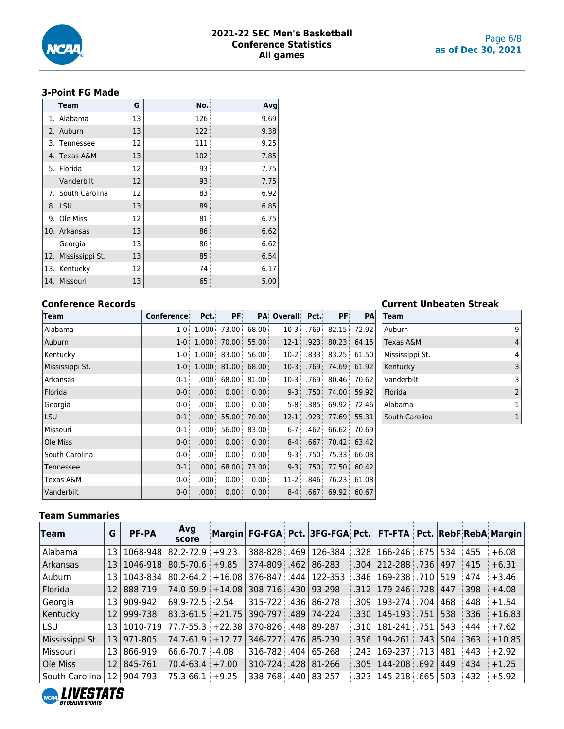# 2021-22 SEC Men's Basketball Conference Statistics All games

as of Dec 30, 2021

### 3-Point FG Made

| | Team | G | No. | Avg |
|---|---|---|---|---|
| 1. | Alabama | 13 | 126 | 9.69 |
| 2. | Auburn | 13 | 122 | 9.38 |
| 3. | Tennessee | 12 | 111 | 9.25 |
| 4. | Texas A&M | 13 | 102 | 7.85 |
| 5. | Florida | 12 | 93 | 7.75 |
| | Vanderbilt | 12 | 93 | 7.75 |
| 7. | South Carolina | 12 | 83 | 6.92 |
| 8. | LSU | 13 | 89 | 6.85 |
| 9. | Ole Miss | 12 | 81 | 6.75 |
| 10. | Arkansas | 13 | 86 | 6.62 |
| | Georgia | 13 | 86 | 6.62 |
| 12. | Mississippi St. | 13 | 85 | 6.54 |
| 13. | Kentucky | 12 | 74 | 6.17 |
| 14. | Missouri | 13 | 65 | 5.00 |

### Conference Records

| Team | Conference | Pct. | PF | PA | Overall | Pct. | PF | PA |
|---|---|---|---|---|---|---|---|---|
| Alabama | 1-0 | 1.000 | 73.00 | 68.00 | 10-3 | .769 | 82.15 | 72.92 |
| Auburn | 1-0 | 1.000 | 70.00 | 55.00 | 12-1 | .923 | 80.23 | 64.15 |
| Kentucky | 1-0 | 1.000 | 83.00 | 56.00 | 10-2 | .833 | 83.25 | 61.50 |
| Mississippi St. | 1-0 | 1.000 | 81.00 | 68.00 | 10-3 | .769 | 74.69 | 61.92 |
| Arkansas | 0-1 | .000 | 68.00 | 81.00 | 10-3 | .769 | 80.46 | 70.62 |
| Florida | 0-0 | .000 | 0.00 | 0.00 | 9-3 | .750 | 74.00 | 59.92 |
| Georgia | 0-0 | .000 | 0.00 | 0.00 | 5-8 | .385 | 69.92 | 72.46 |
| LSU | 0-1 | .000 | 55.00 | 70.00 | 12-1 | .923 | 77.69 | 55.31 |
| Missouri | 0-1 | .000 | 56.00 | 83.00 | 6-7 | .462 | 66.62 | 70.69 |
| Ole Miss | 0-0 | .000 | 0.00 | 0.00 | 8-4 | .667 | 70.42 | 63.42 |
| South Carolina | 0-0 | .000 | 0.00 | 0.00 | 9-3 | .750 | 75.33 | 66.08 |
| Tennessee | 0-1 | .000 | 68.00 | 73.00 | 9-3 | .750 | 77.50 | 60.42 |
| Texas A&M | 0-0 | .000 | 0.00 | 0.00 | 11-2 | .846 | 76.23 | 61.08 |
| Vanderbilt | 0-0 | .000 | 0.00 | 0.00 | 8-4 | .667 | 69.92 | 60.67 |

### Current Unbeaten Streak

| Team | |
|---|---|
| Auburn | 9 |
| Texas A&M | 4 |
| Mississippi St. | 4 |
| Kentucky | 3 |
| Vanderbilt | 3 |
| Florida | 2 |
| Alabama | 1 |
| South Carolina | 1 |

### Team Summaries

| Team | G | PF-PA | Avg score | Margin | FG-FGA | Pct. | 3FG-FGA | Pct. | FT-FTA | Pct. | RebF | RebA | Margin |
|---|---|---|---|---|---|---|---|---|---|---|---|---|---|
| Alabama | 13 | 1068-948 | 82.2-72.9 | +9.23 | 388-828 | .469 | 126-384 | .328 | 166-246 | .675 | 534 | 455 | +6.08 |
| Arkansas | 13 | 1046-918 | 80.5-70.6 | +9.85 | 374-809 | .462 | 86-283 | .304 | 212-288 | .736 | 497 | 415 | +6.31 |
| Auburn | 13 | 1043-834 | 80.2-64.2 | +16.08 | 376-847 | .444 | 122-353 | .346 | 169-238 | .710 | 519 | 474 | +3.46 |
| Florida | 12 | 888-719 | 74.0-59.9 | +14.08 | 308-716 | .430 | 93-298 | .312 | 179-246 | .728 | 447 | 398 | +4.08 |
| Georgia | 13 | 909-942 | 69.9-72.5 | -2.54 | 315-722 | .436 | 86-278 | .309 | 193-274 | .704 | 468 | 448 | +1.54 |
| Kentucky | 12 | 999-738 | 83.3-61.5 | +21.75 | 390-797 | .489 | 74-224 | .330 | 145-193 | .751 | 538 | 336 | +16.83 |
| LSU | 13 | 1010-719 | 77.7-55.3 | +22.38 | 370-826 | .448 | 89-287 | .310 | 181-241 | .751 | 543 | 444 | +7.62 |
| Mississippi St. | 13 | 971-805 | 74.7-61.9 | +12.77 | 346-727 | .476 | 85-239 | .356 | 194-261 | .743 | 504 | 363 | +10.85 |
| Missouri | 13 | 866-919 | 66.6-70.7 | -4.08 | 316-782 | .404 | 65-268 | .243 | 169-237 | .713 | 481 | 443 | +2.92 |
| Ole Miss | 12 | 845-761 | 70.4-63.4 | +7.00 | 310-724 | .428 | 81-266 | .305 | 144-208 | .692 | 449 | 434 | +1.25 |
| South Carolina | 12 | 904-793 | 75.3-66.1 | +9.25 | 338-768 | .440 | 83-257 | .323 | 145-218 | .665 | 503 | 432 | +5.92 |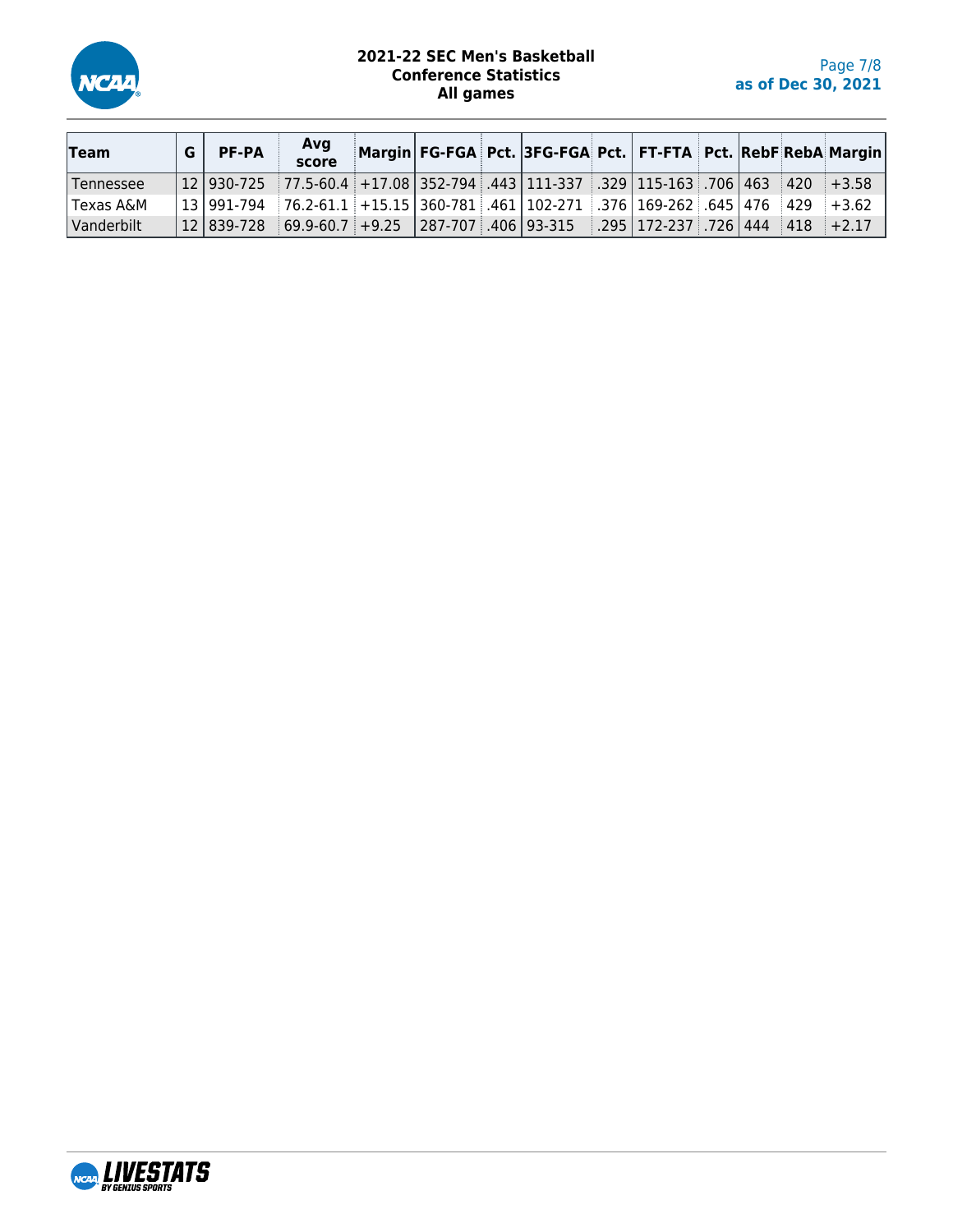**2021-22 SEC Men's Basketball**
**Conference Statistics**
**All games**

**as of Dec 30, 2021**

| Team | G | PF-PA | Avg score | Margin | FG-FGA | Pct. | 3FG-FGA | Pct. | FT-FTA | Pct. | RebF | RebA | Margin |
|---|---|---|---|---|---|---|---|---|---|---|---|---|---|
| Tennessee | 12 | 930-725 | 77.5-60.4 | +17.08 | 352-794 | .443 | 111-337 | .329 | 115-163 | .706 | 463 | 420 | +3.58 |
| Texas A&M | 13 | 991-794 | 76.2-61.1 | +15.15 | 360-781 | .461 | 102-271 | .376 | 169-262 | .645 | 476 | 429 | +3.62 |
| Vanderbilt | 12 | 839-728 | 69.9-60.7 | +9.25 | 287-707 | .406 | 93-315 | .295 | 172-237 | .726 | 444 | 418 | +2.17 |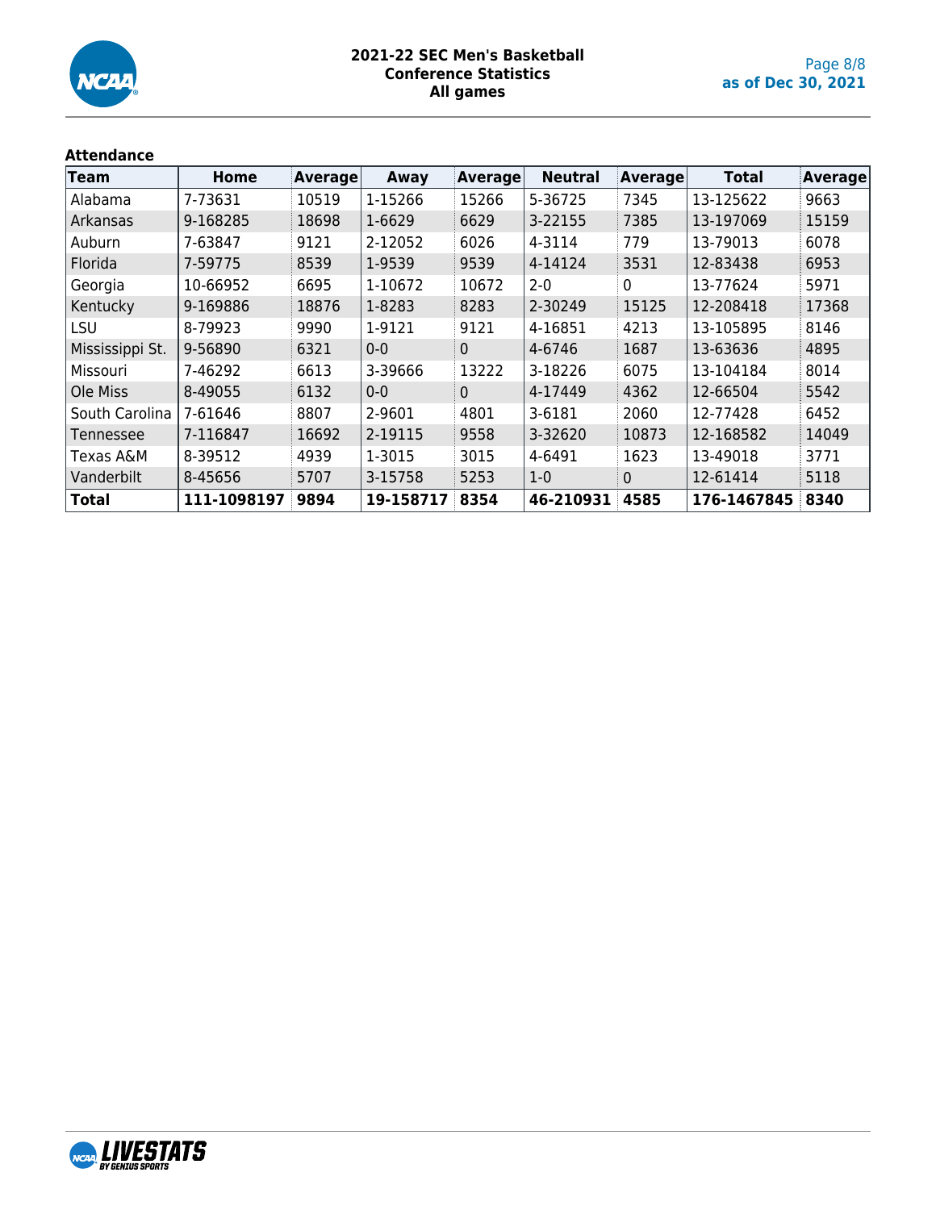## Attendance

| Team | Home | Average | Away | Average | Neutral | Average | Total | Average |
|---|---|---|---|---|---|---|---|---|
| Alabama | 7-73631 | 10519 | 1-15266 | 15266 | 5-36725 | 7345 | 13-125622 | 9663 |
| Arkansas | 9-168285 | 18698 | 1-6629 | 6629 | 3-22155 | 7385 | 13-197069 | 15159 |
| Auburn | 7-63847 | 9121 | 2-12052 | 6026 | 4-3114 | 779 | 13-79013 | 6078 |
| Florida | 7-59775 | 8539 | 1-9539 | 9539 | 4-14124 | 3531 | 12-83438 | 6953 |
| Georgia | 10-66952 | 6695 | 1-10672 | 10672 | 2-0 | 0 | 13-77624 | 5971 |
| Kentucky | 9-169886 | 18876 | 1-8283 | 8283 | 2-30249 | 15125 | 12-208418 | 17368 |
| LSU | 8-79923 | 9990 | 1-9121 | 9121 | 4-16851 | 4213 | 13-105895 | 8146 |
| Mississippi St. | 9-56890 | 6321 | 0-0 | 0 | 4-6746 | 1687 | 13-63636 | 4895 |
| Missouri | 7-46292 | 6613 | 3-39666 | 13222 | 3-18226 | 6075 | 13-104184 | 8014 |
| Ole Miss | 8-49055 | 6132 | 0-0 | 0 | 4-17449 | 4362 | 12-66504 | 5542 |
| South Carolina | 7-61646 | 8807 | 2-9601 | 4801 | 3-6181 | 2060 | 12-77428 | 6452 |
| Tennessee | 7-116847 | 16692 | 2-19115 | 9558 | 3-32620 | 10873 | 12-168582 | 14049 |
| Texas A&M | 8-39512 | 4939 | 1-3015 | 3015 | 4-6491 | 1623 | 13-49018 | 3771 |
| Vanderbilt | 8-45656 | 5707 | 3-15758 | 5253 | 1-0 | 0 | 12-61414 | 5118 |
| **Total** | **111-1098197** | **9894** | **19-158717** | **8354** | **46-210931** | **4585** | **176-1467845** | **8340** |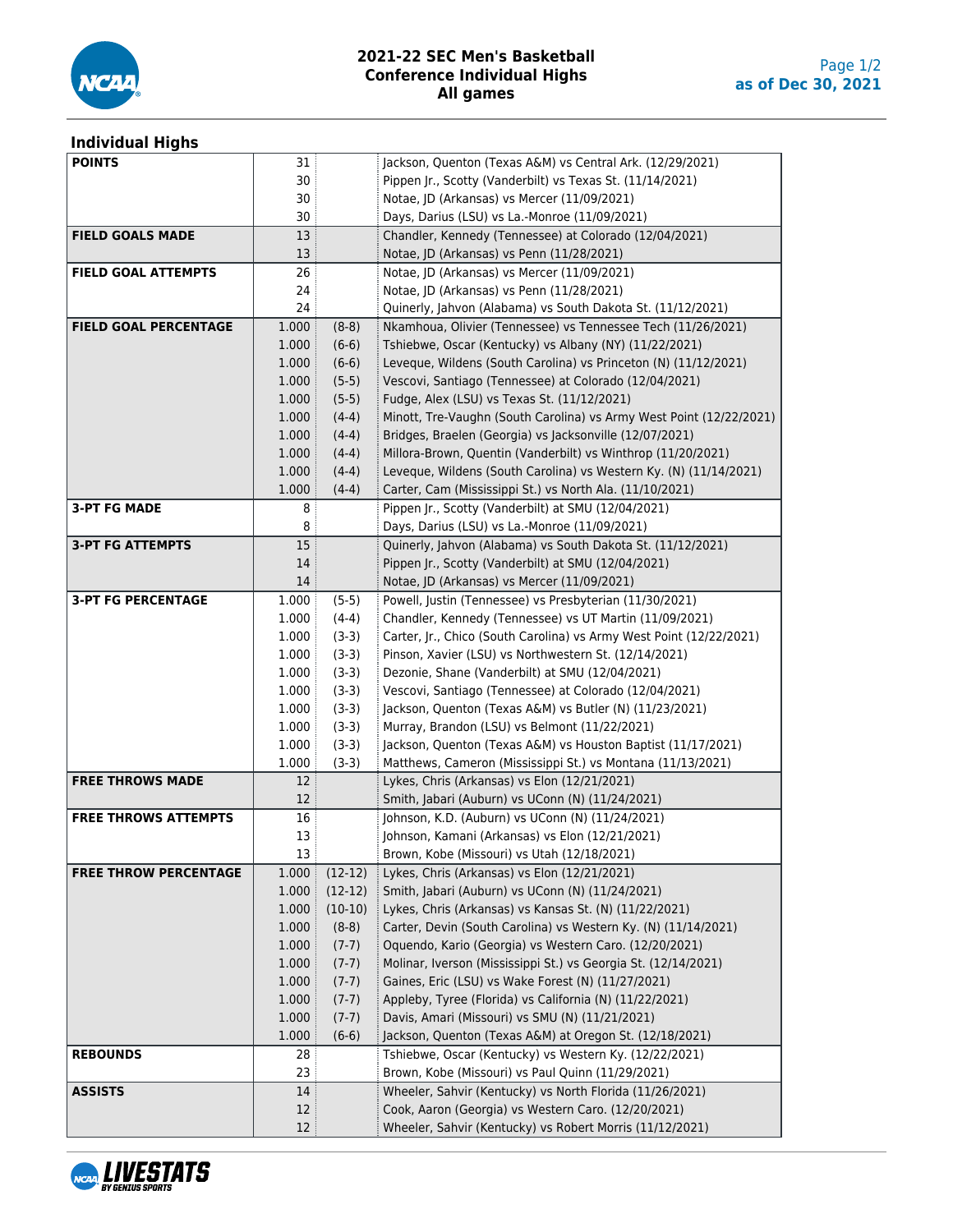# 2021-22 SEC Men's Basketball
## Conference Individual Highs
### All games

as of Dec 30, 2021

## Individual Highs

| | | | |
|---|---|---|---|
| **POINTS** | 31 | | Jackson, Quenton (Texas A&M) vs Central Ark. (12/29/2021) |
| | 30 | | Pippen Jr., Scotty (Vanderbilt) vs Texas St. (11/14/2021) |
| | 30 | | Notae, JD (Arkansas) vs Mercer (11/09/2021) |
| | 30 | | Days, Darius (LSU) vs La.-Monroe (11/09/2021) |
| **FIELD GOALS MADE** | 13 | | Chandler, Kennedy (Tennessee) at Colorado (12/04/2021) |
| | 13 | | Notae, JD (Arkansas) vs Penn (11/28/2021) |
| **FIELD GOAL ATTEMPTS** | 26 | | Notae, JD (Arkansas) vs Mercer (11/09/2021) |
| | 24 | | Notae, JD (Arkansas) vs Penn (11/28/2021) |
| | 24 | | Quinerly, Jahvon (Alabama) vs South Dakota St. (11/12/2021) |
| **FIELD GOAL PERCENTAGE** | 1.000 | (8-8) | Nkamhoua, Olivier (Tennessee) vs Tennessee Tech (11/26/2021) |
| | 1.000 | (6-6) | Tshiebwe, Oscar (Kentucky) vs Albany (NY) (11/22/2021) |
| | 1.000 | (6-6) | Leveque, Wildens (South Carolina) vs Princeton (N) (11/12/2021) |
| | 1.000 | (5-5) | Vescovi, Santiago (Tennessee) at Colorado (12/04/2021) |
| | 1.000 | (5-5) | Fudge, Alex (LSU) vs Texas St. (11/12/2021) |
| | 1.000 | (4-4) | Minott, Tre-Vaughn (South Carolina) vs Army West Point (12/22/2021) |
| | 1.000 | (4-4) | Bridges, Braelen (Georgia) vs Jacksonville (12/07/2021) |
| | 1.000 | (4-4) | Millora-Brown, Quentin (Vanderbilt) vs Winthrop (11/20/2021) |
| | 1.000 | (4-4) | Leveque, Wildens (South Carolina) vs Western Ky. (N) (11/14/2021) |
| | 1.000 | (4-4) | Carter, Cam (Mississippi St.) vs North Ala. (11/10/2021) |
| **3-PT FG MADE** | 8 | | Pippen Jr., Scotty (Vanderbilt) at SMU (12/04/2021) |
| | 8 | | Days, Darius (LSU) vs La.-Monroe (11/09/2021) |
| **3-PT FG ATTEMPTS** | 15 | | Quinerly, Jahvon (Alabama) vs South Dakota St. (11/12/2021) |
| | 14 | | Pippen Jr., Scotty (Vanderbilt) at SMU (12/04/2021) |
| | 14 | | Notae, JD (Arkansas) vs Mercer (11/09/2021) |
| **3-PT FG PERCENTAGE** | 1.000 | (5-5) | Powell, Justin (Tennessee) vs Presbyterian (11/30/2021) |
| | 1.000 | (4-4) | Chandler, Kennedy (Tennessee) vs UT Martin (11/09/2021) |
| | 1.000 | (3-3) | Carter, Jr., Chico (South Carolina) vs Army West Point (12/22/2021) |
| | 1.000 | (3-3) | Pinson, Xavier (LSU) vs Northwestern St. (12/14/2021) |
| | 1.000 | (3-3) | Dezonie, Shane (Vanderbilt) at SMU (12/04/2021) |
| | 1.000 | (3-3) | Vescovi, Santiago (Tennessee) at Colorado (12/04/2021) |
| | 1.000 | (3-3) | Jackson, Quenton (Texas A&M) vs Butler (N) (11/23/2021) |
| | 1.000 | (3-3) | Murray, Brandon (LSU) vs Belmont (11/22/2021) |
| | 1.000 | (3-3) | Jackson, Quenton (Texas A&M) vs Houston Baptist (11/17/2021) |
| | 1.000 | (3-3) | Matthews, Cameron (Mississippi St.) vs Montana (11/13/2021) |
| **FREE THROWS MADE** | 12 | | Lykes, Chris (Arkansas) vs Elon (12/21/2021) |
| | 12 | | Smith, Jabari (Auburn) vs UConn (N) (11/24/2021) |
| **FREE THROWS ATTEMPTS** | 16 | | Johnson, K.D. (Auburn) vs UConn (N) (11/24/2021) |
| | 13 | | Johnson, Kamani (Arkansas) vs Elon (12/21/2021) |
| | 13 | | Brown, Kobe (Missouri) vs Utah (12/18/2021) |
| **FREE THROW PERCENTAGE** | 1.000 | (12-12) | Lykes, Chris (Arkansas) vs Elon (12/21/2021) |
| | 1.000 | (12-12) | Smith, Jabari (Auburn) vs UConn (N) (11/24/2021) |
| | 1.000 | (10-10) | Lykes, Chris (Arkansas) vs Kansas St. (N) (11/22/2021) |
| | 1.000 | (8-8) | Carter, Devin (South Carolina) vs Western Ky. (N) (11/14/2021) |
| | 1.000 | (7-7) | Oquendo, Kario (Georgia) vs Western Caro. (12/20/2021) |
| | 1.000 | (7-7) | Molinar, Iverson (Mississippi St.) vs Georgia St. (12/14/2021) |
| | 1.000 | (7-7) | Gaines, Eric (LSU) vs Wake Forest (N) (11/27/2021) |
| | 1.000 | (7-7) | Appleby, Tyree (Florida) vs California (N) (11/22/2021) |
| | 1.000 | (7-7) | Davis, Amari (Missouri) vs SMU (N) (11/21/2021) |
| | 1.000 | (6-6) | Jackson, Quenton (Texas A&M) at Oregon St. (12/18/2021) |
| **REBOUNDS** | 28 | | Tshiebwe, Oscar (Kentucky) vs Western Ky. (12/22/2021) |
| | 23 | | Brown, Kobe (Missouri) vs Paul Quinn (11/29/2021) |
| **ASSISTS** | 14 | | Wheeler, Sahvir (Kentucky) vs North Florida (11/26/2021) |
| | 12 | | Cook, Aaron (Georgia) vs Western Caro. (12/20/2021) |
| | 12 | | Wheeler, Sahvir (Kentucky) vs Robert Morris (11/12/2021) |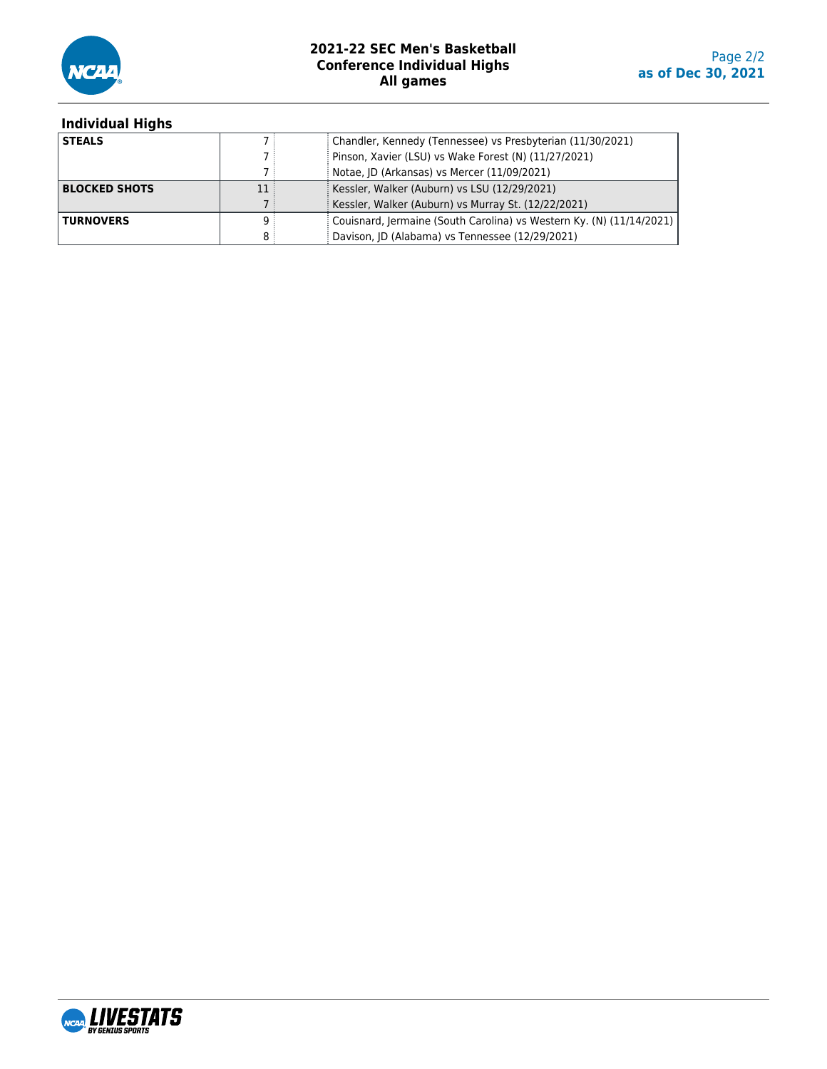## 2021-22 SEC Men's Basketball
## Conference Individual Highs
## All games

### Individual Highs

| | | |
|---|---|---|
| **STEALS** | 7 | Chandler, Kennedy (Tennessee) vs Presbyterian (11/30/2021) |
| | 7 | Pinson, Xavier (LSU) vs Wake Forest (N) (11/27/2021) |
| | 7 | Notae, JD (Arkansas) vs Mercer (11/09/2021) |
| **BLOCKED SHOTS** | 11 | Kessler, Walker (Auburn) vs LSU (12/29/2021) |
| | 7 | Kessler, Walker (Auburn) vs Murray St. (12/22/2021) |
| **TURNOVERS** | 9 | Couisnard, Jermaine (South Carolina) vs Western Ky. (N) (11/14/2021) |
| | 8 | Davison, JD (Alabama) vs Tennessee (12/29/2021) |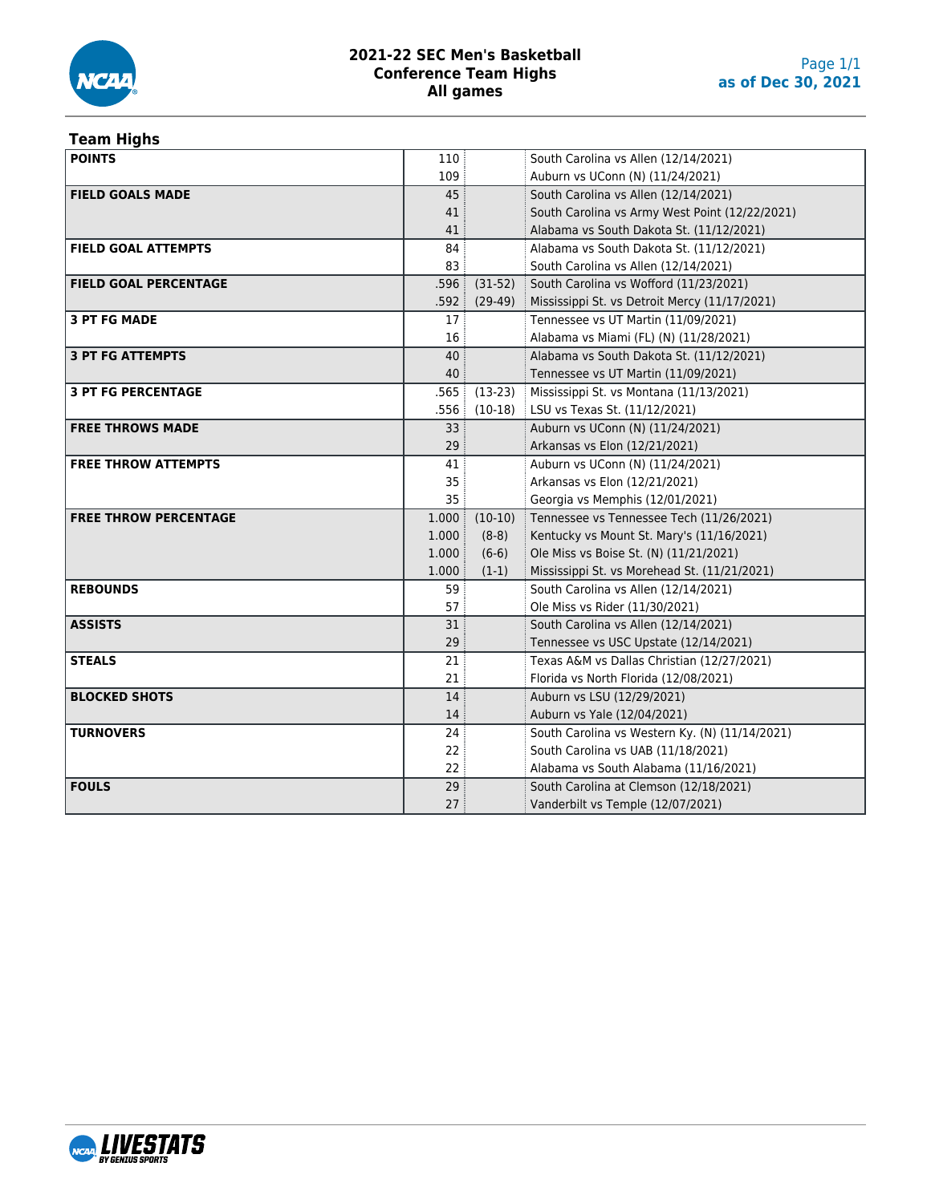# 2021-22 SEC Men's Basketball
## Conference Team Highs
## All games

as of Dec 30, 2021

### Team Highs

| | | | |
|---|---|---|---|
| **POINTS** | 110 | | South Carolina vs Allen (12/14/2021) |
| | 109 | | Auburn vs UConn (N) (11/24/2021) |
| **FIELD GOALS MADE** | 45 | | South Carolina vs Allen (12/14/2021) |
| | 41 | | South Carolina vs Army West Point (12/22/2021) |
| | 41 | | Alabama vs South Dakota St. (11/12/2021) |
| **FIELD GOAL ATTEMPTS** | 84 | | Alabama vs South Dakota St. (11/12/2021) |
| | 83 | | South Carolina vs Allen (12/14/2021) |
| **FIELD GOAL PERCENTAGE** | .596 | (31-52) | South Carolina vs Wofford (11/23/2021) |
| | .592 | (29-49) | Mississippi St. vs Detroit Mercy (11/17/2021) |
| **3 PT FG MADE** | 17 | | Tennessee vs UT Martin (11/09/2021) |
| | 16 | | Alabama vs Miami (FL) (N) (11/28/2021) |
| **3 PT FG ATTEMPTS** | 40 | | Alabama vs South Dakota St. (11/12/2021) |
| | 40 | | Tennessee vs UT Martin (11/09/2021) |
| **3 PT FG PERCENTAGE** | .565 | (13-23) | Mississippi St. vs Montana (11/13/2021) |
| | .556 | (10-18) | LSU vs Texas St. (11/12/2021) |
| **FREE THROWS MADE** | 33 | | Auburn vs UConn (N) (11/24/2021) |
| | 29 | | Arkansas vs Elon (12/21/2021) |
| **FREE THROW ATTEMPTS** | 41 | | Auburn vs UConn (N) (11/24/2021) |
| | 35 | | Arkansas vs Elon (12/21/2021) |
| | 35 | | Georgia vs Memphis (12/01/2021) |
| **FREE THROW PERCENTAGE** | 1.000 | (10-10) | Tennessee vs Tennessee Tech (11/26/2021) |
| | 1.000 | (8-8) | Kentucky vs Mount St. Mary's (11/16/2021) |
| | 1.000 | (6-6) | Ole Miss vs Boise St. (N) (11/21/2021) |
| | 1.000 | (1-1) | Mississippi St. vs Morehead St. (11/21/2021) |
| **REBOUNDS** | 59 | | South Carolina vs Allen (12/14/2021) |
| | 57 | | Ole Miss vs Rider (11/30/2021) |
| **ASSISTS** | 31 | | South Carolina vs Allen (12/14/2021) |
| | 29 | | Tennessee vs USC Upstate (12/14/2021) |
| **STEALS** | 21 | | Texas A&M vs Dallas Christian (12/27/2021) |
| | 21 | | Florida vs North Florida (12/08/2021) |
| **BLOCKED SHOTS** | 14 | | Auburn vs LSU (12/29/2021) |
| | 14 | | Auburn vs Yale (12/04/2021) |
| **TURNOVERS** | 24 | | South Carolina vs Western Ky. (N) (11/14/2021) |
| | 22 | | South Carolina vs UAB (11/18/2021) |
| | 22 | | Alabama vs South Alabama (11/16/2021) |
| **FOULS** | 29 | | South Carolina at Clemson (12/18/2021) |
| | 27 | | Vanderbilt vs Temple (12/07/2021) |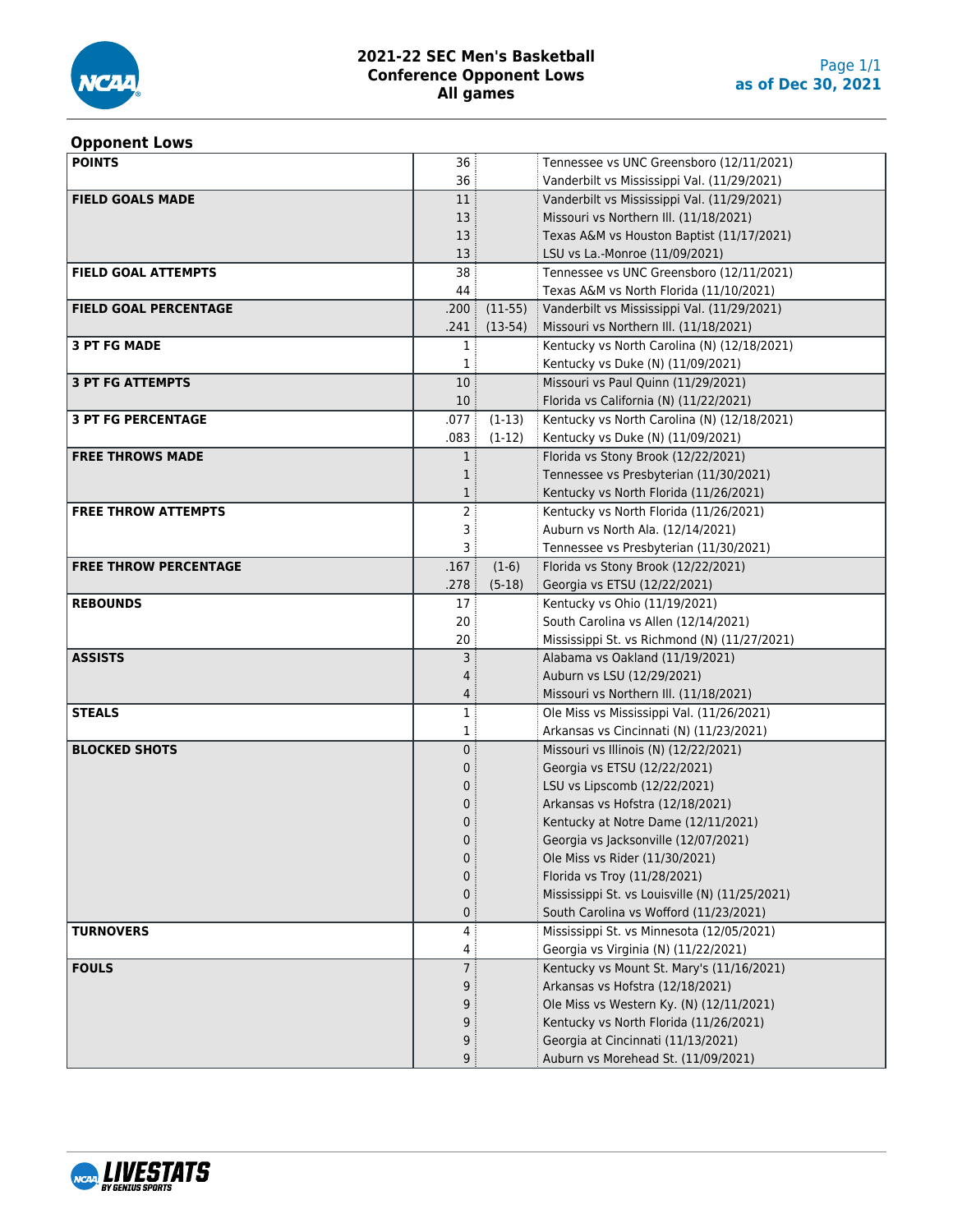# 2021-22 SEC Men's Basketball
## Conference Opponent Lows
### All games

as of Dec 30, 2021

## Opponent Lows

| Category | Value | | Game |
|---|---|---|---|
| **POINTS** | 36 | | Tennessee vs UNC Greensboro (12/11/2021) |
| | 36 | | Vanderbilt vs Mississippi Val. (11/29/2021) |
| **FIELD GOALS MADE** | 11 | | Vanderbilt vs Mississippi Val. (11/29/2021) |
| | 13 | | Missouri vs Northern Ill. (11/18/2021) |
| | 13 | | Texas A&M vs Houston Baptist (11/17/2021) |
| | 13 | | LSU vs La.-Monroe (11/09/2021) |
| **FIELD GOAL ATTEMPTS** | 38 | | Tennessee vs UNC Greensboro (12/11/2021) |
| | 44 | | Texas A&M vs North Florida (11/10/2021) |
| **FIELD GOAL PERCENTAGE** | .200 | (11-55) | Vanderbilt vs Mississippi Val. (11/29/2021) |
| | .241 | (13-54) | Missouri vs Northern Ill. (11/18/2021) |
| **3 PT FG MADE** | 1 | | Kentucky vs North Carolina (N) (12/18/2021) |
| | 1 | | Kentucky vs Duke (N) (11/09/2021) |
| **3 PT FG ATTEMPTS** | 10 | | Missouri vs Paul Quinn (11/29/2021) |
| | 10 | | Florida vs California (N) (11/22/2021) |
| **3 PT FG PERCENTAGE** | .077 | (1-13) | Kentucky vs North Carolina (N) (12/18/2021) |
| | .083 | (1-12) | Kentucky vs Duke (N) (11/09/2021) |
| **FREE THROWS MADE** | 1 | | Florida vs Stony Brook (12/22/2021) |
| | 1 | | Tennessee vs Presbyterian (11/30/2021) |
| | 1 | | Kentucky vs North Florida (11/26/2021) |
| **FREE THROW ATTEMPTS** | 2 | | Kentucky vs North Florida (11/26/2021) |
| | 3 | | Auburn vs North Ala. (12/14/2021) |
| | 3 | | Tennessee vs Presbyterian (11/30/2021) |
| **FREE THROW PERCENTAGE** | .167 | (1-6) | Florida vs Stony Brook (12/22/2021) |
| | .278 | (5-18) | Georgia vs ETSU (12/22/2021) |
| **REBOUNDS** | 17 | | Kentucky vs Ohio (11/19/2021) |
| | 20 | | South Carolina vs Allen (12/14/2021) |
| | 20 | | Mississippi St. vs Richmond (N) (11/27/2021) |
| **ASSISTS** | 3 | | Alabama vs Oakland (11/19/2021) |
| | 4 | | Auburn vs LSU (12/29/2021) |
| | 4 | | Missouri vs Northern Ill. (11/18/2021) |
| **STEALS** | 1 | | Ole Miss vs Mississippi Val. (11/26/2021) |
| | 1 | | Arkansas vs Cincinnati (N) (11/23/2021) |
| **BLOCKED SHOTS** | 0 | | Missouri vs Illinois (N) (12/22/2021) |
| | 0 | | Georgia vs ETSU (12/22/2021) |
| | 0 | | LSU vs Lipscomb (12/22/2021) |
| | 0 | | Arkansas vs Hofstra (12/18/2021) |
| | 0 | | Kentucky at Notre Dame (12/11/2021) |
| | 0 | | Georgia vs Jacksonville (12/07/2021) |
| | 0 | | Ole Miss vs Rider (11/30/2021) |
| | 0 | | Florida vs Troy (11/28/2021) |
| | 0 | | Mississippi St. vs Louisville (N) (11/25/2021) |
| | 0 | | South Carolina vs Wofford (11/23/2021) |
| **TURNOVERS** | 4 | | Mississippi St. vs Minnesota (12/05/2021) |
| | 4 | | Georgia vs Virginia (N) (11/22/2021) |
| **FOULS** | 7 | | Kentucky vs Mount St. Mary's (11/16/2021) |
| | 9 | | Arkansas vs Hofstra (12/18/2021) |
| | 9 | | Ole Miss vs Western Ky. (N) (12/11/2021) |
| | 9 | | Kentucky vs North Florida (11/26/2021) |
| | 9 | | Georgia at Cincinnati (11/13/2021) |
| | 9 | | Auburn vs Morehead St. (11/09/2021) |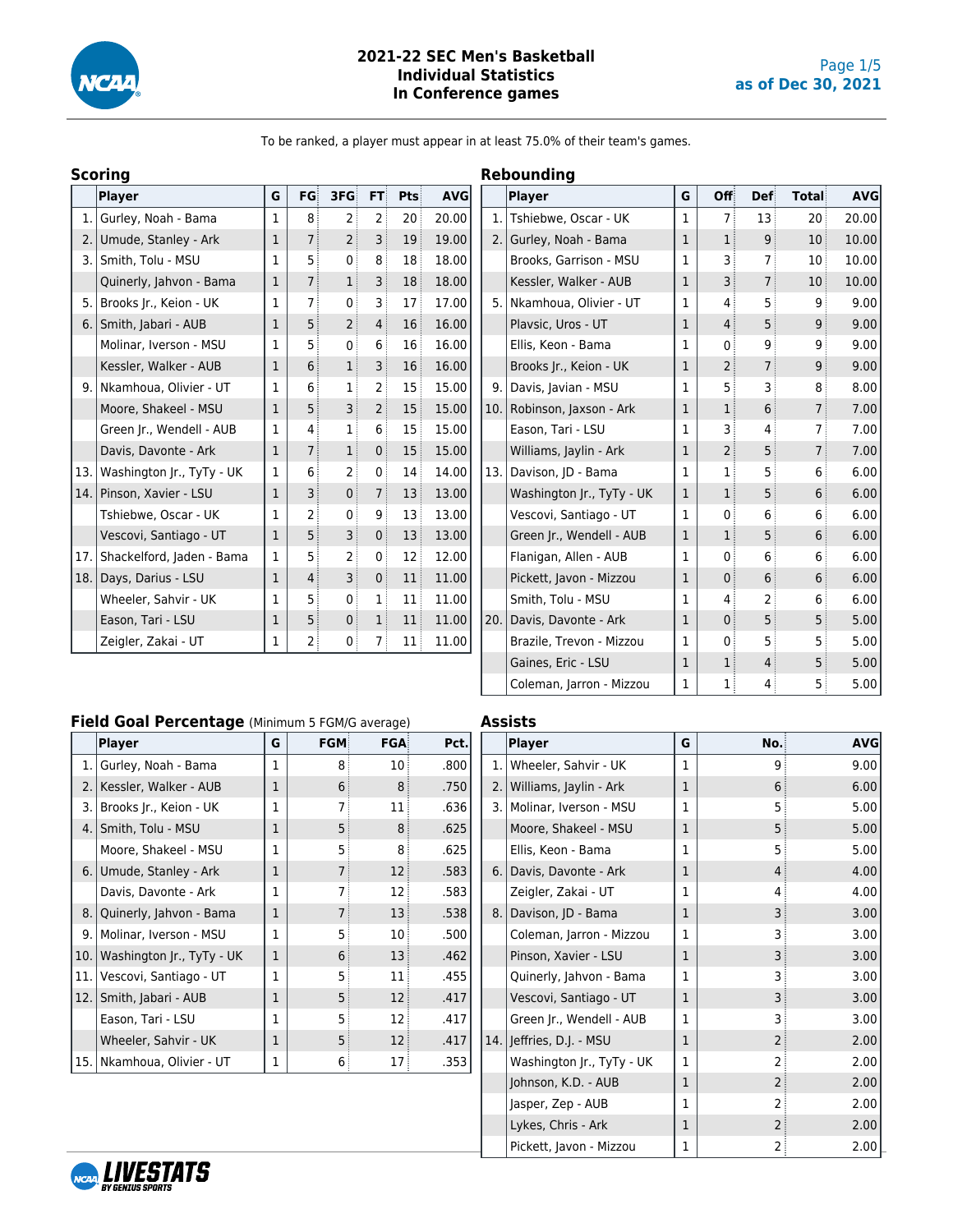# 2021-22 SEC Men's Basketball
## Individual Statistics
## In Conference games

as of Dec 30, 2021

To be ranked, a player must appear in at least 75.0% of their team's games.

### Scoring

| | Player | G | FG | 3FG | FT | Pts | AVG |
|---|---|---|---|---|---|---|---|
| 1. | Gurley, Noah - Bama | 1 | 8 | 2 | 2 | 20 | 20.00 |
| 2. | Umude, Stanley - Ark | 1 | 7 | 2 | 3 | 19 | 19.00 |
| 3. | Smith, Tolu - MSU | 1 | 5 | 0 | 8 | 18 | 18.00 |
| | Quinerly, Jahvon - Bama | 1 | 7 | 1 | 3 | 18 | 18.00 |
| 5. | Brooks Jr., Keion - UK | 1 | 7 | 0 | 3 | 17 | 17.00 |
| 6. | Smith, Jabari - AUB | 1 | 5 | 2 | 4 | 16 | 16.00 |
| | Molinar, Iverson - MSU | 1 | 5 | 0 | 6 | 16 | 16.00 |
| | Kessler, Walker - AUB | 1 | 6 | 1 | 3 | 16 | 16.00 |
| 9. | Nkamhoua, Olivier - UT | 1 | 6 | 1 | 2 | 15 | 15.00 |
| | Moore, Shakeel - MSU | 1 | 5 | 3 | 2 | 15 | 15.00 |
| | Green Jr., Wendell - AUB | 1 | 4 | 1 | 6 | 15 | 15.00 |
| | Davis, Davonte - Ark | 1 | 7 | 1 | 0 | 15 | 15.00 |
| 13. | Washington Jr., TyTy - UK | 1 | 6 | 2 | 0 | 14 | 14.00 |
| 14. | Pinson, Xavier - LSU | 1 | 3 | 0 | 7 | 13 | 13.00 |
| | Tshiebwe, Oscar - UK | 1 | 2 | 0 | 9 | 13 | 13.00 |
| | Vescovi, Santiago - UT | 1 | 5 | 3 | 0 | 13 | 13.00 |
| 17. | Shackelford, Jaden - Bama | 1 | 5 | 2 | 0 | 12 | 12.00 |
| 18. | Days, Darius - LSU | 1 | 4 | 3 | 0 | 11 | 11.00 |
| | Wheeler, Sahvir - UK | 1 | 5 | 0 | 1 | 11 | 11.00 |
| | Eason, Tari - LSU | 1 | 5 | 0 | 1 | 11 | 11.00 |
| | Zeigler, Zakai - UT | 1 | 2 | 0 | 7 | 11 | 11.00 |

### Rebounding

| | Player | G | Off | Def | Total | AVG |
|---|---|---|---|---|---|---|
| 1. | Tshiebwe, Oscar - UK | 1 | 7 | 13 | 20 | 20.00 |
| 2. | Gurley, Noah - Bama | 1 | 1 | 9 | 10 | 10.00 |
| | Brooks, Garrison - MSU | 1 | 3 | 7 | 10 | 10.00 |
| | Kessler, Walker - AUB | 1 | 3 | 7 | 10 | 10.00 |
| 5. | Nkamhoua, Olivier - UT | 1 | 4 | 5 | 9 | 9.00 |
| | Plavsic, Uros - UT | 1 | 4 | 5 | 9 | 9.00 |
| | Ellis, Keon - Bama | 1 | 0 | 9 | 9 | 9.00 |
| | Brooks Jr., Keion - UK | 1 | 2 | 7 | 9 | 9.00 |
| 9. | Davis, Javian - MSU | 1 | 5 | 3 | 8 | 8.00 |
| 10. | Robinson, Jaxson - Ark | 1 | 1 | 6 | 7 | 7.00 |
| | Eason, Tari - LSU | 1 | 3 | 4 | 7 | 7.00 |
| | Williams, Jaylin - Ark | 1 | 2 | 5 | 7 | 7.00 |
| 13. | Davison, JD - Bama | 1 | 1 | 5 | 6 | 6.00 |
| | Washington Jr., TyTy - UK | 1 | 1 | 5 | 6 | 6.00 |
| | Vescovi, Santiago - UT | 1 | 0 | 6 | 6 | 6.00 |
| | Green Jr., Wendell - AUB | 1 | 1 | 5 | 6 | 6.00 |
| | Flanigan, Allen - AUB | 1 | 0 | 6 | 6 | 6.00 |
| | Pickett, Javon - Mizzou | 1 | 0 | 6 | 6 | 6.00 |
| | Smith, Tolu - MSU | 1 | 4 | 2 | 6 | 6.00 |
| 20. | Davis, Davonte - Ark | 1 | 0 | 5 | 5 | 5.00 |
| | Brazile, Trevon - Mizzou | 1 | 0 | 5 | 5 | 5.00 |
| | Gaines, Eric - LSU | 1 | 1 | 4 | 5 | 5.00 |
| | Coleman, Jarron - Mizzou | 1 | 1 | 4 | 5 | 5.00 |

### Field Goal Percentage (Minimum 5 FGM/G average)

| | Player | G | FGM | FGA | Pct. |
|---|---|---|---|---|---|
| 1. | Gurley, Noah - Bama | 1 | 8 | 10 | .800 |
| 2. | Kessler, Walker - AUB | 1 | 6 | 8 | .750 |
| 3. | Brooks Jr., Keion - UK | 1 | 7 | 11 | .636 |
| 4. | Smith, Tolu - MSU | 1 | 5 | 8 | .625 |
| | Moore, Shakeel - MSU | 1 | 5 | 8 | .625 |
| 6. | Umude, Stanley - Ark | 1 | 7 | 12 | .583 |
| | Davis, Davonte - Ark | 1 | 7 | 12 | .583 |
| 8. | Quinerly, Jahvon - Bama | 1 | 7 | 13 | .538 |
| 9. | Molinar, Iverson - MSU | 1 | 5 | 10 | .500 |
| 10. | Washington Jr., TyTy - UK | 1 | 6 | 13 | .462 |
| 11. | Vescovi, Santiago - UT | 1 | 5 | 11 | .455 |
| 12. | Smith, Jabari - AUB | 1 | 5 | 12 | .417 |
| | Eason, Tari - LSU | 1 | 5 | 12 | .417 |
| | Wheeler, Sahvir - UK | 1 | 5 | 12 | .417 |
| 15. | Nkamhoua, Olivier - UT | 1 | 6 | 17 | .353 |

### Assists

| | Player | G | No. | AVG |
|---|---|---|---|---|
| 1. | Wheeler, Sahvir - UK | 1 | 9 | 9.00 |
| 2. | Williams, Jaylin - Ark | 1 | 6 | 6.00 |
| 3. | Molinar, Iverson - MSU | 1 | 5 | 5.00 |
| | Moore, Shakeel - MSU | 1 | 5 | 5.00 |
| | Ellis, Keon - Bama | 1 | 5 | 5.00 |
| 6. | Davis, Davonte - Ark | 1 | 4 | 4.00 |
| | Zeigler, Zakai - UT | 1 | 4 | 4.00 |
| 8. | Davison, JD - Bama | 1 | 3 | 3.00 |
| | Coleman, Jarron - Mizzou | 1 | 3 | 3.00 |
| | Pinson, Xavier - LSU | 1 | 3 | 3.00 |
| | Quinerly, Jahvon - Bama | 1 | 3 | 3.00 |
| | Vescovi, Santiago - UT | 1 | 3 | 3.00 |
| | Green Jr., Wendell - AUB | 1 | 3 | 3.00 |
| 14. | Jeffries, D.J. - MSU | 1 | 2 | 2.00 |
| | Washington Jr., TyTy - UK | 1 | 2 | 2.00 |
| | Johnson, K.D. - AUB | 1 | 2 | 2.00 |
| | Jasper, Zep - AUB | 1 | 2 | 2.00 |
| | Lykes, Chris - Ark | 1 | 2 | 2.00 |
| | Pickett, Javon - Mizzou | 1 | 2 | 2.00 |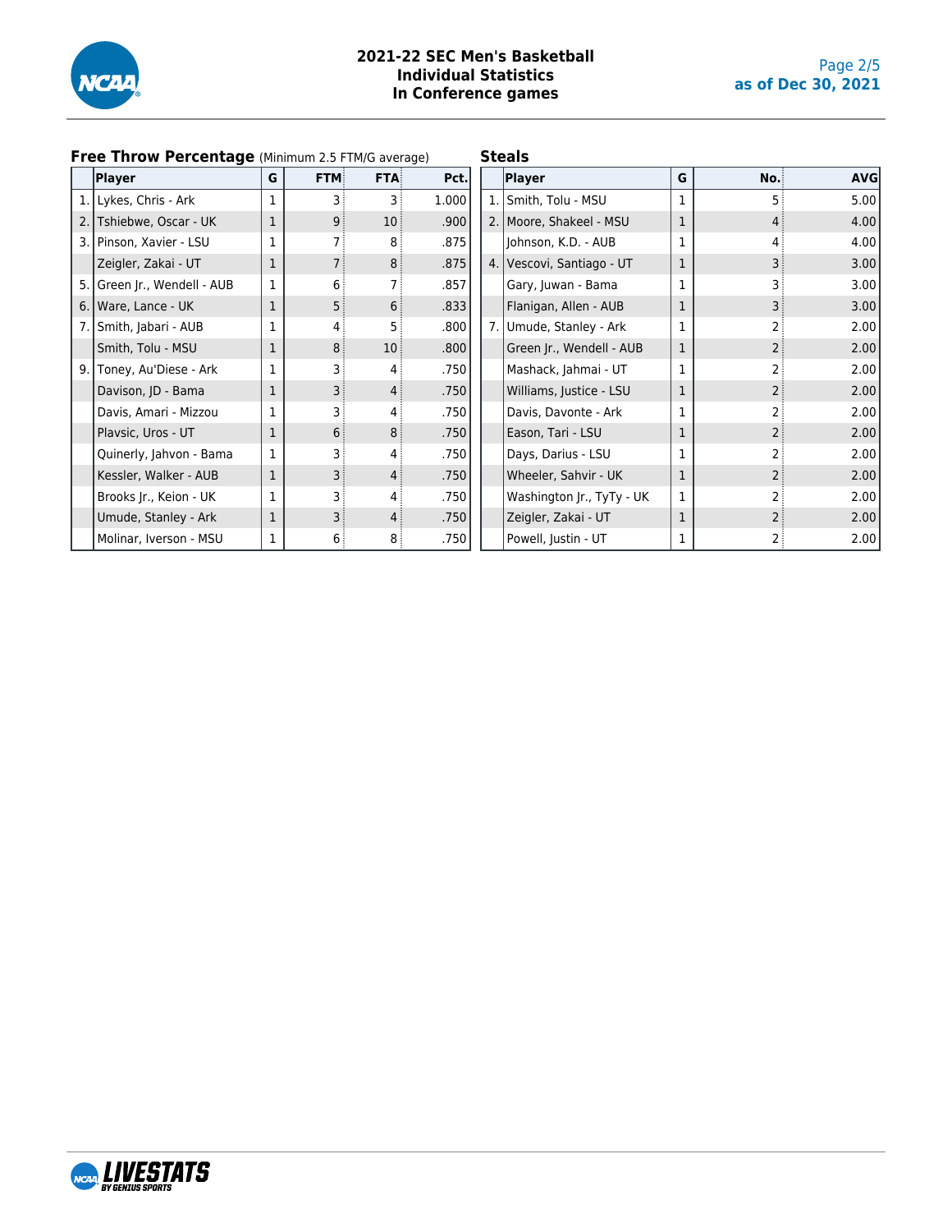# 2021-22 SEC Men's Basketball
## Individual Statistics
## In Conference games

as of Dec 30, 2021

### Free Throw Percentage (Minimum 2.5 FTM/G average)

| | Player | G | FTM | FTA | Pct. |
|---|---|---|---|---|---|
| 1. | Lykes, Chris - Ark | 1 | 3 | 3 | 1.000 |
| 2. | Tshiebwe, Oscar - UK | 1 | 9 | 10 | .900 |
| 3. | Pinson, Xavier - LSU | 1 | 7 | 8 | .875 |
| | Zeigler, Zakai - UT | 1 | 7 | 8 | .875 |
| 5. | Green Jr., Wendell - AUB | 1 | 6 | 7 | .857 |
| 6. | Ware, Lance - UK | 1 | 5 | 6 | .833 |
| 7. | Smith, Jabari - AUB | 1 | 4 | 5 | .800 |
| | Smith, Tolu - MSU | 1 | 8 | 10 | .800 |
| 9. | Toney, Au'Diese - Ark | 1 | 3 | 4 | .750 |
| | Davison, JD - Bama | 1 | 3 | 4 | .750 |
| | Davis, Amari - Mizzou | 1 | 3 | 4 | .750 |
| | Plavsic, Uros - UT | 1 | 6 | 8 | .750 |
| | Quinerly, Jahvon - Bama | 1 | 3 | 4 | .750 |
| | Kessler, Walker - AUB | 1 | 3 | 4 | .750 |
| | Brooks Jr., Keion - UK | 1 | 3 | 4 | .750 |
| | Umude, Stanley - Ark | 1 | 3 | 4 | .750 |
| | Molinar, Iverson - MSU | 1 | 6 | 8 | .750 |

### Steals

| | Player | G | No. | AVG |
|---|---|---|---|---|
| 1. | Smith, Tolu - MSU | 1 | 5 | 5.00 |
| 2. | Moore, Shakeel - MSU | 1 | 4 | 4.00 |
| | Johnson, K.D. - AUB | 1 | 4 | 4.00 |
| 4. | Vescovi, Santiago - UT | 1 | 3 | 3.00 |
| | Gary, Juwan - Bama | 1 | 3 | 3.00 |
| | Flanigan, Allen - AUB | 1 | 3 | 3.00 |
| 7. | Umude, Stanley - Ark | 1 | 2 | 2.00 |
| | Green Jr., Wendell - AUB | 1 | 2 | 2.00 |
| | Mashack, Jahmai - UT | 1 | 2 | 2.00 |
| | Williams, Justice - LSU | 1 | 2 | 2.00 |
| | Davis, Davonte - Ark | 1 | 2 | 2.00 |
| | Eason, Tari - LSU | 1 | 2 | 2.00 |
| | Days, Darius - LSU | 1 | 2 | 2.00 |
| | Wheeler, Sahvir - UK | 1 | 2 | 2.00 |
| | Washington Jr., TyTy - UK | 1 | 2 | 2.00 |
| | Zeigler, Zakai - UT | 1 | 2 | 2.00 |
| | Powell, Justin - UT | 1 | 2 | 2.00 |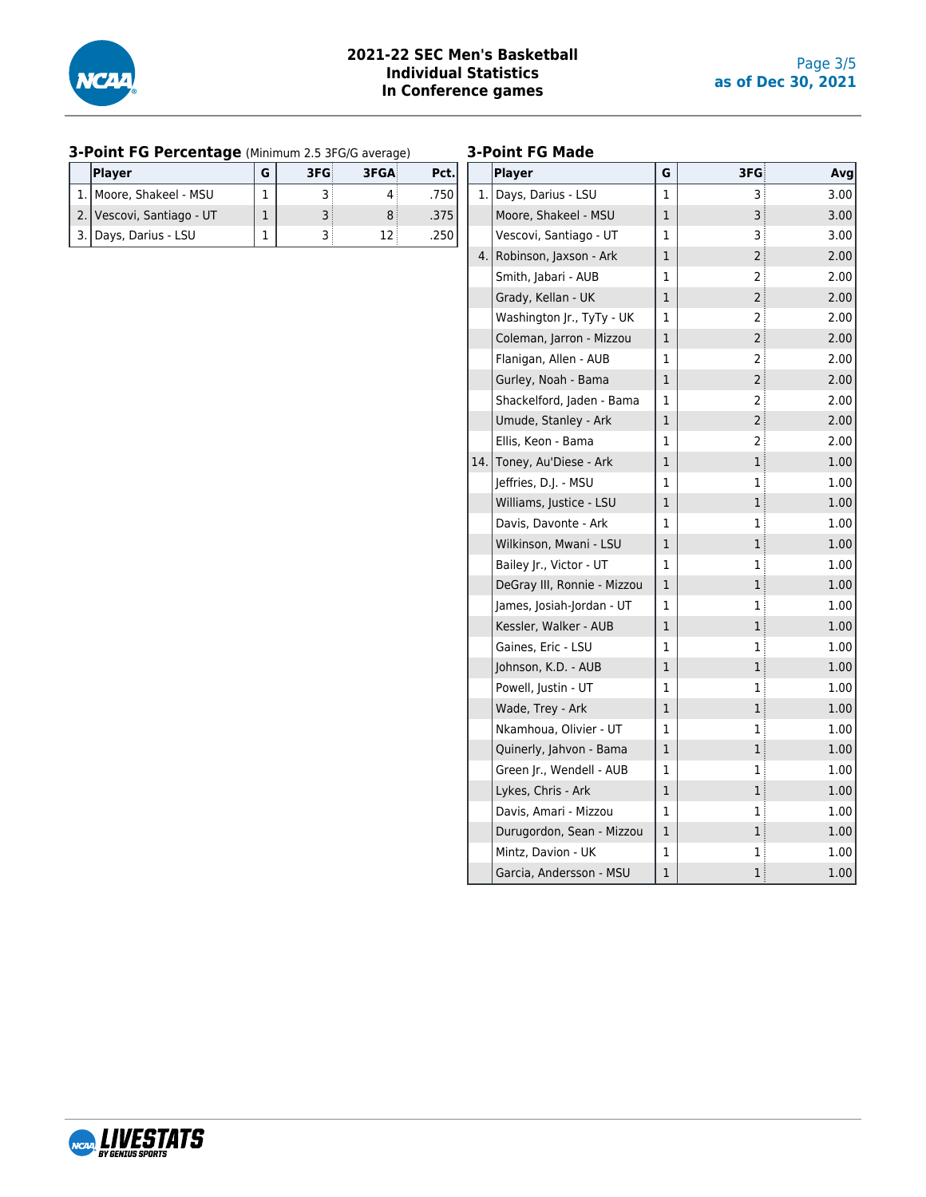# 2021-22 SEC Men's Basketball Individual Statistics In Conference games

as of Dec 30, 2021

### 3-Point FG Percentage (Minimum 2.5 3FG/G average)

| | Player | G | 3FG | 3FGA | Pct. |
|---|---|---|---|---|---|
| 1. | Moore, Shakeel - MSU | 1 | 3 | 4 | .750 |
| 2. | Vescovi, Santiago - UT | 1 | 3 | 8 | .375 |
| 3. | Days, Darius - LSU | 1 | 3 | 12 | .250 |

### 3-Point FG Made

| | Player | G | 3FG | Avg |
|---|---|---|---|---|
| 1. | Days, Darius - LSU | 1 | 3 | 3.00 |
| | Moore, Shakeel - MSU | 1 | 3 | 3.00 |
| | Vescovi, Santiago - UT | 1 | 3 | 3.00 |
| 4. | Robinson, Jaxson - Ark | 1 | 2 | 2.00 |
| | Smith, Jabari - AUB | 1 | 2 | 2.00 |
| | Grady, Kellan - UK | 1 | 2 | 2.00 |
| | Washington Jr., TyTy - UK | 1 | 2 | 2.00 |
| | Coleman, Jarron - Mizzou | 1 | 2 | 2.00 |
| | Flanigan, Allen - AUB | 1 | 2 | 2.00 |
| | Gurley, Noah - Bama | 1 | 2 | 2.00 |
| | Shackelford, Jaden - Bama | 1 | 2 | 2.00 |
| | Umude, Stanley - Ark | 1 | 2 | 2.00 |
| | Ellis, Keon - Bama | 1 | 2 | 2.00 |
| 14. | Toney, Au'Diese - Ark | 1 | 1 | 1.00 |
| | Jeffries, D.J. - MSU | 1 | 1 | 1.00 |
| | Williams, Justice - LSU | 1 | 1 | 1.00 |
| | Davis, Davonte - Ark | 1 | 1 | 1.00 |
| | Wilkinson, Mwani - LSU | 1 | 1 | 1.00 |
| | Bailey Jr., Victor - UT | 1 | 1 | 1.00 |
| | DeGray III, Ronnie - Mizzou | 1 | 1 | 1.00 |
| | James, Josiah-Jordan - UT | 1 | 1 | 1.00 |
| | Kessler, Walker - AUB | 1 | 1 | 1.00 |
| | Gaines, Eric - LSU | 1 | 1 | 1.00 |
| | Johnson, K.D. - AUB | 1 | 1 | 1.00 |
| | Powell, Justin - UT | 1 | 1 | 1.00 |
| | Wade, Trey - Ark | 1 | 1 | 1.00 |
| | Nkamhoua, Olivier - UT | 1 | 1 | 1.00 |
| | Quinerly, Jahvon - Bama | 1 | 1 | 1.00 |
| | Green Jr., Wendell - AUB | 1 | 1 | 1.00 |
| | Lykes, Chris - Ark | 1 | 1 | 1.00 |
| | Davis, Amari - Mizzou | 1 | 1 | 1.00 |
| | Durugordon, Sean - Mizzou | 1 | 1 | 1.00 |
| | Mintz, Davion - UK | 1 | 1 | 1.00 |
| | Garcia, Andersson - MSU | 1 | 1 | 1.00 |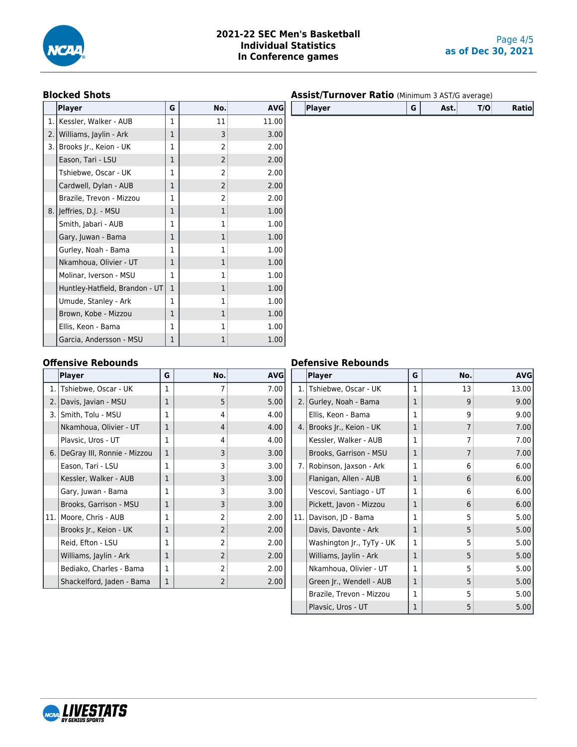# 2021-22 SEC Men's Basketball
## Individual Statistics
## In Conference games

as of Dec 30, 2021

### Blocked Shots

| | Player | G | No. | AVG |
|---|---|---|---|---|
| 1. | Kessler, Walker - AUB | 1 | 11 | 11.00 |
| 2. | Williams, Jaylin - Ark | 1 | 3 | 3.00 |
| 3. | Brooks Jr., Keion - UK | 1 | 2 | 2.00 |
| | Eason, Tari - LSU | 1 | 2 | 2.00 |
| | Tshiebwe, Oscar - UK | 1 | 2 | 2.00 |
| | Cardwell, Dylan - AUB | 1 | 2 | 2.00 |
| | Brazile, Trevon - Mizzou | 1 | 2 | 2.00 |
| 8. | Jeffries, D.J. - MSU | 1 | 1 | 1.00 |
| | Smith, Jabari - AUB | 1 | 1 | 1.00 |
| | Gary, Juwan - Bama | 1 | 1 | 1.00 |
| | Gurley, Noah - Bama | 1 | 1 | 1.00 |
| | Nkamhoua, Olivier - UT | 1 | 1 | 1.00 |
| | Molinar, Iverson - MSU | 1 | 1 | 1.00 |
| | Huntley-Hatfield, Brandon - UT | 1 | 1 | 1.00 |
| | Umude, Stanley - Ark | 1 | 1 | 1.00 |
| | Brown, Kobe - Mizzou | 1 | 1 | 1.00 |
| | Ellis, Keon - Bama | 1 | 1 | 1.00 |
| | Garcia, Andersson - MSU | 1 | 1 | 1.00 |

### Assist/Turnover Ratio (Minimum 3 AST/G average)

| | Player | G | Ast. | T/O | Ratio |
|---|---|---|---|---|---|

### Offensive Rebounds

| | Player | G | No. | AVG |
|---|---|---|---|---|
| 1. | Tshiebwe, Oscar - UK | 1 | 7 | 7.00 |
| 2. | Davis, Javian - MSU | 1 | 5 | 5.00 |
| 3. | Smith, Tolu - MSU | 1 | 4 | 4.00 |
| | Nkamhoua, Olivier - UT | 1 | 4 | 4.00 |
| | Plavsic, Uros - UT | 1 | 4 | 4.00 |
| 6. | DeGray III, Ronnie - Mizzou | 1 | 3 | 3.00 |
| | Eason, Tari - LSU | 1 | 3 | 3.00 |
| | Kessler, Walker - AUB | 1 | 3 | 3.00 |
| | Gary, Juwan - Bama | 1 | 3 | 3.00 |
| | Brooks, Garrison - MSU | 1 | 3 | 3.00 |
| 11. | Moore, Chris - AUB | 1 | 2 | 2.00 |
| | Brooks Jr., Keion - UK | 1 | 2 | 2.00 |
| | Reid, Efton - LSU | 1 | 2 | 2.00 |
| | Williams, Jaylin - Ark | 1 | 2 | 2.00 |
| | Bediako, Charles - Bama | 1 | 2 | 2.00 |
| | Shackelford, Jaden - Bama | 1 | 2 | 2.00 |

### Defensive Rebounds

| | Player | G | No. | AVG |
|---|---|---|---|---|
| 1. | Tshiebwe, Oscar - UK | 1 | 13 | 13.00 |
| 2. | Gurley, Noah - Bama | 1 | 9 | 9.00 |
| | Ellis, Keon - Bama | 1 | 9 | 9.00 |
| 4. | Brooks Jr., Keion - UK | 1 | 7 | 7.00 |
| | Kessler, Walker - AUB | 1 | 7 | 7.00 |
| | Brooks, Garrison - MSU | 1 | 7 | 7.00 |
| 7. | Robinson, Jaxson - Ark | 1 | 6 | 6.00 |
| | Flanigan, Allen - AUB | 1 | 6 | 6.00 |
| | Vescovi, Santiago - UT | 1 | 6 | 6.00 |
| | Pickett, Javon - Mizzou | 1 | 6 | 6.00 |
| 11. | Davison, JD - Bama | 1 | 5 | 5.00 |
| | Davis, Davonte - Ark | 1 | 5 | 5.00 |
| | Washington Jr., TyTy - UK | 1 | 5 | 5.00 |
| | Williams, Jaylin - Ark | 1 | 5 | 5.00 |
| | Nkamhoua, Olivier - UT | 1 | 5 | 5.00 |
| | Green Jr., Wendell - AUB | 1 | 5 | 5.00 |
| | Brazile, Trevon - Mizzou | 1 | 5 | 5.00 |
| | Plavsic, Uros - UT | 1 | 5 | 5.00 |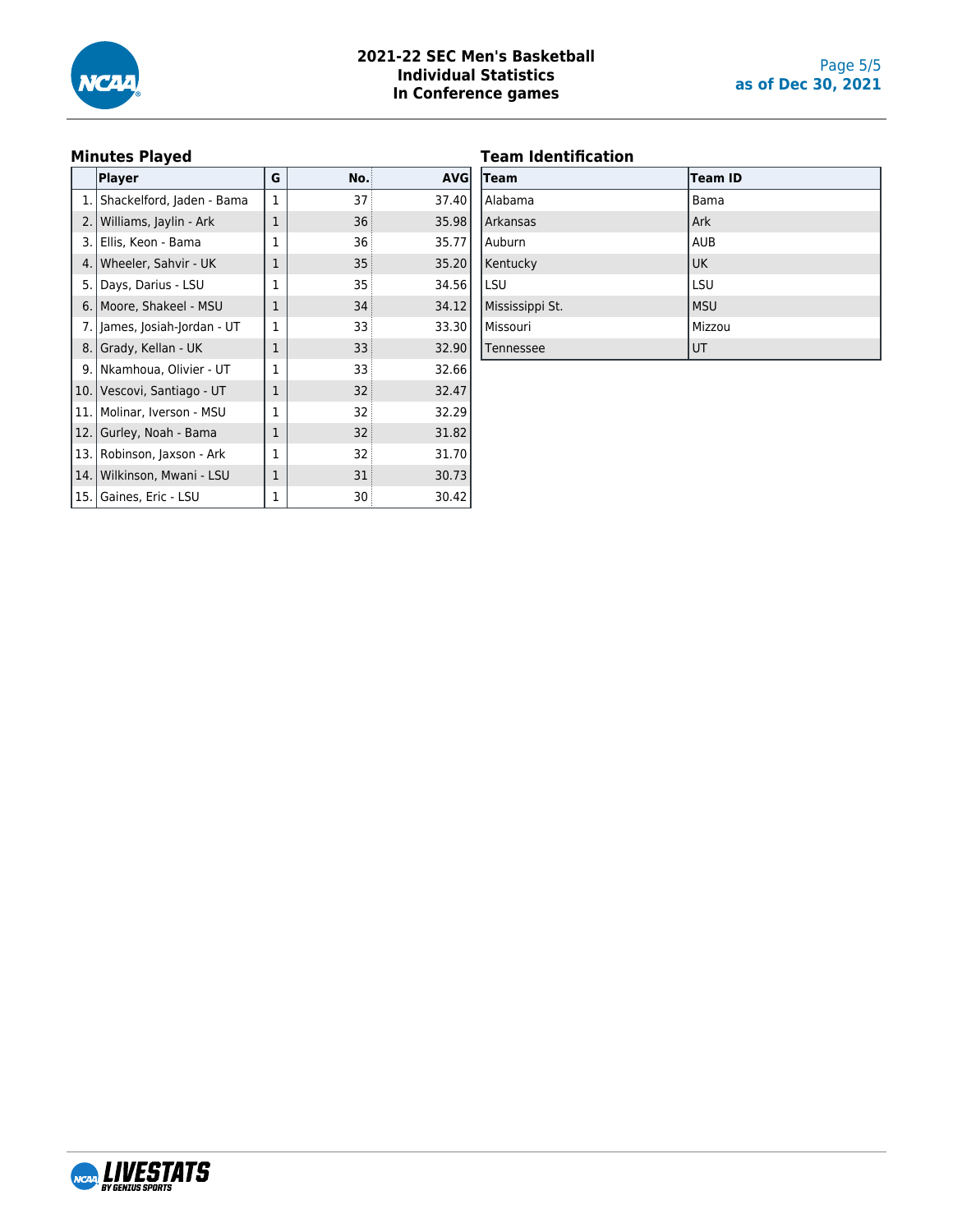# 2021-22 SEC Men's Basketball
## Individual Statistics
## In Conference games

as of Dec 30, 2021

### Minutes Played

| | Player | G | No. | AVG |
|---|---|---|---|---|
| 1. | Shackelford, Jaden - Bama | 1 | 37 | 37.40 |
| 2. | Williams, Jaylin - Ark | 1 | 36 | 35.98 |
| 3. | Ellis, Keon - Bama | 1 | 36 | 35.77 |
| 4. | Wheeler, Sahvir - UK | 1 | 35 | 35.20 |
| 5. | Days, Darius - LSU | 1 | 35 | 34.56 |
| 6. | Moore, Shakeel - MSU | 1 | 34 | 34.12 |
| 7. | James, Josiah-Jordan - UT | 1 | 33 | 33.30 |
| 8. | Grady, Kellan - UK | 1 | 33 | 32.90 |
| 9. | Nkamhoua, Olivier - UT | 1 | 33 | 32.66 |
| 10. | Vescovi, Santiago - UT | 1 | 32 | 32.47 |
| 11. | Molinar, Iverson - MSU | 1 | 32 | 32.29 |
| 12. | Gurley, Noah - Bama | 1 | 32 | 31.82 |
| 13. | Robinson, Jaxson - Ark | 1 | 32 | 31.70 |
| 14. | Wilkinson, Mwani - LSU | 1 | 31 | 30.73 |
| 15. | Gaines, Eric - LSU | 1 | 30 | 30.42 |

### Team Identification

| Team | Team ID |
|---|---|
| Alabama | Bama |
| Arkansas | Ark |
| Auburn | AUB |
| Kentucky | UK |
| LSU | LSU |
| Mississippi St. | MSU |
| Missouri | Mizzou |
| Tennessee | UT |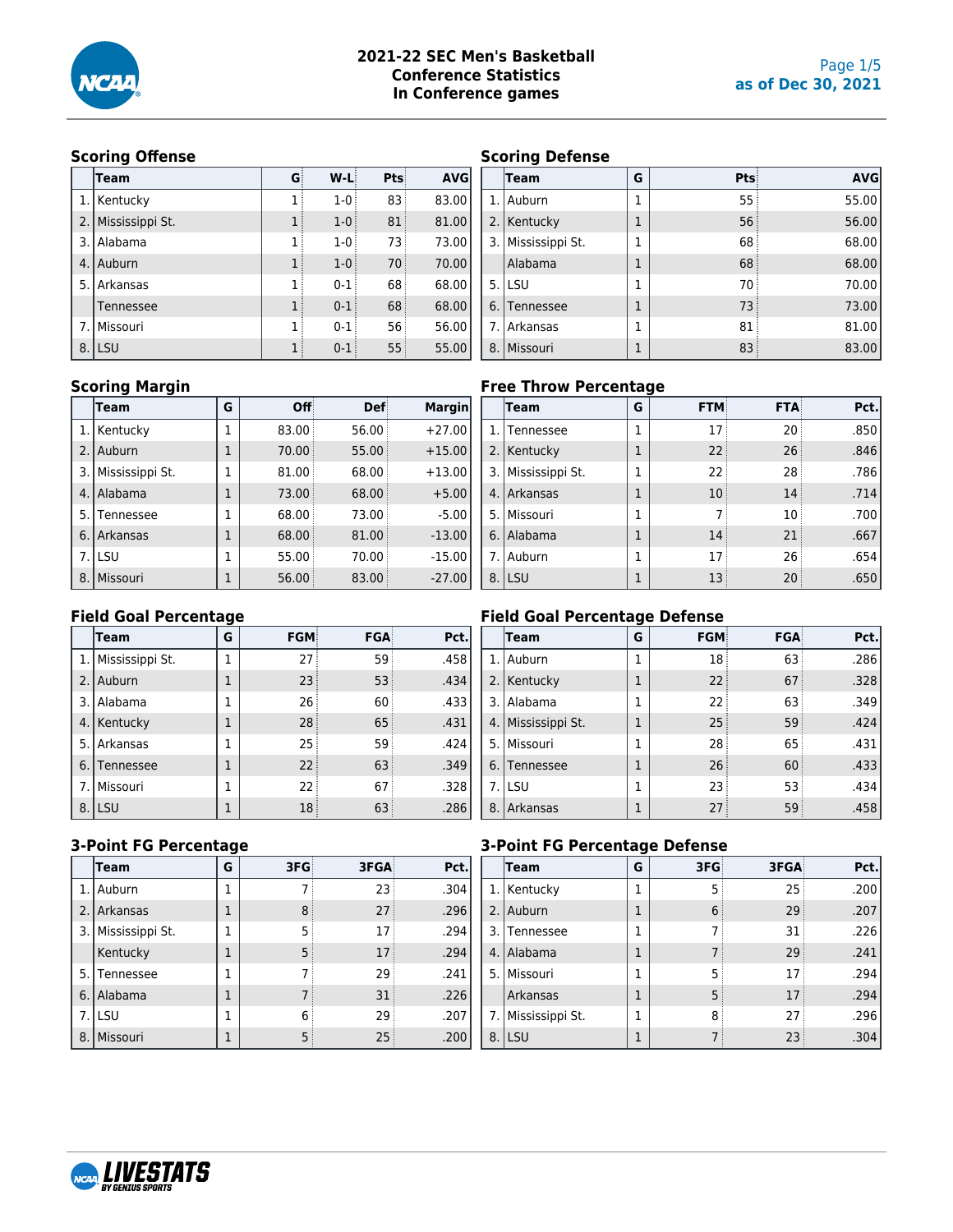# 2021-22 SEC Men's Basketball Conference Statistics In Conference games

as of Dec 30, 2021

## Scoring Offense

| | Team | G | W-L | Pts | AVG |
|---|---|---|---|---|---|
| 1. | Kentucky | 1 | 1-0 | 83 | 83.00 |
| 2. | Mississippi St. | 1 | 1-0 | 81 | 81.00 |
| 3. | Alabama | 1 | 1-0 | 73 | 73.00 |
| 4. | Auburn | 1 | 1-0 | 70 | 70.00 |
| 5. | Arkansas | 1 | 0-1 | 68 | 68.00 |
| | Tennessee | 1 | 0-1 | 68 | 68.00 |
| 7. | Missouri | 1 | 0-1 | 56 | 56.00 |
| 8. | LSU | 1 | 0-1 | 55 | 55.00 |

## Scoring Defense

| | Team | G | Pts | AVG |
|---|---|---|---|---|
| 1. | Auburn | 1 | 55 | 55.00 |
| 2. | Kentucky | 1 | 56 | 56.00 |
| 3. | Mississippi St. | 1 | 68 | 68.00 |
| | Alabama | 1 | 68 | 68.00 |
| 5. | LSU | 1 | 70 | 70.00 |
| 6. | Tennessee | 1 | 73 | 73.00 |
| 7. | Arkansas | 1 | 81 | 81.00 |
| 8. | Missouri | 1 | 83 | 83.00 |

## Scoring Margin

| | Team | G | Off | Def | Margin |
|---|---|---|---|---|---|
| 1. | Kentucky | 1 | 83.00 | 56.00 | +27.00 |
| 2. | Auburn | 1 | 70.00 | 55.00 | +15.00 |
| 3. | Mississippi St. | 1 | 81.00 | 68.00 | +13.00 |
| 4. | Alabama | 1 | 73.00 | 68.00 | +5.00 |
| 5. | Tennessee | 1 | 68.00 | 73.00 | -5.00 |
| 6. | Arkansas | 1 | 68.00 | 81.00 | -13.00 |
| 7. | LSU | 1 | 55.00 | 70.00 | -15.00 |
| 8. | Missouri | 1 | 56.00 | 83.00 | -27.00 |

## Free Throw Percentage

| | Team | G | FTM | FTA | Pct. |
|---|---|---|---|---|---|
| 1. | Tennessee | 1 | 17 | 20 | .850 |
| 2. | Kentucky | 1 | 22 | 26 | .846 |
| 3. | Mississippi St. | 1 | 22 | 28 | .786 |
| 4. | Arkansas | 1 | 10 | 14 | .714 |
| 5. | Missouri | 1 | 7 | 10 | .700 |
| 6. | Alabama | 1 | 14 | 21 | .667 |
| 7. | Auburn | 1 | 17 | 26 | .654 |
| 8. | LSU | 1 | 13 | 20 | .650 |

## Field Goal Percentage

| | Team | G | FGM | FGA | Pct. |
|---|---|---|---|---|---|
| 1. | Mississippi St. | 1 | 27 | 59 | .458 |
| 2. | Auburn | 1 | 23 | 53 | .434 |
| 3. | Alabama | 1 | 26 | 60 | .433 |
| 4. | Kentucky | 1 | 28 | 65 | .431 |
| 5. | Arkansas | 1 | 25 | 59 | .424 |
| 6. | Tennessee | 1 | 22 | 63 | .349 |
| 7. | Missouri | 1 | 22 | 67 | .328 |
| 8. | LSU | 1 | 18 | 63 | .286 |

## Field Goal Percentage Defense

| | Team | G | FGM | FGA | Pct. |
|---|---|---|---|---|---|
| 1. | Auburn | 1 | 18 | 63 | .286 |
| 2. | Kentucky | 1 | 22 | 67 | .328 |
| 3. | Alabama | 1 | 22 | 63 | .349 |
| 4. | Mississippi St. | 1 | 25 | 59 | .424 |
| 5. | Missouri | 1 | 28 | 65 | .431 |
| 6. | Tennessee | 1 | 26 | 60 | .433 |
| 7. | LSU | 1 | 23 | 53 | .434 |
| 8. | Arkansas | 1 | 27 | 59 | .458 |

## 3-Point FG Percentage

| | Team | G | 3FG | 3FGA | Pct. |
|---|---|---|---|---|---|
| 1. | Auburn | 1 | 7 | 23 | .304 |
| 2. | Arkansas | 1 | 8 | 27 | .296 |
| 3. | Mississippi St. | 1 | 5 | 17 | .294 |
| | Kentucky | 1 | 5 | 17 | .294 |
| 5. | Tennessee | 1 | 7 | 29 | .241 |
| 6. | Alabama | 1 | 7 | 31 | .226 |
| 7. | LSU | 1 | 6 | 29 | .207 |
| 8. | Missouri | 1 | 5 | 25 | .200 |

## 3-Point FG Percentage Defense

| | Team | G | 3FG | 3FGA | Pct. |
|---|---|---|---|---|---|
| 1. | Kentucky | 1 | 5 | 25 | .200 |
| 2. | Auburn | 1 | 6 | 29 | .207 |
| 3. | Tennessee | 1 | 7 | 31 | .226 |
| 4. | Alabama | 1 | 7 | 29 | .241 |
| 5. | Missouri | 1 | 5 | 17 | .294 |
| | Arkansas | 1 | 5 | 17 | .294 |
| 7. | Mississippi St. | 1 | 8 | 27 | .296 |
| 8. | LSU | 1 | 7 | 23 | .304 |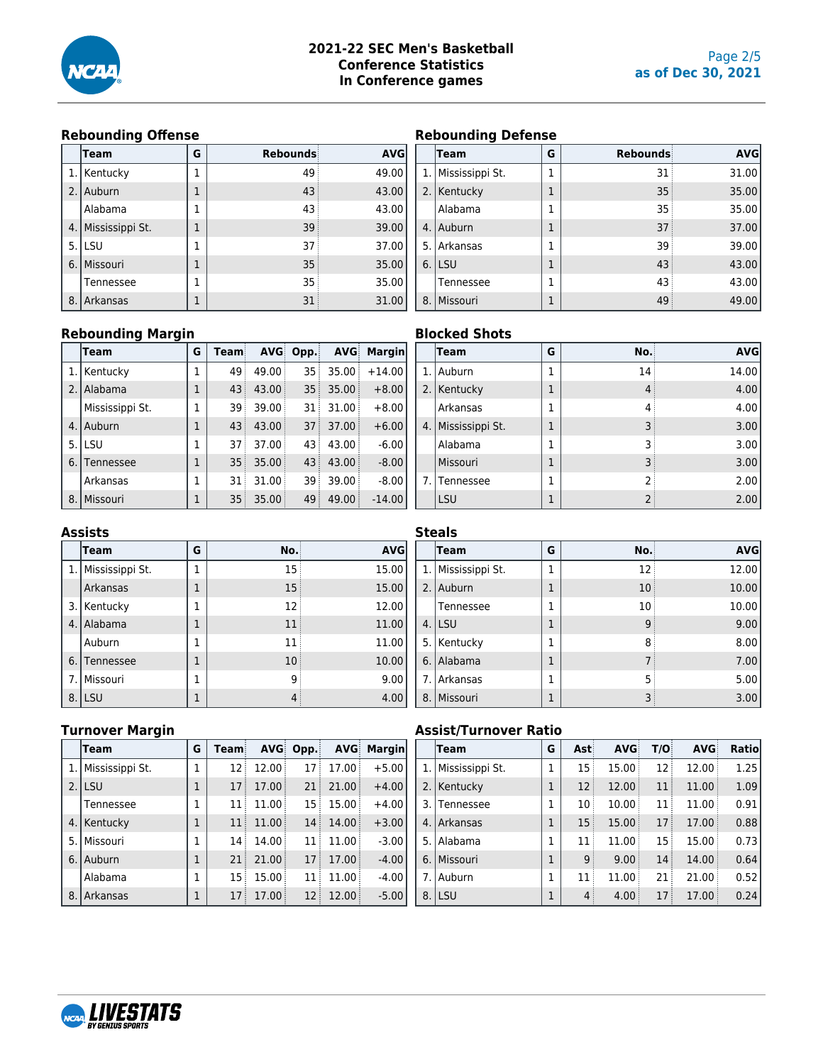# 2021-22 SEC Men's Basketball
## Conference Statistics
## In Conference games

as of Dec 30, 2021

### Rebounding Offense

| | Team | G | Rebounds | AVG |
|---|---|---|---|---|
| 1. | Kentucky | 1 | 49 | 49.00 |
| 2. | Auburn | 1 | 43 | 43.00 |
| | Alabama | 1 | 43 | 43.00 |
| 4. | Mississippi St. | 1 | 39 | 39.00 |
| 5. | LSU | 1 | 37 | 37.00 |
| 6. | Missouri | 1 | 35 | 35.00 |
| | Tennessee | 1 | 35 | 35.00 |
| 8. | Arkansas | 1 | 31 | 31.00 |

### Rebounding Defense

| | Team | G | Rebounds | AVG |
|---|---|---|---|---|
| 1. | Mississippi St. | 1 | 31 | 31.00 |
| 2. | Kentucky | 1 | 35 | 35.00 |
| | Alabama | 1 | 35 | 35.00 |
| 4. | Auburn | 1 | 37 | 37.00 |
| 5. | Arkansas | 1 | 39 | 39.00 |
| 6. | LSU | 1 | 43 | 43.00 |
| | Tennessee | 1 | 43 | 43.00 |
| 8. | Missouri | 1 | 49 | 49.00 |

### Rebounding Margin

| | Team | G | Team | AVG | Opp. | AVG | Margin |
|---|---|---|---|---|---|---|---|
| 1. | Kentucky | 1 | 49 | 49.00 | 35 | 35.00 | +14.00 |
| 2. | Alabama | 1 | 43 | 43.00 | 35 | 35.00 | +8.00 |
| | Mississippi St. | 1 | 39 | 39.00 | 31 | 31.00 | +8.00 |
| 4. | Auburn | 1 | 43 | 43.00 | 37 | 37.00 | +6.00 |
| 5. | LSU | 1 | 37 | 37.00 | 43 | 43.00 | -6.00 |
| 6. | Tennessee | 1 | 35 | 35.00 | 43 | 43.00 | -8.00 |
| | Arkansas | 1 | 31 | 31.00 | 39 | 39.00 | -8.00 |
| 8. | Missouri | 1 | 35 | 35.00 | 49 | 49.00 | -14.00 |

### Blocked Shots

| | Team | G | No. | AVG |
|---|---|---|---|---|
| 1. | Auburn | 1 | 14 | 14.00 |
| 2. | Kentucky | 1 | 4 | 4.00 |
| | Arkansas | 1 | 4 | 4.00 |
| 4. | Mississippi St. | 1 | 3 | 3.00 |
| | Alabama | 1 | 3 | 3.00 |
| | Missouri | 1 | 3 | 3.00 |
| 7. | Tennessee | 1 | 2 | 2.00 |
| | LSU | 1 | 2 | 2.00 |

### Assists

| | Team | G | No. | AVG |
|---|---|---|---|---|
| 1. | Mississippi St. | 1 | 15 | 15.00 |
| | Arkansas | 1 | 15 | 15.00 |
| 3. | Kentucky | 1 | 12 | 12.00 |
| 4. | Alabama | 1 | 11 | 11.00 |
| | Auburn | 1 | 11 | 11.00 |
| 6. | Tennessee | 1 | 10 | 10.00 |
| 7. | Missouri | 1 | 9 | 9.00 |
| 8. | LSU | 1 | 4 | 4.00 |

### Steals

| | Team | G | No. | AVG |
|---|---|---|---|---|
| 1. | Mississippi St. | 1 | 12 | 12.00 |
| 2. | Auburn | 1 | 10 | 10.00 |
| | Tennessee | 1 | 10 | 10.00 |
| 4. | LSU | 1 | 9 | 9.00 |
| 5. | Kentucky | 1 | 8 | 8.00 |
| 6. | Alabama | 1 | 7 | 7.00 |
| 7. | Arkansas | 1 | 5 | 5.00 |
| 8. | Missouri | 1 | 3 | 3.00 |

### Turnover Margin

| | Team | G | Team | AVG | Opp. | AVG | Margin |
|---|---|---|---|---|---|---|---|
| 1. | Mississippi St. | 1 | 12 | 12.00 | 17 | 17.00 | +5.00 |
| 2. | LSU | 1 | 17 | 17.00 | 21 | 21.00 | +4.00 |
| | Tennessee | 1 | 11 | 11.00 | 15 | 15.00 | +4.00 |
| 4. | Kentucky | 1 | 11 | 11.00 | 14 | 14.00 | +3.00 |
| 5. | Missouri | 1 | 14 | 14.00 | 11 | 11.00 | -3.00 |
| 6. | Auburn | 1 | 21 | 21.00 | 17 | 17.00 | -4.00 |
| | Alabama | 1 | 15 | 15.00 | 11 | 11.00 | -4.00 |
| 8. | Arkansas | 1 | 17 | 17.00 | 12 | 12.00 | -5.00 |

### Assist/Turnover Ratio

| | Team | G | Ast | AVG | T/O | AVG | Ratio |
|---|---|---|---|---|---|---|---|
| 1. | Mississippi St. | 1 | 15 | 15.00 | 12 | 12.00 | 1.25 |
| 2. | Kentucky | 1 | 12 | 12.00 | 11 | 11.00 | 1.09 |
| 3. | Tennessee | 1 | 10 | 10.00 | 11 | 11.00 | 0.91 |
| 4. | Arkansas | 1 | 15 | 15.00 | 17 | 17.00 | 0.88 |
| 5. | Alabama | 1 | 11 | 11.00 | 15 | 15.00 | 0.73 |
| 6. | Missouri | 1 | 9 | 9.00 | 14 | 14.00 | 0.64 |
| 7. | Auburn | 1 | 11 | 11.00 | 21 | 21.00 | 0.52 |
| 8. | LSU | 1 | 4 | 4.00 | 17 | 17.00 | 0.24 |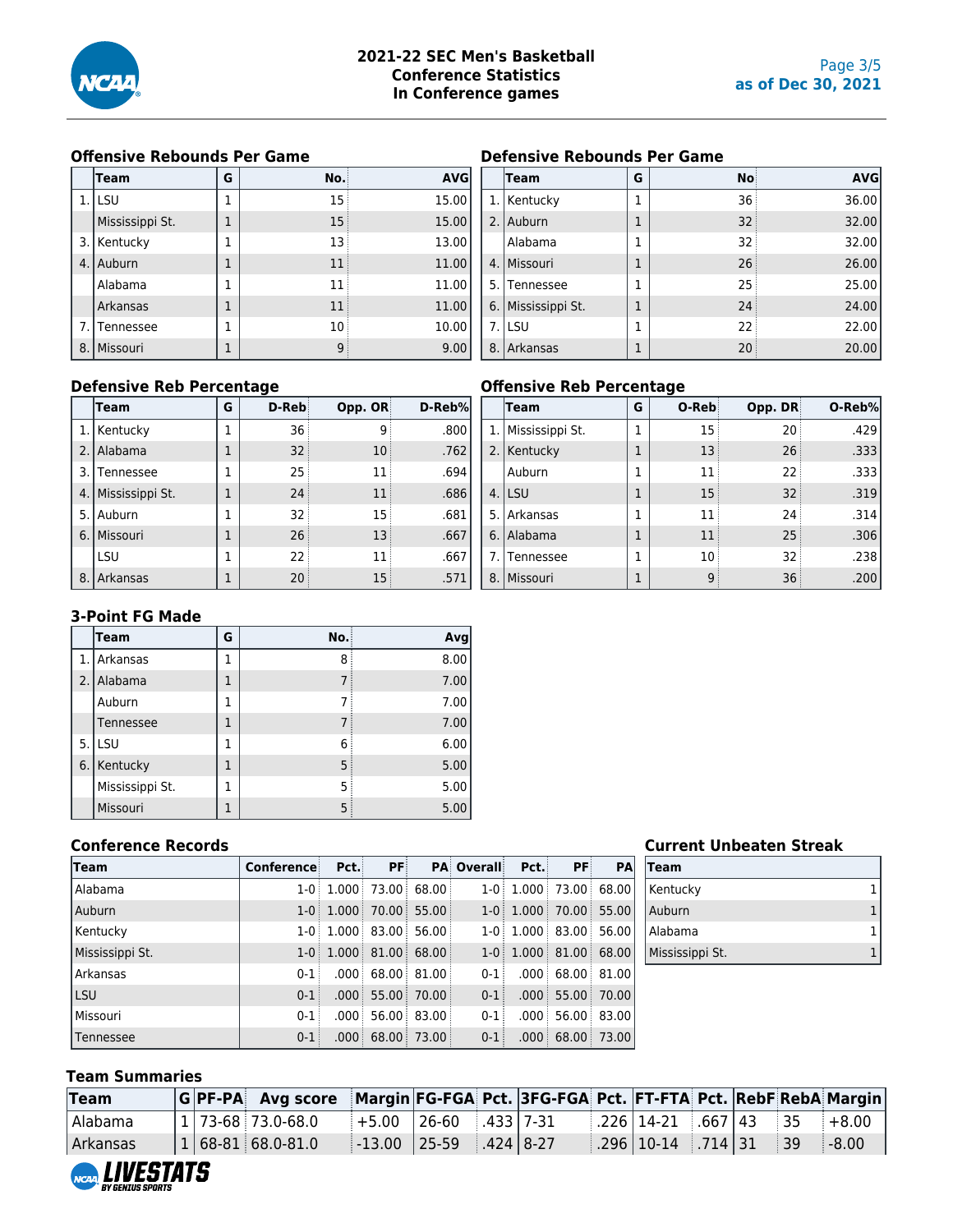# 2021-22 SEC Men's Basketball Conference Statistics In Conference games

as of Dec 30, 2021

### Offensive Rebounds Per Game

| | Team | G | No. | AVG |
|---|---|---|---|---|
| 1. | LSU | 1 | 15 | 15.00 |
| | Mississippi St. | 1 | 15 | 15.00 |
| 3. | Kentucky | 1 | 13 | 13.00 |
| 4. | Auburn | 1 | 11 | 11.00 |
| | Alabama | 1 | 11 | 11.00 |
| | Arkansas | 1 | 11 | 11.00 |
| 7. | Tennessee | 1 | 10 | 10.00 |
| 8. | Missouri | 1 | 9 | 9.00 |

### Defensive Rebounds Per Game

| | Team | G | No | AVG |
|---|---|---|---|---|
| 1. | Kentucky | 1 | 36 | 36.00 |
| 2. | Auburn | 1 | 32 | 32.00 |
| | Alabama | 1 | 32 | 32.00 |
| 4. | Missouri | 1 | 26 | 26.00 |
| 5. | Tennessee | 1 | 25 | 25.00 |
| 6. | Mississippi St. | 1 | 24 | 24.00 |
| 7. | LSU | 1 | 22 | 22.00 |
| 8. | Arkansas | 1 | 20 | 20.00 |

### Defensive Reb Percentage

| | Team | G | D-Reb | Opp. OR | D-Reb% |
|---|---|---|---|---|---|
| 1. | Kentucky | 1 | 36 | 9 | .800 |
| 2. | Alabama | 1 | 32 | 10 | .762 |
| 3. | Tennessee | 1 | 25 | 11 | .694 |
| 4. | Mississippi St. | 1 | 24 | 11 | .686 |
| 5. | Auburn | 1 | 32 | 15 | .681 |
| 6. | Missouri | 1 | 26 | 13 | .667 |
| | LSU | 1 | 22 | 11 | .667 |
| 8. | Arkansas | 1 | 20 | 15 | .571 |

### Offensive Reb Percentage

| | Team | G | O-Reb | Opp. DR | O-Reb% |
|---|---|---|---|---|---|
| 1. | Mississippi St. | 1 | 15 | 20 | .429 |
| 2. | Kentucky | 1 | 13 | 26 | .333 |
| | Auburn | 1 | 11 | 22 | .333 |
| 4. | LSU | 1 | 15 | 32 | .319 |
| 5. | Arkansas | 1 | 11 | 24 | .314 |
| 6. | Alabama | 1 | 11 | 25 | .306 |
| 7. | Tennessee | 1 | 10 | 32 | .238 |
| 8. | Missouri | 1 | 9 | 36 | .200 |

### 3-Point FG Made

| | Team | G | No. | Avg |
|---|---|---|---|---|
| 1. | Arkansas | 1 | 8 | 8.00 |
| 2. | Alabama | 1 | 7 | 7.00 |
| | Auburn | 1 | 7 | 7.00 |
| | Tennessee | 1 | 7 | 7.00 |
| 5. | LSU | 1 | 6 | 6.00 |
| 6. | Kentucky | 1 | 5 | 5.00 |
| | Mississippi St. | 1 | 5 | 5.00 |
| | Missouri | 1 | 5 | 5.00 |

### Conference Records

| Team | Conference | Pct. | PF | PA | Overall | Pct. | PF | PA |
|---|---|---|---|---|---|---|---|---|
| Alabama | 1-0 | 1.000 | 73.00 | 68.00 | 1-0 | 1.000 | 73.00 | 68.00 |
| Auburn | 1-0 | 1.000 | 70.00 | 55.00 | 1-0 | 1.000 | 70.00 | 55.00 |
| Kentucky | 1-0 | 1.000 | 83.00 | 56.00 | 1-0 | 1.000 | 83.00 | 56.00 |
| Mississippi St. | 1-0 | 1.000 | 81.00 | 68.00 | 1-0 | 1.000 | 81.00 | 68.00 |
| Arkansas | 0-1 | .000 | 68.00 | 81.00 | 0-1 | .000 | 68.00 | 81.00 |
| LSU | 0-1 | .000 | 55.00 | 70.00 | 0-1 | .000 | 55.00 | 70.00 |
| Missouri | 0-1 | .000 | 56.00 | 83.00 | 0-1 | .000 | 56.00 | 83.00 |
| Tennessee | 0-1 | .000 | 68.00 | 73.00 | 0-1 | .000 | 68.00 | 73.00 |

### Current Unbeaten Streak

| Team | |
|---|---|
| Kentucky | 1 |
| Auburn | 1 |
| Alabama | 1 |
| Mississippi St. | 1 |

### Team Summaries

| Team | G | PF-PA | Avg score | Margin | FG-FGA | Pct. | 3FG-FGA | Pct. | FT-FTA | Pct. | RebF | RebA | Margin |
|---|---|---|---|---|---|---|---|---|---|---|---|---|---|
| Alabama | 1 | 73-68 | 73.0-68.0 | +5.00 | 26-60 | .433 | 7-31 | .226 | 14-21 | .667 | 43 | 35 | +8.00 |
| Arkansas | 1 | 68-81 | 68.0-81.0 | -13.00 | 25-59 | .424 | 8-27 | .296 | 10-14 | .714 | 31 | 39 | -8.00 |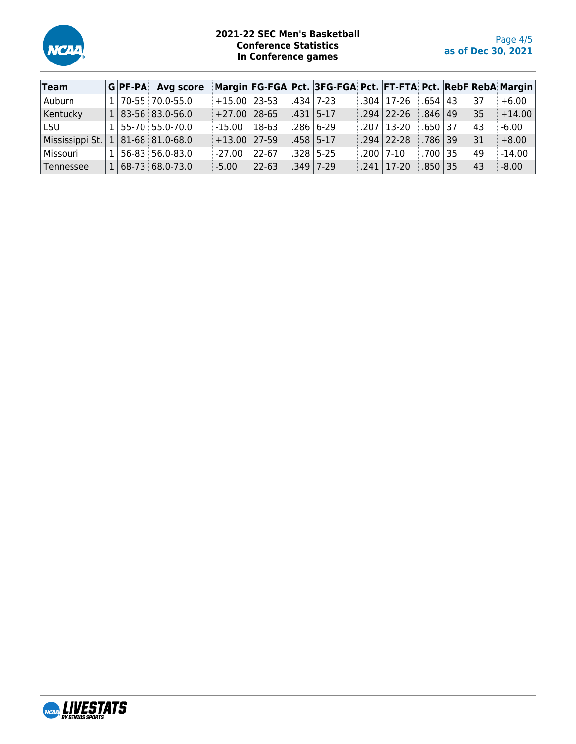# 2021-22 SEC Men's Basketball
## Conference Statistics
## In Conference games

**as of Dec 30, 2021**

| Team | G | PF-PA | Avg score | Margin | FG-FGA | Pct. | 3FG-FGA | Pct. | FT-FTA | Pct. | RebF | RebA | Margin |
|---|---|---|---|---|---|---|---|---|---|---|---|---|---|
| Auburn | 1 | 70-55 | 70.0-55.0 | +15.00 | 23-53 | .434 | 7-23 | .304 | 17-26 | .654 | 43 | 37 | +6.00 |
| Kentucky | 1 | 83-56 | 83.0-56.0 | +27.00 | 28-65 | .431 | 5-17 | .294 | 22-26 | .846 | 49 | 35 | +14.00 |
| LSU | 1 | 55-70 | 55.0-70.0 | -15.00 | 18-63 | .286 | 6-29 | .207 | 13-20 | .650 | 37 | 43 | -6.00 |
| Mississippi St. | 1 | 81-68 | 81.0-68.0 | +13.00 | 27-59 | .458 | 5-17 | .294 | 22-28 | .786 | 39 | 31 | +8.00 |
| Missouri | 1 | 56-83 | 56.0-83.0 | -27.00 | 22-67 | .328 | 5-25 | .200 | 7-10 | .700 | 35 | 49 | -14.00 |
| Tennessee | 1 | 68-73 | 68.0-73.0 | -5.00 | 22-63 | .349 | 7-29 | .241 | 17-20 | .850 | 35 | 43 | -8.00 |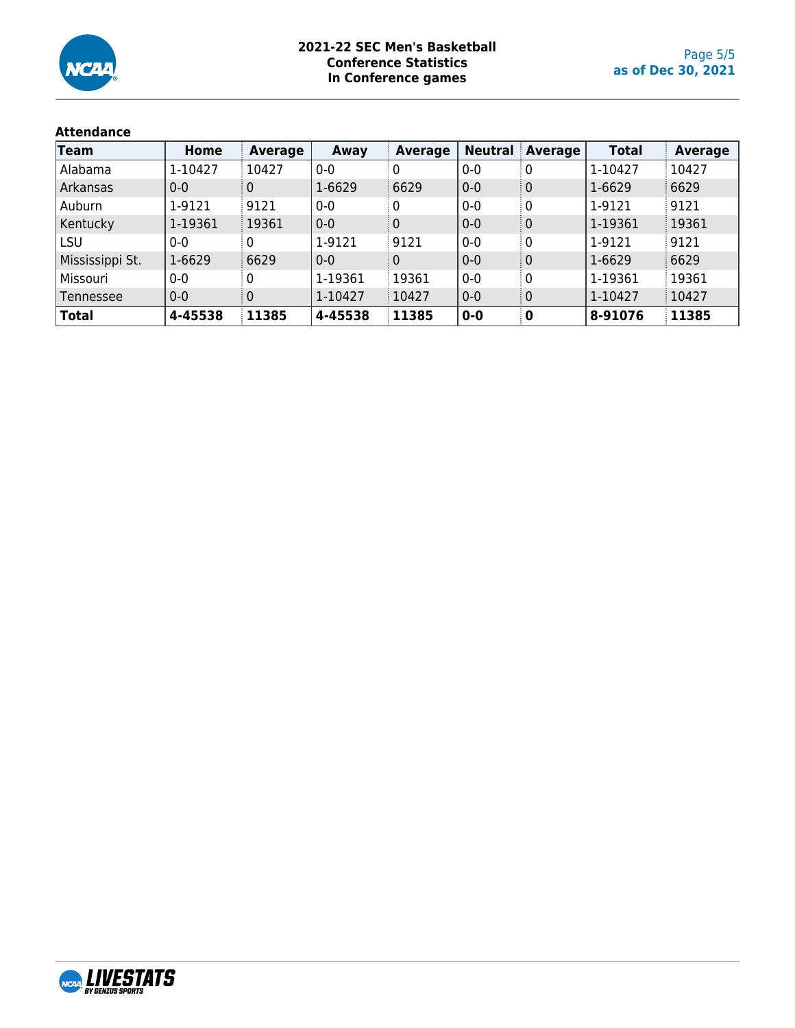## Attendance

| Team | Home | Average | Away | Average | Neutral | Average | Total | Average |
|---|---|---|---|---|---|---|---|---|
| Alabama | 1-10427 | 10427 | 0-0 | 0 | 0-0 | 0 | 1-10427 | 10427 |
| Arkansas | 0-0 | 0 | 1-6629 | 6629 | 0-0 | 0 | 1-6629 | 6629 |
| Auburn | 1-9121 | 9121 | 0-0 | 0 | 0-0 | 0 | 1-9121 | 9121 |
| Kentucky | 1-19361 | 19361 | 0-0 | 0 | 0-0 | 0 | 1-19361 | 19361 |
| LSU | 0-0 | 0 | 1-9121 | 9121 | 0-0 | 0 | 1-9121 | 9121 |
| Mississippi St. | 1-6629 | 6629 | 0-0 | 0 | 0-0 | 0 | 1-6629 | 6629 |
| Missouri | 0-0 | 0 | 1-19361 | 19361 | 0-0 | 0 | 1-19361 | 19361 |
| Tennessee | 0-0 | 0 | 1-10427 | 10427 | 0-0 | 0 | 1-10427 | 10427 |
| **Total** | **4-45538** | **11385** | **4-45538** | **11385** | **0-0** | **0** | **8-91076** | **11385** |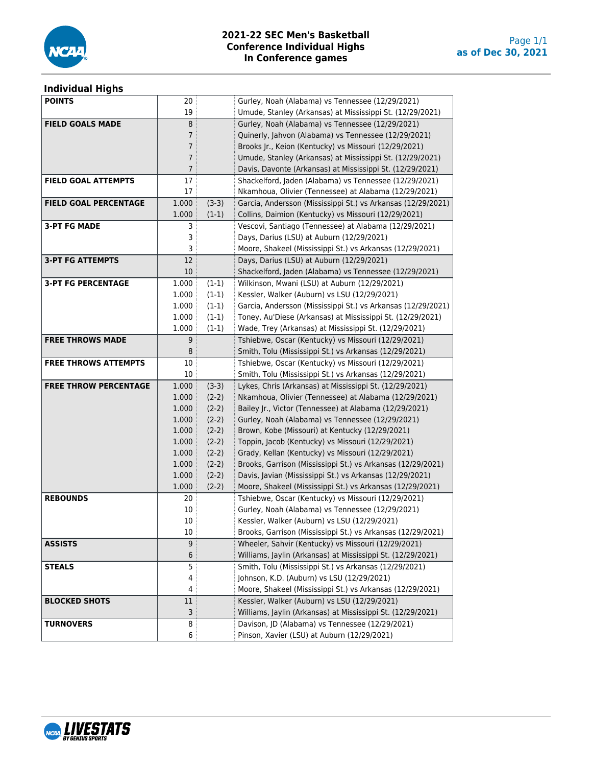# 2021-22 SEC Men's Basketball
## Conference Individual Highs
## In Conference games

as of Dec 30, 2021

### Individual Highs

| | | | |
|---|---|---|---|
| **POINTS** | 20 | | Gurley, Noah (Alabama) vs Tennessee (12/29/2021) |
| | 19 | | Umude, Stanley (Arkansas) at Mississippi St. (12/29/2021) |
| **FIELD GOALS MADE** | 8 | | Gurley, Noah (Alabama) vs Tennessee (12/29/2021) |
| | 7 | | Quinerly, Jahvon (Alabama) vs Tennessee (12/29/2021) |
| | 7 | | Brooks Jr., Keion (Kentucky) vs Missouri (12/29/2021) |
| | 7 | | Umude, Stanley (Arkansas) at Mississippi St. (12/29/2021) |
| | 7 | | Davis, Davonte (Arkansas) at Mississippi St. (12/29/2021) |
| **FIELD GOAL ATTEMPTS** | 17 | | Shackelford, Jaden (Alabama) vs Tennessee (12/29/2021) |
| | 17 | | Nkamhoua, Olivier (Tennessee) at Alabama (12/29/2021) |
| **FIELD GOAL PERCENTAGE** | 1.000 | (3-3) | Garcia, Andersson (Mississippi St.) vs Arkansas (12/29/2021) |
| | 1.000 | (1-1) | Collins, Daimion (Kentucky) vs Missouri (12/29/2021) |
| **3-PT FG MADE** | 3 | | Vescovi, Santiago (Tennessee) at Alabama (12/29/2021) |
| | 3 | | Days, Darius (LSU) at Auburn (12/29/2021) |
| | 3 | | Moore, Shakeel (Mississippi St.) vs Arkansas (12/29/2021) |
| **3-PT FG ATTEMPTS** | 12 | | Days, Darius (LSU) at Auburn (12/29/2021) |
| | 10 | | Shackelford, Jaden (Alabama) vs Tennessee (12/29/2021) |
| **3-PT FG PERCENTAGE** | 1.000 | (1-1) | Wilkinson, Mwani (LSU) at Auburn (12/29/2021) |
| | 1.000 | (1-1) | Kessler, Walker (Auburn) vs LSU (12/29/2021) |
| | 1.000 | (1-1) | Garcia, Andersson (Mississippi St.) vs Arkansas (12/29/2021) |
| | 1.000 | (1-1) | Toney, Au'Diese (Arkansas) at Mississippi St. (12/29/2021) |
| | 1.000 | (1-1) | Wade, Trey (Arkansas) at Mississippi St. (12/29/2021) |
| **FREE THROWS MADE** | 9 | | Tshiebwe, Oscar (Kentucky) vs Missouri (12/29/2021) |
| | 8 | | Smith, Tolu (Mississippi St.) vs Arkansas (12/29/2021) |
| **FREE THROWS ATTEMPTS** | 10 | | Tshiebwe, Oscar (Kentucky) vs Missouri (12/29/2021) |
| | 10 | | Smith, Tolu (Mississippi St.) vs Arkansas (12/29/2021) |
| **FREE THROW PERCENTAGE** | 1.000 | (3-3) | Lykes, Chris (Arkansas) at Mississippi St. (12/29/2021) |
| | 1.000 | (2-2) | Nkamhoua, Olivier (Tennessee) at Alabama (12/29/2021) |
| | 1.000 | (2-2) | Bailey Jr., Victor (Tennessee) at Alabama (12/29/2021) |
| | 1.000 | (2-2) | Gurley, Noah (Alabama) vs Tennessee (12/29/2021) |
| | 1.000 | (2-2) | Brown, Kobe (Missouri) at Kentucky (12/29/2021) |
| | 1.000 | (2-2) | Toppin, Jacob (Kentucky) vs Missouri (12/29/2021) |
| | 1.000 | (2-2) | Grady, Kellan (Kentucky) vs Missouri (12/29/2021) |
| | 1.000 | (2-2) | Brooks, Garrison (Mississippi St.) vs Arkansas (12/29/2021) |
| | 1.000 | (2-2) | Davis, Javian (Mississippi St.) vs Arkansas (12/29/2021) |
| | 1.000 | (2-2) | Moore, Shakeel (Mississippi St.) vs Arkansas (12/29/2021) |
| **REBOUNDS** | 20 | | Tshiebwe, Oscar (Kentucky) vs Missouri (12/29/2021) |
| | 10 | | Gurley, Noah (Alabama) vs Tennessee (12/29/2021) |
| | 10 | | Kessler, Walker (Auburn) vs LSU (12/29/2021) |
| | 10 | | Brooks, Garrison (Mississippi St.) vs Arkansas (12/29/2021) |
| **ASSISTS** | 9 | | Wheeler, Sahvir (Kentucky) vs Missouri (12/29/2021) |
| | 6 | | Williams, Jaylin (Arkansas) at Mississippi St. (12/29/2021) |
| **STEALS** | 5 | | Smith, Tolu (Mississippi St.) vs Arkansas (12/29/2021) |
| | 4 | | Johnson, K.D. (Auburn) vs LSU (12/29/2021) |
| | 4 | | Moore, Shakeel (Mississippi St.) vs Arkansas (12/29/2021) |
| **BLOCKED SHOTS** | 11 | | Kessler, Walker (Auburn) vs LSU (12/29/2021) |
| | 3 | | Williams, Jaylin (Arkansas) at Mississippi St. (12/29/2021) |
| **TURNOVERS** | 8 | | Davison, JD (Alabama) vs Tennessee (12/29/2021) |
| | 6 | | Pinson, Xavier (LSU) at Auburn (12/29/2021) |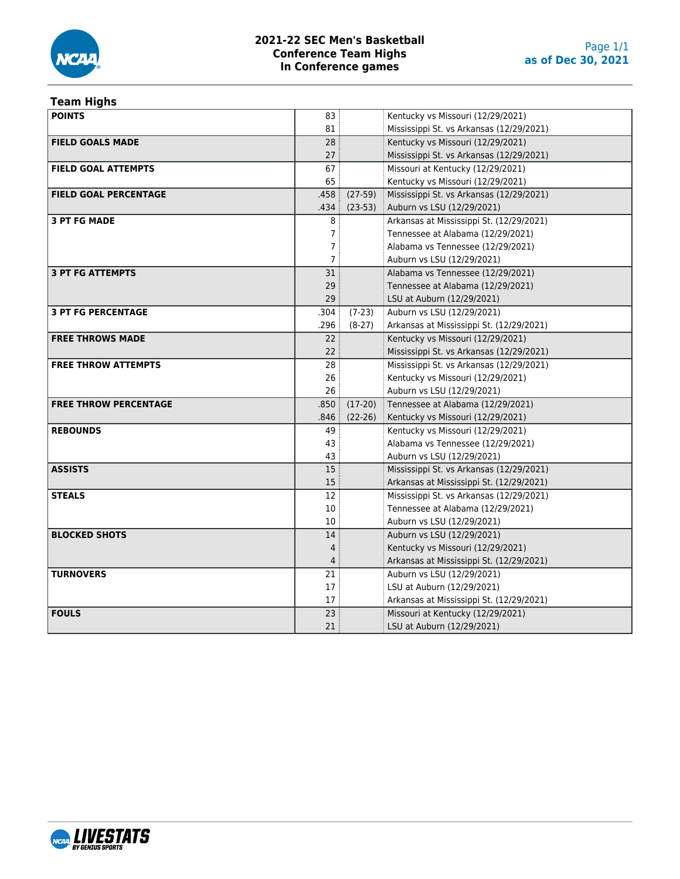# 2021-22 SEC Men's Basketball
## Conference Team Highs
## In Conference games

as of Dec 30, 2021

### Team Highs

| | | | |
|---|---|---|---|
| **POINTS** | 83 | | Kentucky vs Missouri (12/29/2021) |
| | 81 | | Mississippi St. vs Arkansas (12/29/2021) |
| **FIELD GOALS MADE** | 28 | | Kentucky vs Missouri (12/29/2021) |
| | 27 | | Mississippi St. vs Arkansas (12/29/2021) |
| **FIELD GOAL ATTEMPTS** | 67 | | Missouri at Kentucky (12/29/2021) |
| | 65 | | Kentucky vs Missouri (12/29/2021) |
| **FIELD GOAL PERCENTAGE** | .458 | (27-59) | Mississippi St. vs Arkansas (12/29/2021) |
| | .434 | (23-53) | Auburn vs LSU (12/29/2021) |
| **3 PT FG MADE** | 8 | | Arkansas at Mississippi St. (12/29/2021) |
| | 7 | | Tennessee at Alabama (12/29/2021) |
| | 7 | | Alabama vs Tennessee (12/29/2021) |
| | 7 | | Auburn vs LSU (12/29/2021) |
| **3 PT FG ATTEMPTS** | 31 | | Alabama vs Tennessee (12/29/2021) |
| | 29 | | Tennessee at Alabama (12/29/2021) |
| | 29 | | LSU at Auburn (12/29/2021) |
| **3 PT FG PERCENTAGE** | .304 | (7-23) | Auburn vs LSU (12/29/2021) |
| | .296 | (8-27) | Arkansas at Mississippi St. (12/29/2021) |
| **FREE THROWS MADE** | 22 | | Kentucky vs Missouri (12/29/2021) |
| | 22 | | Mississippi St. vs Arkansas (12/29/2021) |
| **FREE THROW ATTEMPTS** | 28 | | Mississippi St. vs Arkansas (12/29/2021) |
| | 26 | | Kentucky vs Missouri (12/29/2021) |
| | 26 | | Auburn vs LSU (12/29/2021) |
| **FREE THROW PERCENTAGE** | .850 | (17-20) | Tennessee at Alabama (12/29/2021) |
| | .846 | (22-26) | Kentucky vs Missouri (12/29/2021) |
| **REBOUNDS** | 49 | | Kentucky vs Missouri (12/29/2021) |
| | 43 | | Alabama vs Tennessee (12/29/2021) |
| | 43 | | Auburn vs LSU (12/29/2021) |
| **ASSISTS** | 15 | | Mississippi St. vs Arkansas (12/29/2021) |
| | 15 | | Arkansas at Mississippi St. (12/29/2021) |
| **STEALS** | 12 | | Mississippi St. vs Arkansas (12/29/2021) |
| | 10 | | Tennessee at Alabama (12/29/2021) |
| | 10 | | Auburn vs LSU (12/29/2021) |
| **BLOCKED SHOTS** | 14 | | Auburn vs LSU (12/29/2021) |
| | 4 | | Kentucky vs Missouri (12/29/2021) |
| | 4 | | Arkansas at Mississippi St. (12/29/2021) |
| **TURNOVERS** | 21 | | Auburn vs LSU (12/29/2021) |
| | 17 | | LSU at Auburn (12/29/2021) |
| | 17 | | Arkansas at Mississippi St. (12/29/2021) |
| **FOULS** | 23 | | Missouri at Kentucky (12/29/2021) |
| | 21 | | LSU at Auburn (12/29/2021) |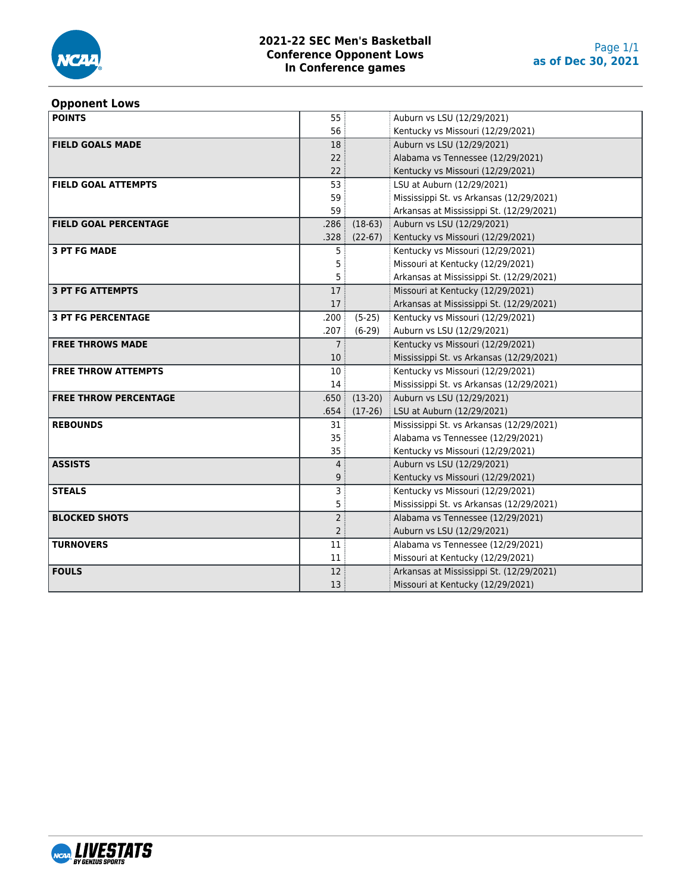# 2021-22 SEC Men's Basketball
## Conference Opponent Lows
### In Conference games

as of Dec 30, 2021

## Opponent Lows

| | | | |
|---|---|---|---|
| **POINTS** | 55 | | Auburn vs LSU (12/29/2021) |
| | 56 | | Kentucky vs Missouri (12/29/2021) |
| **FIELD GOALS MADE** | 18 | | Auburn vs LSU (12/29/2021) |
| | 22 | | Alabama vs Tennessee (12/29/2021) |
| | 22 | | Kentucky vs Missouri (12/29/2021) |
| **FIELD GOAL ATTEMPTS** | 53 | | LSU at Auburn (12/29/2021) |
| | 59 | | Mississippi St. vs Arkansas (12/29/2021) |
| | 59 | | Arkansas at Mississippi St. (12/29/2021) |
| **FIELD GOAL PERCENTAGE** | .286 | (18-63) | Auburn vs LSU (12/29/2021) |
| | .328 | (22-67) | Kentucky vs Missouri (12/29/2021) |
| **3 PT FG MADE** | 5 | | Kentucky vs Missouri (12/29/2021) |
| | 5 | | Missouri at Kentucky (12/29/2021) |
| | 5 | | Arkansas at Mississippi St. (12/29/2021) |
| **3 PT FG ATTEMPTS** | 17 | | Missouri at Kentucky (12/29/2021) |
| | 17 | | Arkansas at Mississippi St. (12/29/2021) |
| **3 PT FG PERCENTAGE** | .200 | (5-25) | Kentucky vs Missouri (12/29/2021) |
| | .207 | (6-29) | Auburn vs LSU (12/29/2021) |
| **FREE THROWS MADE** | 7 | | Kentucky vs Missouri (12/29/2021) |
| | 10 | | Mississippi St. vs Arkansas (12/29/2021) |
| **FREE THROW ATTEMPTS** | 10 | | Kentucky vs Missouri (12/29/2021) |
| | 14 | | Mississippi St. vs Arkansas (12/29/2021) |
| **FREE THROW PERCENTAGE** | .650 | (13-20) | Auburn vs LSU (12/29/2021) |
| | .654 | (17-26) | LSU at Auburn (12/29/2021) |
| **REBOUNDS** | 31 | | Mississippi St. vs Arkansas (12/29/2021) |
| | 35 | | Alabama vs Tennessee (12/29/2021) |
| | 35 | | Kentucky vs Missouri (12/29/2021) |
| **ASSISTS** | 4 | | Auburn vs LSU (12/29/2021) |
| | 9 | | Kentucky vs Missouri (12/29/2021) |
| **STEALS** | 3 | | Kentucky vs Missouri (12/29/2021) |
| | 5 | | Mississippi St. vs Arkansas (12/29/2021) |
| **BLOCKED SHOTS** | 2 | | Alabama vs Tennessee (12/29/2021) |
| | 2 | | Auburn vs LSU (12/29/2021) |
| **TURNOVERS** | 11 | | Alabama vs Tennessee (12/29/2021) |
| | 11 | | Missouri at Kentucky (12/29/2021) |
| **FOULS** | 12 | | Arkansas at Mississippi St. (12/29/2021) |
| | 13 | | Missouri at Kentucky (12/29/2021) |